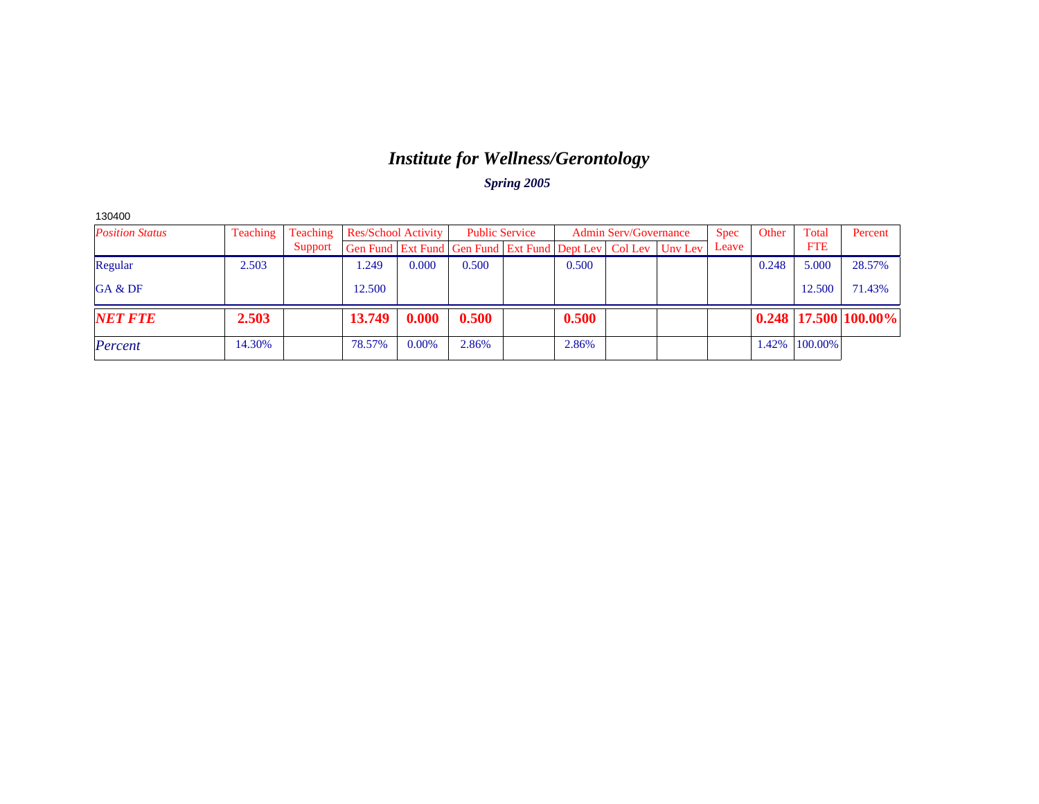# *Institute for Wellness/Gerontology*

***Spring 2005***

130400

| *Position Status* | Teaching | Teaching Support | Res/School Activity | | Public Service | | Admin Serv/Governance | | | Spec Leave | Other | Total FTE | Percent |
|---|---|---|---|---|---|---|---|---|---|---|---|---|---|
| | | | Gen Fund | Ext Fund | Gen Fund | Ext Fund | Dept Lev | Col Lev | Unv Lev | | | | |
| Regular | 2.503 | | 1.249 | 0.000 | 0.500 | | 0.500 | | | | 0.248 | 5.000 | 28.57% |
| GA & DF | | | 12.500 | | | | | | | | | 12.500 | 71.43% |
| ***NET FTE*** | **2.503** | | **13.749** | **0.000** | **0.500** | | **0.500** | | | | **0.248** | **17.500** | **100.00%** |
| *Percent* | 14.30% | | 78.57% | 0.00% | 2.86% | | 2.86% | | | | 1.42% | 100.00% | |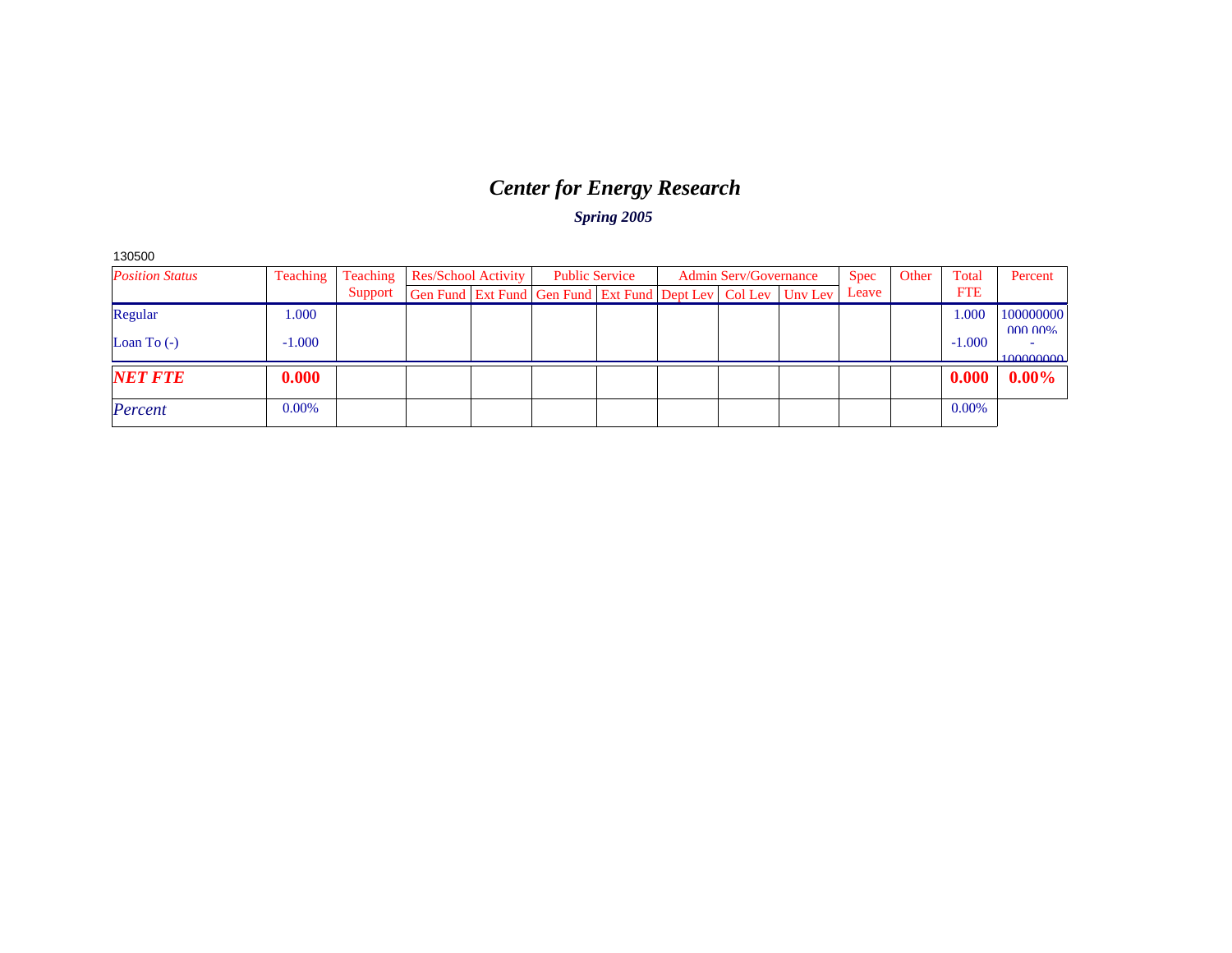# *Center for Energy Research*

### *Spring 2005*

130500

| *Position Status* | Teaching | Teaching Support | Res/School Activity | | Public Service | | Admin Serv/Governance | | | Spec Leave | Other | Total FTE | Percent |
|---|---|---|---|---|---|---|---|---|---|---|---|---|---|
| | | | Gen Fund | Ext Fund | Gen Fund | Ext Fund | Dept Lev | Col Lev | Unv Lev | | | | |
| Regular | 1.000 | | | | | | | | | | | 1.000 | 100000000000.00% |
| Loan To (-) | -1.000 | | | | | | | | | | | -1.000 | -100000000 |
| ***NET FTE*** | **0.000** | | | | | | | | | | | **0.000** | **0.00%** |
| *Percent* | 0.00% | | | | | | | | | | | 0.00% | |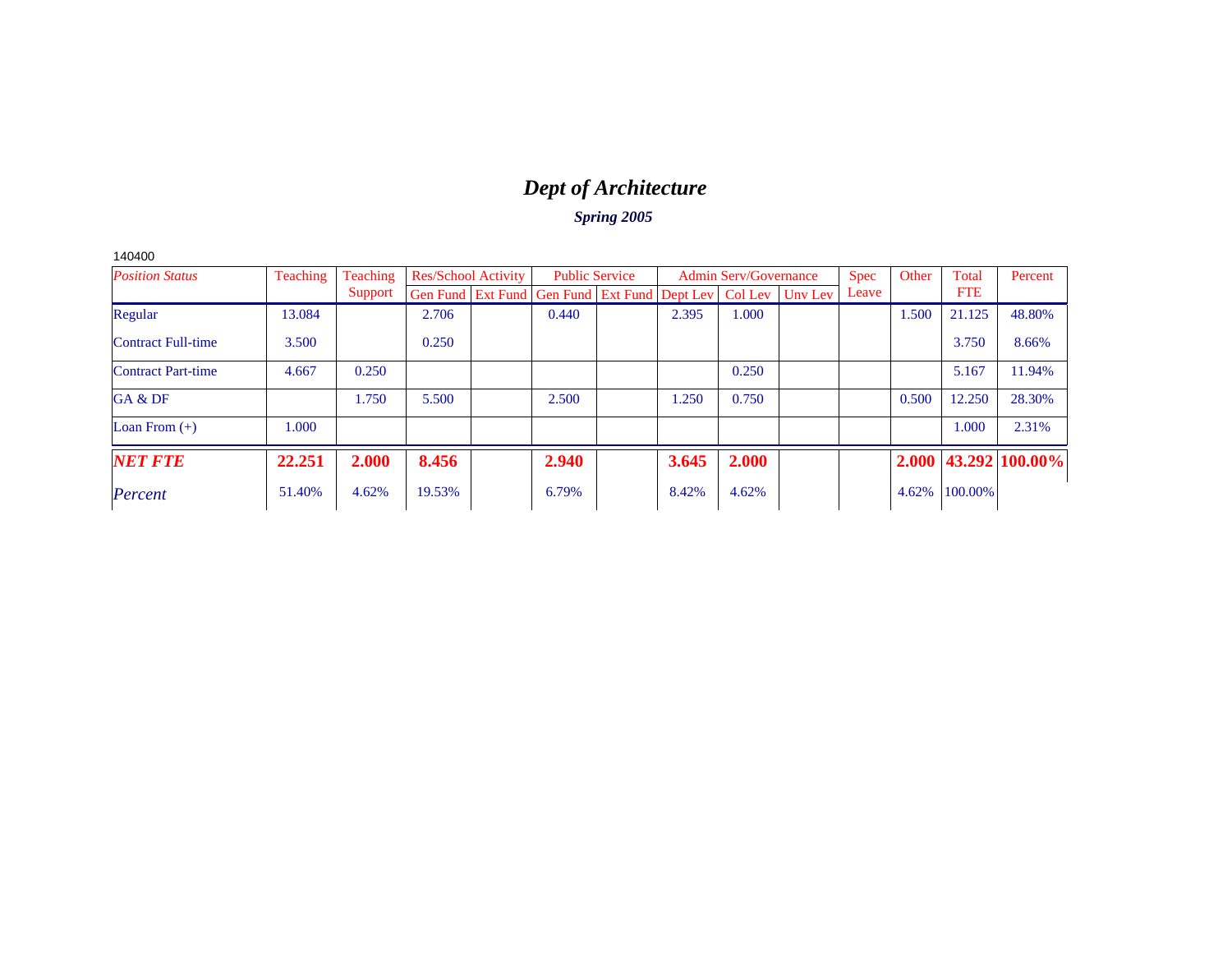# *Dept of Architecture*

***Spring 2005***

140400

| *Position Status* | Teaching | Teaching Support | Res/School Activity | | Public Service | | Admin Serv/Governance | | | Spec Leave | Other | Total FTE | Percent |
|---|---|---|---|---|---|---|---|---|---|---|---|---|---|
| | | | Gen Fund | Ext Fund | Gen Fund | Ext Fund | Dept Lev | Col Lev | Unv Lev | | | | |
| Regular | 13.084 | | 2.706 | | 0.440 | | 2.395 | 1.000 | | | 1.500 | 21.125 | 48.80% |
| Contract Full-time | 3.500 | | 0.250 | | | | | | | | | 3.750 | 8.66% |
| Contract Part-time | 4.667 | 0.250 | | | | | | 0.250 | | | | 5.167 | 11.94% |
| GA & DF | | 1.750 | 5.500 | | 2.500 | | 1.250 | 0.750 | | | 0.500 | 12.250 | 28.30% |
| Loan From (+) | 1.000 | | | | | | | | | | | 1.000 | 2.31% |
| ***NET FTE*** | **22.251** | **2.000** | **8.456** | | **2.940** | | **3.645** | **2.000** | | | **2.000** | **43.292** | **100.00%** |
| *Percent* | 51.40% | 4.62% | 19.53% | | 6.79% | | 8.42% | 4.62% | | | 4.62% | 100.00% | |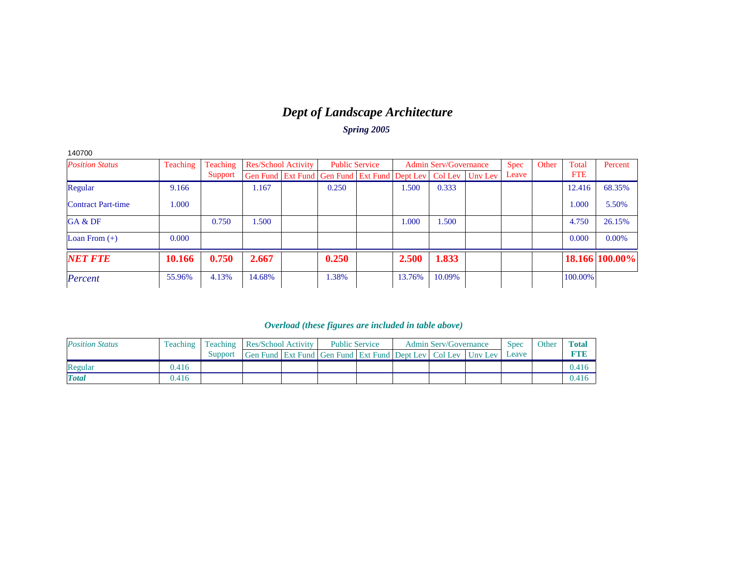# *Dept of Landscape Architecture*

***Spring 2005***

140700

| *Position Status* | Teaching | Teaching Support | Res/School Activity | | Public Service | | Admin Serv/Governance | | | Spec Leave | Other | Total FTE | Percent |
|---|---|---|---|---|---|---|---|---|---|---|---|---|---|
| | | | Gen Fund | Ext Fund | Gen Fund | Ext Fund | Dept Lev | Col Lev | Unv Lev | | | | |
| Regular | 9.166 | | 1.167 | | 0.250 | | 1.500 | 0.333 | | | | 12.416 | 68.35% |
| Contract Part-time | 1.000 | | | | | | | | | | | 1.000 | 5.50% |
| GA & DF | | 0.750 | 1.500 | | | | 1.000 | 1.500 | | | | 4.750 | 26.15% |
| Loan From (+) | 0.000 | | | | | | | | | | | 0.000 | 0.00% |
| ***NET FTE*** | **10.166** | **0.750** | **2.667** | | **0.250** | | **2.500** | **1.833** | | | | **18.166** | **100.00%** |
| *Percent* | 55.96% | 4.13% | 14.68% | | 1.38% | | 13.76% | 10.09% | | | | 100.00% | |

***Overload (these figures are included in table above)***

| *Position Status* | Teaching | Teaching Support | Res/School Activity | | Public Service | | Admin Serv/Governance | | | Spec Leave | Other | **Total FTE** |
|---|---|---|---|---|---|---|---|---|---|---|---|---|
| | | | Gen Fund | Ext Fund | Gen Fund | Ext Fund | Dept Lev | Col Lev | Unv Lev | | | |
| Regular | 0.416 | | | | | | | | | | | 0.416 |
| ***Total*** | 0.416 | | | | | | | | | | | 0.416 |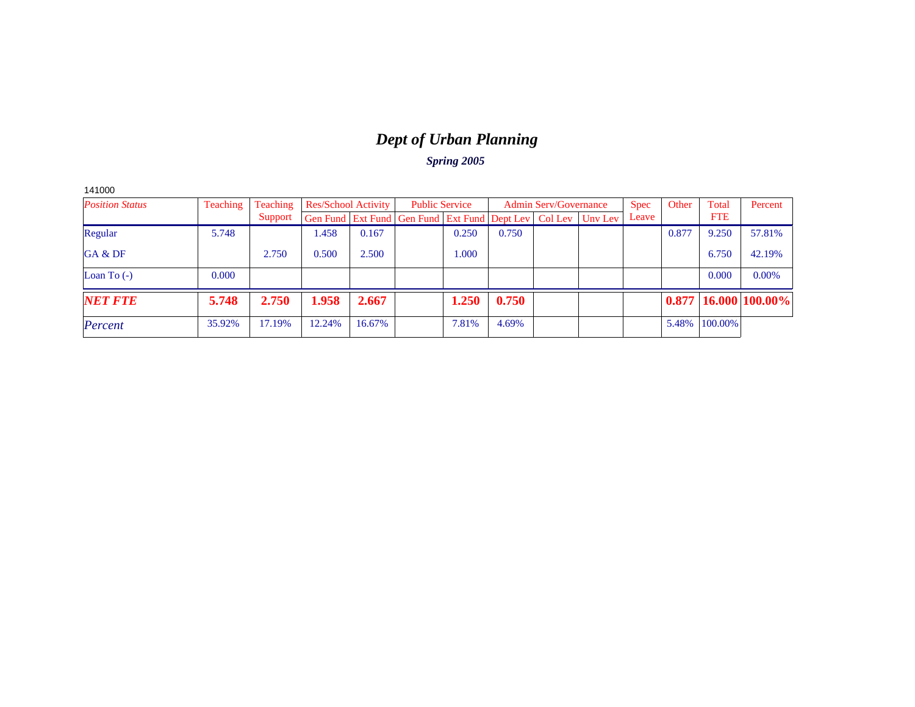# *Dept of Urban Planning*

***Spring 2005***

141000

| *Position Status* | Teaching | Teaching Support | Res/School Activity | | Public Service | | Admin Serv/Governance | | | Spec Leave | Other | Total FTE | Percent |
|---|---|---|---|---|---|---|---|---|---|---|---|---|---|
| | | | Gen Fund | Ext Fund | Gen Fund | Ext Fund | Dept Lev | Col Lev | Unv Lev | | | | |
| Regular | 5.748 | | 1.458 | 0.167 | | 0.250 | 0.750 | | | | 0.877 | 9.250 | 57.81% |
| GA & DF | | 2.750 | 0.500 | 2.500 | | 1.000 | | | | | | 6.750 | 42.19% |
| Loan To (-) | 0.000 | | | | | | | | | | | 0.000 | 0.00% |
| ***NET FTE*** | **5.748** | **2.750** | **1.958** | **2.667** | | **1.250** | **0.750** | | | | **0.877** | **16.000** | **100.00%** |
| *Percent* | 35.92% | 17.19% | 12.24% | 16.67% | | 7.81% | 4.69% | | | | 5.48% | 100.00% | |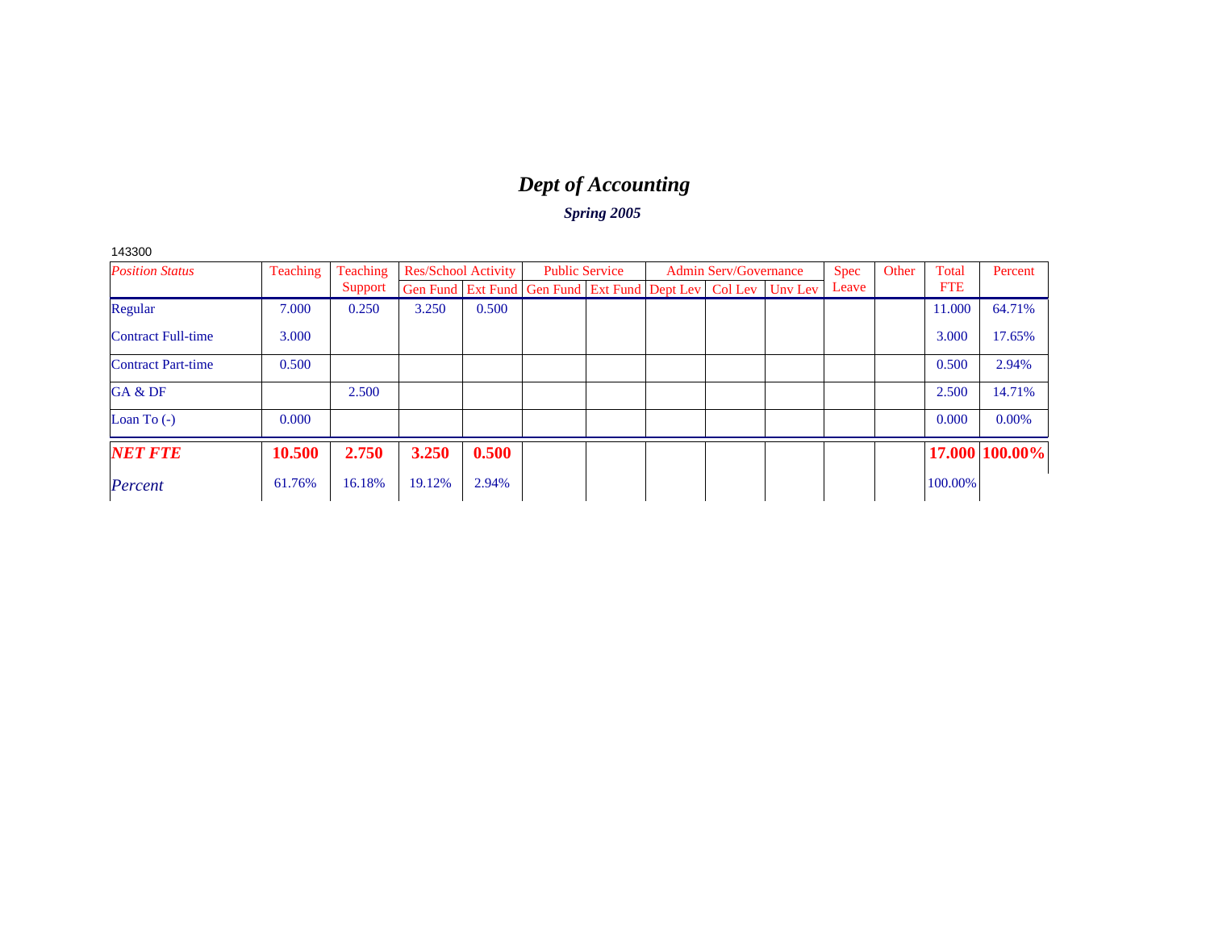# *Dept of Accounting*

## *Spring 2005*

143300

| *Position Status* | Teaching | Teaching Support | Res/School Activity | | Public Service | | Admin Serv/Governance | | | Spec Leave | Other | Total FTE | Percent |
|---|---|---|---|---|---|---|---|---|---|---|---|---|---|
| | | | Gen Fund | Ext Fund | Gen Fund | Ext Fund | Dept Lev | Col Lev | Unv Lev | | | | |
| Regular | 7.000 | 0.250 | 3.250 | 0.500 | | | | | | | | 11.000 | 64.71% |
| Contract Full-time | 3.000 | | | | | | | | | | | 3.000 | 17.65% |
| Contract Part-time | 0.500 | | | | | | | | | | | 0.500 | 2.94% |
| GA & DF | | 2.500 | | | | | | | | | | 2.500 | 14.71% |
| Loan To (-) | 0.000 | | | | | | | | | | | 0.000 | 0.00% |
| ***NET FTE*** | **10.500** | **2.750** | **3.250** | **0.500** | | | | | | | | **17.000** | **100.00%** |
| *Percent* | 61.76% | 16.18% | 19.12% | 2.94% | | | | | | | | 100.00% | |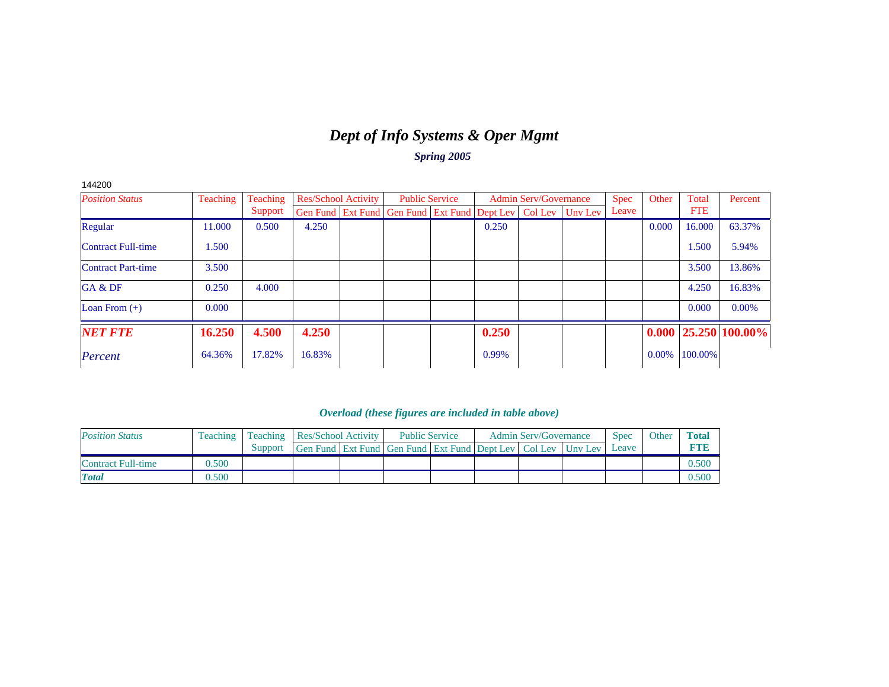# *Dept of Info Systems & Oper Mgmt*

***Spring 2005***

144200

| *Position Status* | Teaching | Teaching Support | Res/School Activity | | Public Service | | Admin Serv/Governance | | | Spec Leave | Other | Total FTE | Percent |
|---|---|---|---|---|---|---|---|---|---|---|---|---|---|
| | | | Gen Fund | Ext Fund | Gen Fund | Ext Fund | Dept Lev | Col Lev | Unv Lev | | | | |
| Regular | 11.000 | 0.500 | 4.250 | | | | 0.250 | | | | 0.000 | 16.000 | 63.37% |
| Contract Full-time | 1.500 | | | | | | | | | | | 1.500 | 5.94% |
| Contract Part-time | 3.500 | | | | | | | | | | | 3.500 | 13.86% |
| GA & DF | 0.250 | 4.000 | | | | | | | | | | 4.250 | 16.83% |
| Loan From (+) | 0.000 | | | | | | | | | | | 0.000 | 0.00% |
| ***NET FTE*** | **16.250** | **4.500** | **4.250** | | | | **0.250** | | | | **0.000** | **25.250** | **100.00%** |
| *Percent* | 64.36% | 17.82% | 16.83% | | | | 0.99% | | | | 0.00% | 100.00% | |

***Overload (these figures are included in table above)***

| *Position Status* | Teaching | Teaching Support | Res/School Activity | | Public Service | | Admin Serv/Governance | | | Spec Leave | Other | **Total FTE** |
|---|---|---|---|---|---|---|---|---|---|---|---|---|
| | | | Gen Fund | Ext Fund | Gen Fund | Ext Fund | Dept Lev | Col Lev | Unv Lev | | | |
| Contract Full-time | 0.500 | | | | | | | | | | | 0.500 |
| ***Total*** | 0.500 | | | | | | | | | | | 0.500 |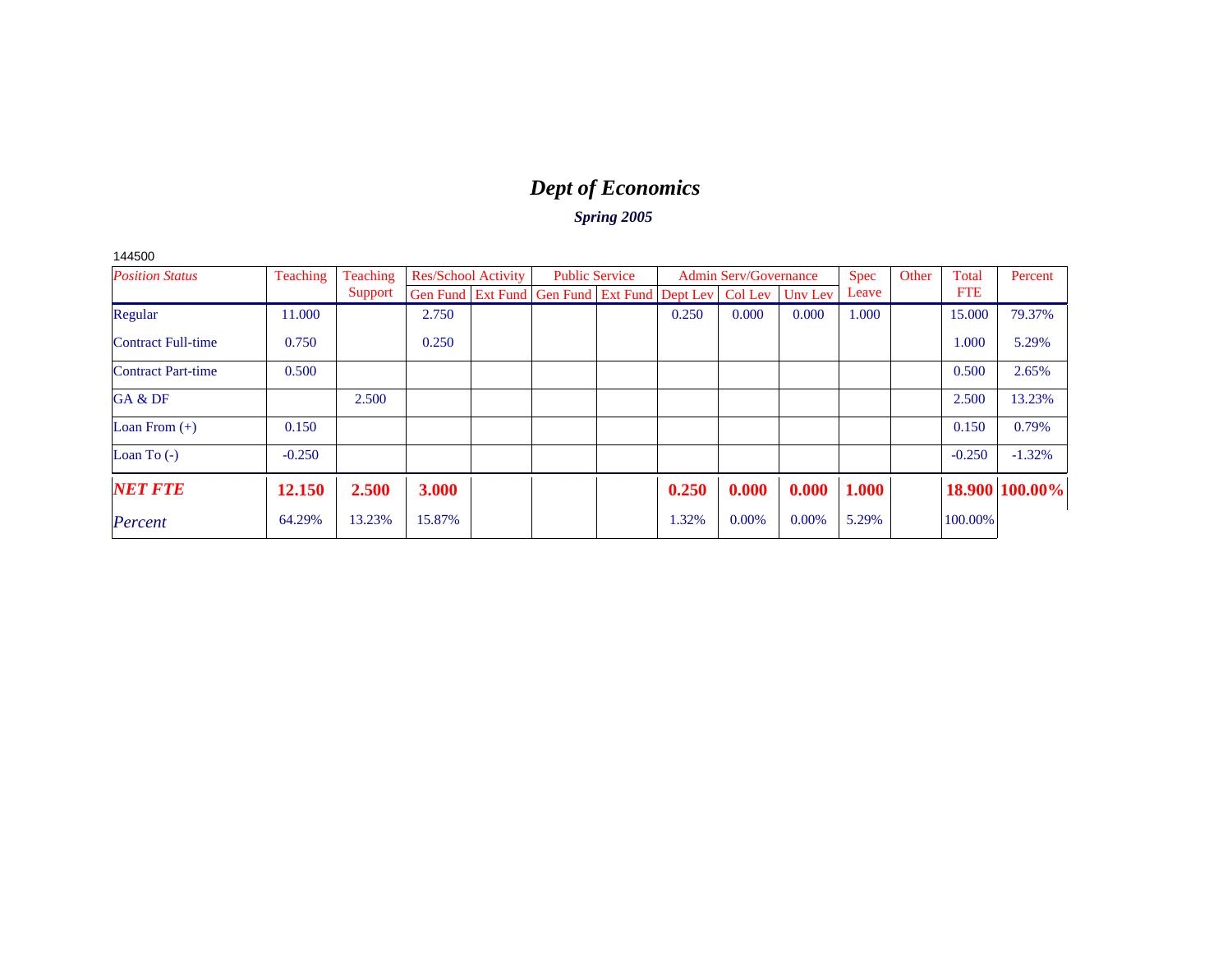# *Dept of Economics*

### *Spring 2005*

144500

| *Position Status* | Teaching | Teaching Support | Res/School Activity | | Public Service | | Admin Serv/Governance | | | Spec Leave | Other | Total FTE | Percent |
|---|---|---|---|---|---|---|---|---|---|---|---|---|---|
| | | | Gen Fund | Ext Fund | Gen Fund | Ext Fund | Dept Lev | Col Lev | Unv Lev | | | | |
| Regular | 11.000 | | 2.750 | | | | 0.250 | 0.000 | 0.000 | 1.000 | | 15.000 | 79.37% |
| Contract Full-time | 0.750 | | 0.250 | | | | | | | | | 1.000 | 5.29% |
| Contract Part-time | 0.500 | | | | | | | | | | | 0.500 | 2.65% |
| GA & DF | | 2.500 | | | | | | | | | | 2.500 | 13.23% |
| Loan From (+) | 0.150 | | | | | | | | | | | 0.150 | 0.79% |
| Loan To (-) | -0.250 | | | | | | | | | | | -0.250 | -1.32% |
| ***NET FTE*** | **12.150** | **2.500** | **3.000** | | | | **0.250** | **0.000** | **0.000** | **1.000** | | **18.900** | **100.00%** |
| *Percent* | 64.29% | 13.23% | 15.87% | | | | 1.32% | 0.00% | 0.00% | 5.29% | | 100.00% | |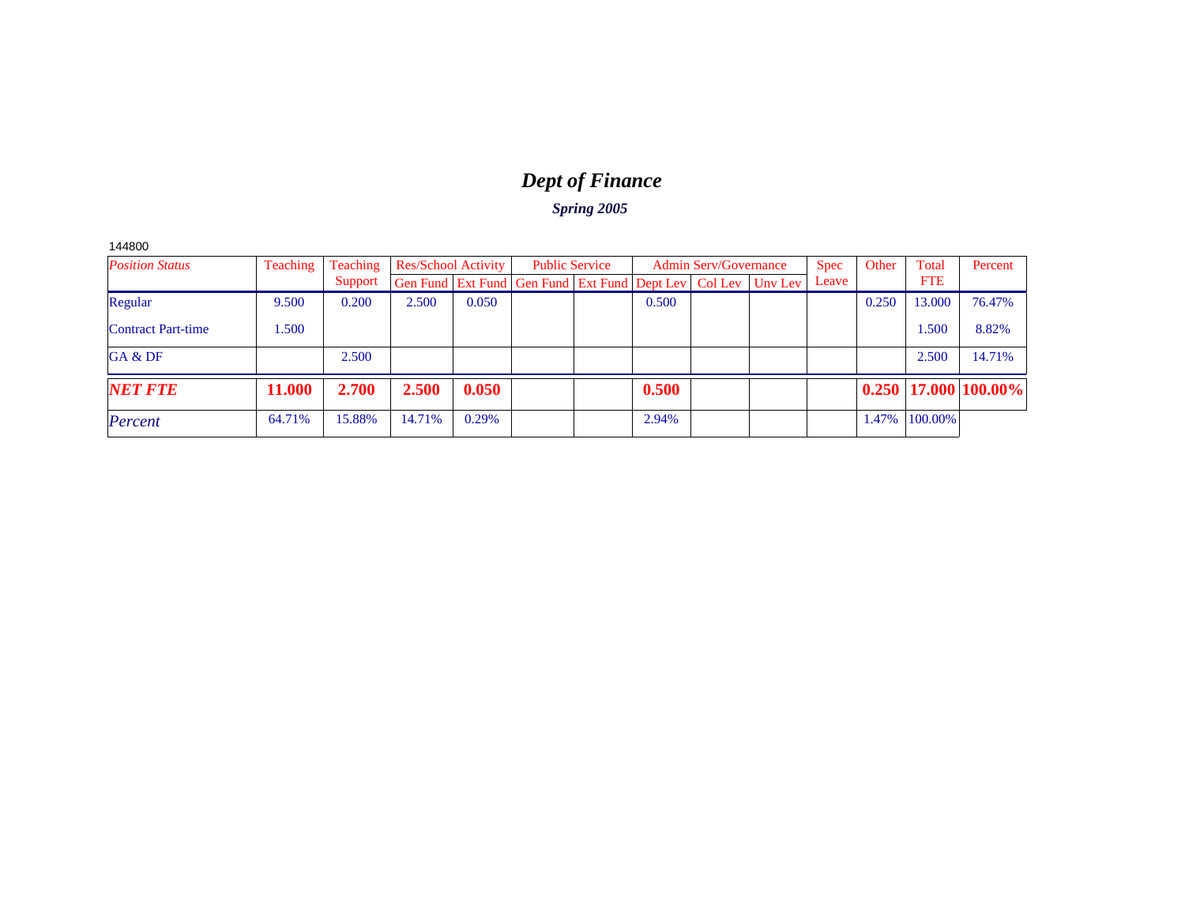# *Dept of Finance*

***Spring 2005***

144800

| *Position Status* | Teaching | Teaching Support | Res/School Activity | | Public Service | | Admin Serv/Governance | | | Spec Leave | Other | Total FTE | Percent |
|---|---|---|---|---|---|---|---|---|---|---|---|---|---|
| | | | Gen Fund | Ext Fund | Gen Fund | Ext Fund | Dept Lev | Col Lev | Unv Lev | | | | |
| Regular | 9.500 | 0.200 | 2.500 | 0.050 | | | 0.500 | | | | 0.250 | 13.000 | 76.47% |
| Contract Part-time | 1.500 | | | | | | | | | | | 1.500 | 8.82% |
| GA & DF | | 2.500 | | | | | | | | | | 2.500 | 14.71% |
| ***NET FTE*** | **11.000** | **2.700** | **2.500** | **0.050** | | | **0.500** | | | | **0.250** | **17.000** | **100.00%** |
| *Percent* | 64.71% | 15.88% | 14.71% | 0.29% | | | 2.94% | | | | 1.47% | 100.00% | |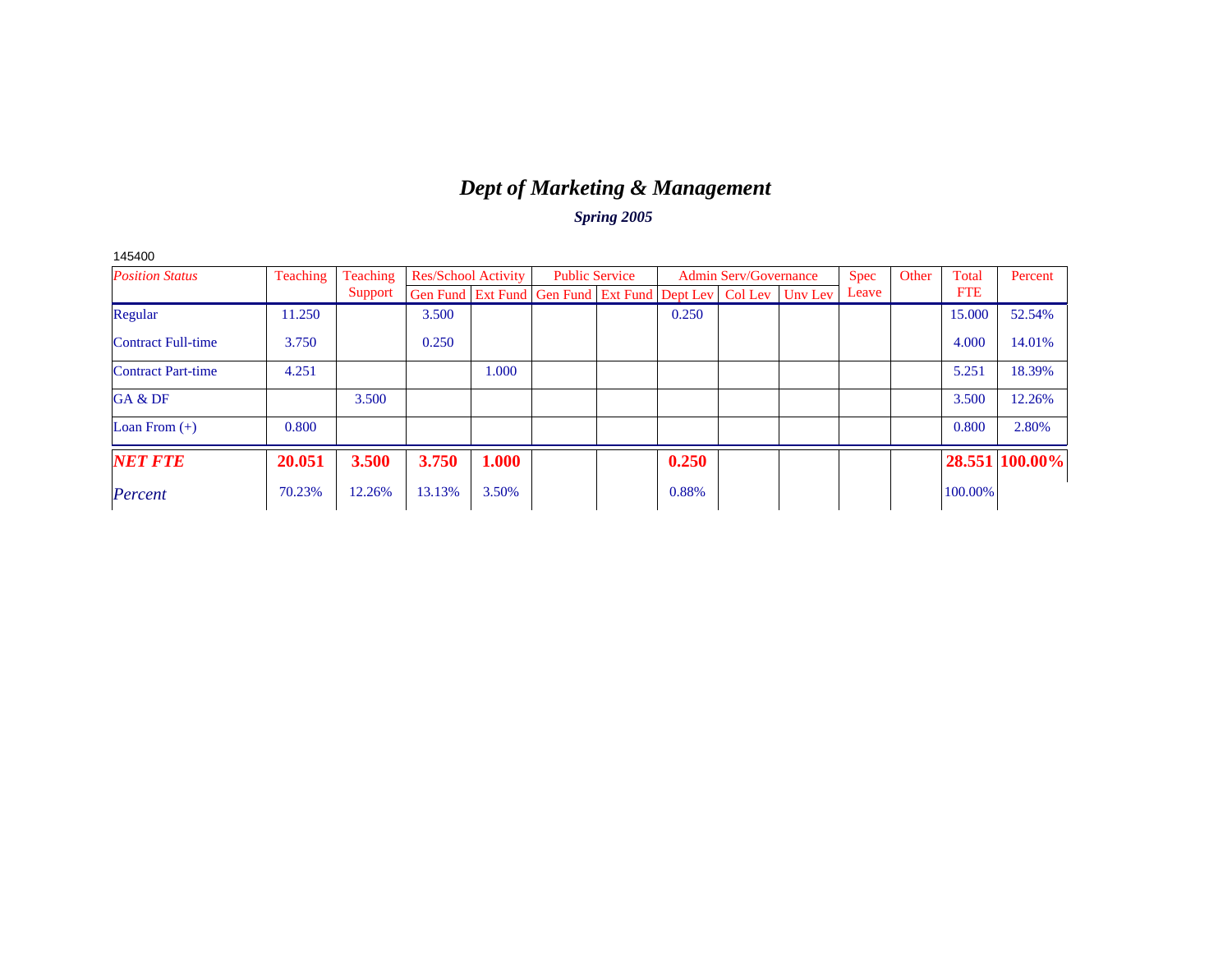# *Dept of Marketing & Management*

***Spring 2005***

145400

| *Position Status* | Teaching | Teaching Support | Res/School Activity | | Public Service | | Admin Serv/Governance | | | Spec Leave | Other | Total FTE | Percent |
|---|---|---|---|---|---|---|---|---|---|---|---|---|---|
| | | | Gen Fund | Ext Fund | Gen Fund | Ext Fund | Dept Lev | Col Lev | Unv Lev | | | | |
| Regular | 11.250 | | 3.500 | | | | 0.250 | | | | | 15.000 | 52.54% |
| Contract Full-time | 3.750 | | 0.250 | | | | | | | | | 4.000 | 14.01% |
| Contract Part-time | 4.251 | | | 1.000 | | | | | | | | 5.251 | 18.39% |
| GA & DF | | 3.500 | | | | | | | | | | 3.500 | 12.26% |
| Loan From (+) | 0.800 | | | | | | | | | | | 0.800 | 2.80% |
| ***NET FTE*** | **20.051** | **3.500** | **3.750** | **1.000** | | | **0.250** | | | | | **28.551** | **100.00%** |
| *Percent* | 70.23% | 12.26% | 13.13% | 3.50% | | | 0.88% | | | | | 100.00% | |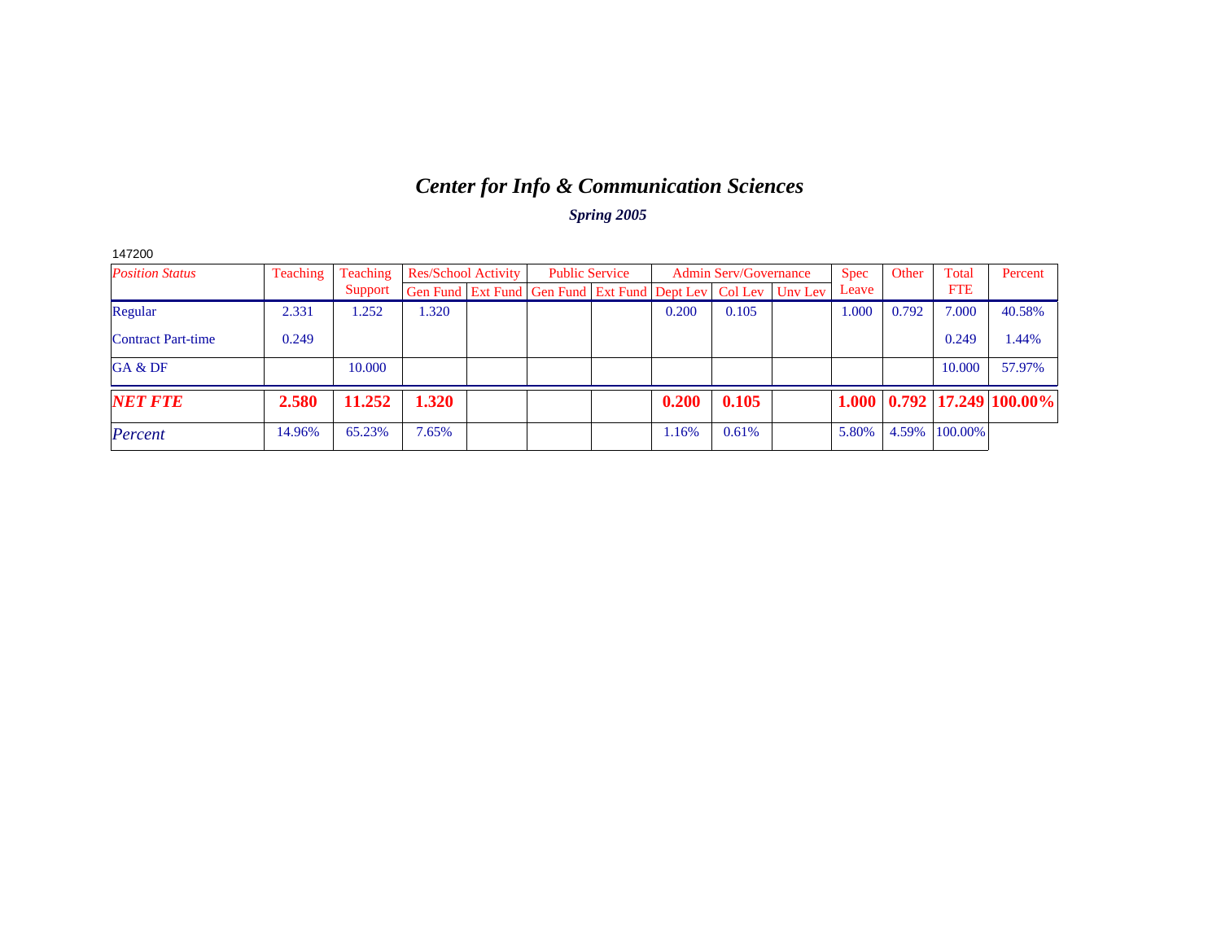# *Center for Info & Communication Sciences*

***Spring 2005***

147200

| *Position Status* | Teaching | Teaching Support | Res/School Activity | | Public Service | | Admin Serv/Governance | | | Spec Leave | Other | Total FTE | Percent |
|---|---|---|---|---|---|---|---|---|---|---|---|---|---|
| | | | Gen Fund | Ext Fund | Gen Fund | Ext Fund | Dept Lev | Col Lev | Unv Lev | | | | |
| Regular | 2.331 | 1.252 | 1.320 | | | | 0.200 | 0.105 | | 1.000 | 0.792 | 7.000 | 40.58% |
| Contract Part-time | 0.249 | | | | | | | | | | | 0.249 | 1.44% |
| GA & DF | | 10.000 | | | | | | | | | | 10.000 | 57.97% |
| ***NET FTE*** | **2.580** | **11.252** | **1.320** | | | | **0.200** | **0.105** | | **1.000** | **0.792** | **17.249** | **100.00%** |
| *Percent* | 14.96% | 65.23% | 7.65% | | | | 1.16% | 0.61% | | 5.80% | 4.59% | 100.00% | |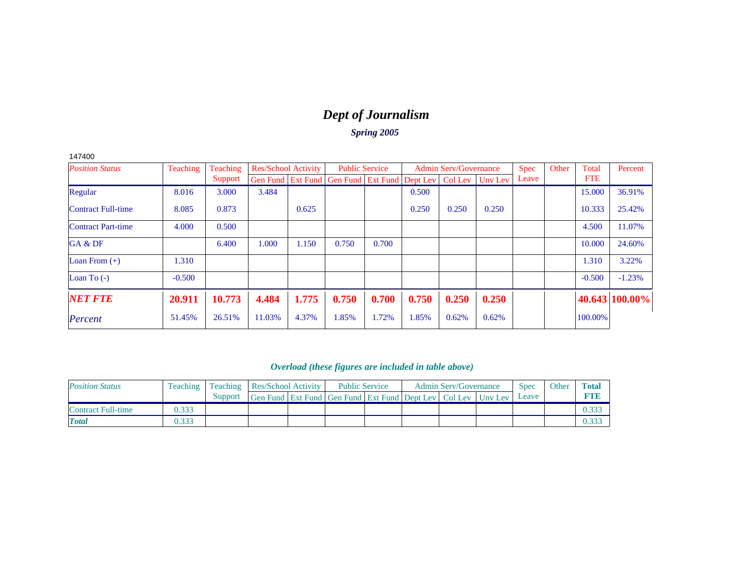# *Dept of Journalism*

### *Spring 2005*

147400

| *Position Status* | Teaching | Teaching Support | Res/School Activity | | Public Service | | Admin Serv/Governance | | | Spec Leave | Other | Total FTE | Percent |
|---|---|---|---|---|---|---|---|---|---|---|---|---|---|
| | | | Gen Fund | Ext Fund | Gen Fund | Ext Fund | Dept Lev | Col Lev | Unv Lev | | | | |
| Regular | 8.016 | 3.000 | 3.484 | | | | 0.500 | | | | | 15.000 | 36.91% |
| Contract Full-time | 8.085 | 0.873 | | 0.625 | | | 0.250 | 0.250 | 0.250 | | | 10.333 | 25.42% |
| Contract Part-time | 4.000 | 0.500 | | | | | | | | | | 4.500 | 11.07% |
| GA & DF | | 6.400 | 1.000 | 1.150 | 0.750 | 0.700 | | | | | | 10.000 | 24.60% |
| Loan From (+) | 1.310 | | | | | | | | | | | 1.310 | 3.22% |
| Loan To (-) | -0.500 | | | | | | | | | | | -0.500 | -1.23% |
| ***NET FTE*** | **20.911** | **10.773** | **4.484** | **1.775** | **0.750** | **0.700** | **0.750** | **0.250** | **0.250** | | | **40.643** | **100.00%** |
| *Percent* | 51.45% | 26.51% | 11.03% | 4.37% | 1.85% | 1.72% | 1.85% | 0.62% | 0.62% | | | 100.00% | |

### *Overload (these figures are included in table above)*

| *Position Status* | Teaching | Teaching Support | Res/School Activity | | Public Service | | Admin Serv/Governance | | | Spec Leave | Other | **Total FTE** |
|---|---|---|---|---|---|---|---|---|---|---|---|---|
| | | | Gen Fund | Ext Fund | Gen Fund | Ext Fund | Dept Lev | Col Lev | Unv Lev | | | |
| Contract Full-time | 0.333 | | | | | | | | | | | 0.333 |
| ***Total*** | 0.333 | | | | | | | | | | | 0.333 |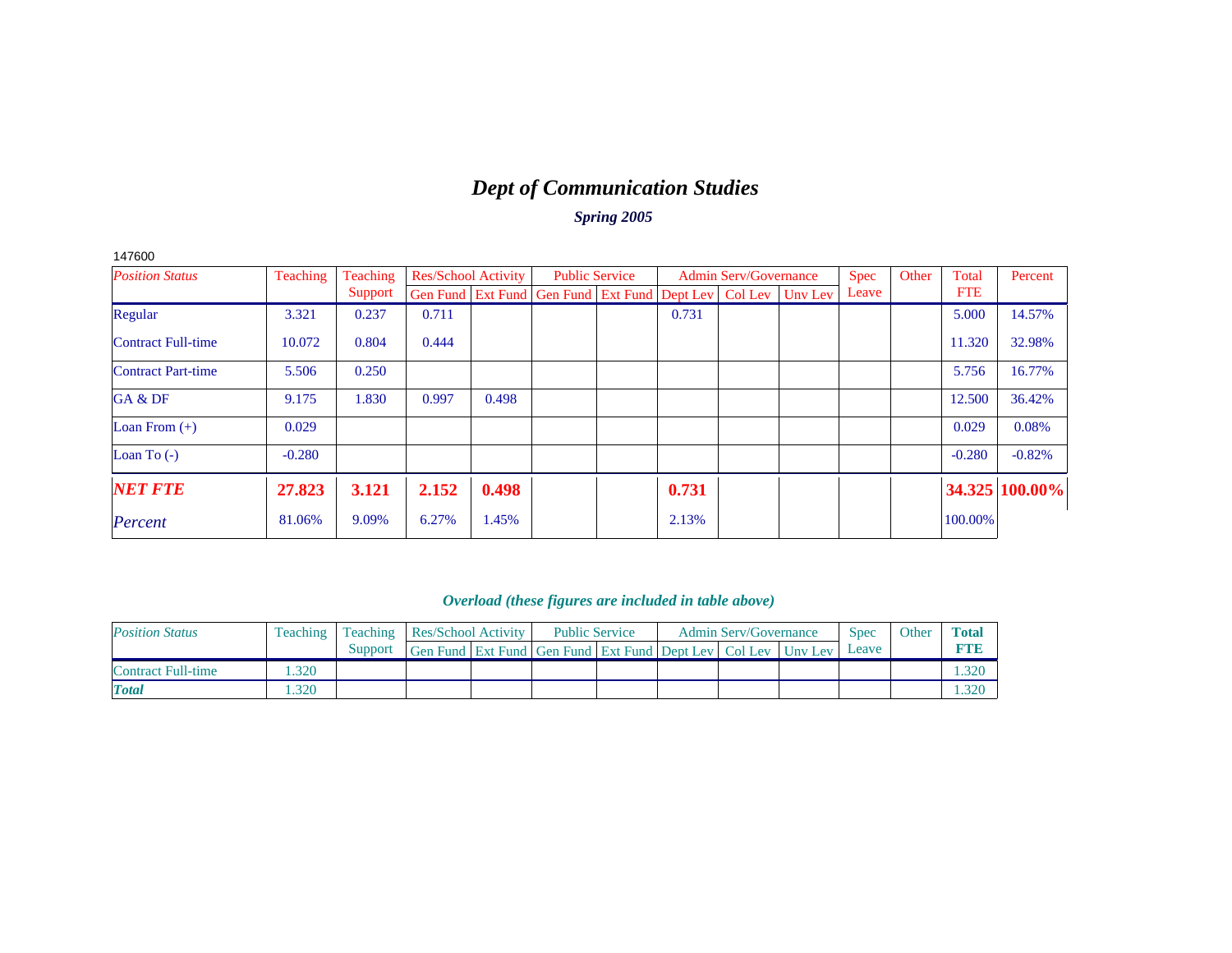# *Dept of Communication Studies*

### *Spring 2005*

147600

| *Position Status* | Teaching | Teaching Support | Res/School Activity | | Public Service | | Admin Serv/Governance | | | Spec Leave | Other | Total FTE | Percent |
|---|---|---|---|---|---|---|---|---|---|---|---|---|---|
| | | | Gen Fund | Ext Fund | Gen Fund | Ext Fund | Dept Lev | Col Lev | Unv Lev | | | | |
| Regular | 3.321 | 0.237 | 0.711 | | | | 0.731 | | | | | 5.000 | 14.57% |
| Contract Full-time | 10.072 | 0.804 | 0.444 | | | | | | | | | 11.320 | 32.98% |
| Contract Part-time | 5.506 | 0.250 | | | | | | | | | | 5.756 | 16.77% |
| GA & DF | 9.175 | 1.830 | 0.997 | 0.498 | | | | | | | | 12.500 | 36.42% |
| Loan From (+) | 0.029 | | | | | | | | | | | 0.029 | 0.08% |
| Loan To (-) | -0.280 | | | | | | | | | | | -0.280 | -0.82% |
| ***NET FTE*** | **27.823** | **3.121** | **2.152** | **0.498** | | | **0.731** | | | | | **34.325** | **100.00%** |
| *Percent* | 81.06% | 9.09% | 6.27% | 1.45% | | | 2.13% | | | | | 100.00% | |

### *Overload (these figures are included in table above)*

| *Position Status* | Teaching | Teaching Support | Res/School Activity | | Public Service | | Admin Serv/Governance | | | Spec Leave | Other | **Total FTE** |
|---|---|---|---|---|---|---|---|---|---|---|---|---|
| | | | Gen Fund | Ext Fund | Gen Fund | Ext Fund | Dept Lev | Col Lev | Unv Lev | | | |
| Contract Full-time | 1.320 | | | | | | | | | | | 1.320 |
| ***Total*** | 1.320 | | | | | | | | | | | 1.320 |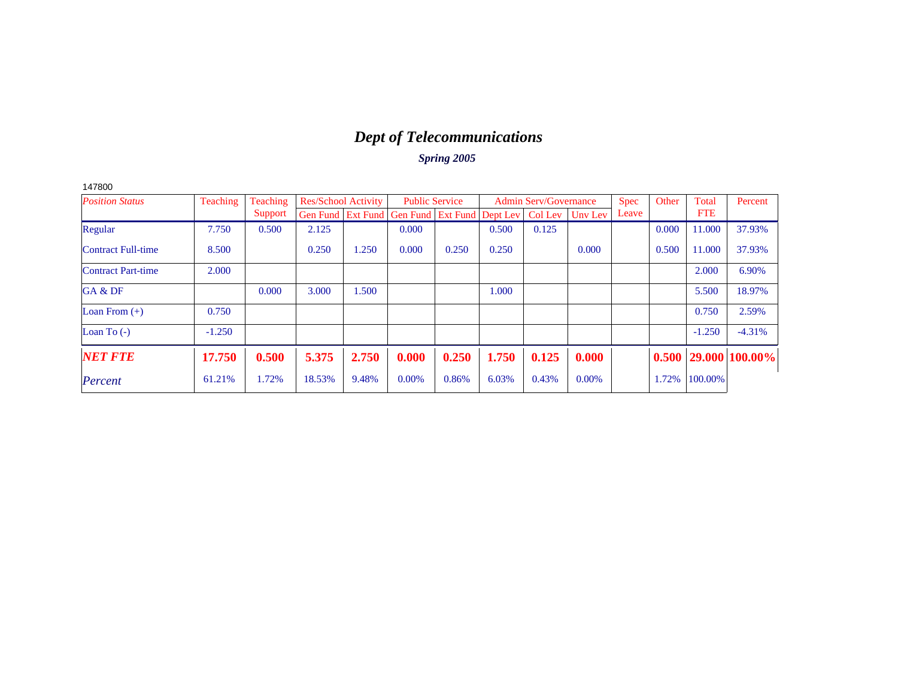# *Dept of Telecommunications*

### *Spring 2005*

147800

| *Position Status* | Teaching | Teaching Support | Res/School Activity | | Public Service | | Admin Serv/Governance | | | Spec Leave | Other | Total FTE | Percent |
|---|---|---|---|---|---|---|---|---|---|---|---|---|---|
| | | | Gen Fund | Ext Fund | Gen Fund | Ext Fund | Dept Lev | Col Lev | Unv Lev | | | | |
| Regular | 7.750 | 0.500 | 2.125 | | 0.000 | | 0.500 | 0.125 | | | 0.000 | 11.000 | 37.93% |
| Contract Full-time | 8.500 | | 0.250 | 1.250 | 0.000 | 0.250 | 0.250 | | 0.000 | | 0.500 | 11.000 | 37.93% |
| Contract Part-time | 2.000 | | | | | | | | | | | 2.000 | 6.90% |
| GA & DF | | 0.000 | 3.000 | 1.500 | | | 1.000 | | | | | 5.500 | 18.97% |
| Loan From (+) | 0.750 | | | | | | | | | | | 0.750 | 2.59% |
| Loan To (-) | -1.250 | | | | | | | | | | | -1.250 | -4.31% |
| ***NET FTE*** | **17.750** | **0.500** | **5.375** | **2.750** | **0.000** | **0.250** | **1.750** | **0.125** | **0.000** | | **0.500** | **29.000** | **100.00%** |
| *Percent* | 61.21% | 1.72% | 18.53% | 9.48% | 0.00% | 0.86% | 6.03% | 0.43% | 0.00% | | 1.72% | 100.00% | |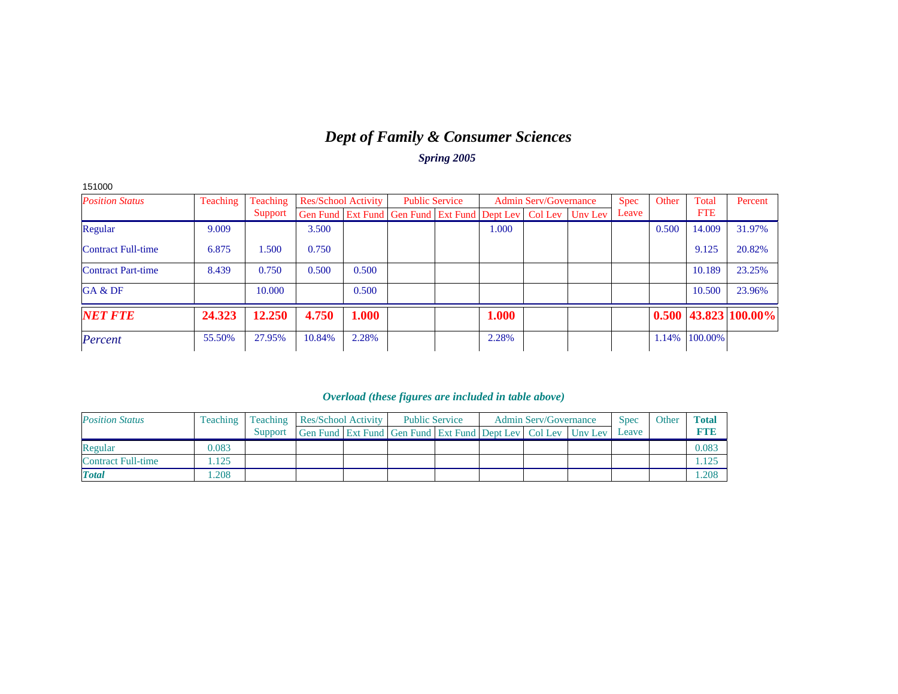# *Dept of Family & Consumer Sciences*

***Spring 2005***

151000

| *Position Status* | Teaching | Teaching Support | Res/School Activity | | Public Service | | Admin Serv/Governance | | | Spec Leave | Other | Total FTE | Percent |
|---|---|---|---|---|---|---|---|---|---|---|---|---|---|
| | | | Gen Fund | Ext Fund | Gen Fund | Ext Fund | Dept Lev | Col Lev | Unv Lev | | | | |
| Regular | 9.009 | | 3.500 | | | | 1.000 | | | | 0.500 | 14.009 | 31.97% |
| Contract Full-time | 6.875 | 1.500 | 0.750 | | | | | | | | | 9.125 | 20.82% |
| Contract Part-time | 8.439 | 0.750 | 0.500 | 0.500 | | | | | | | | 10.189 | 23.25% |
| GA & DF | | 10.000 | | 0.500 | | | | | | | | 10.500 | 23.96% |
| ***NET FTE*** | **24.323** | **12.250** | **4.750** | **1.000** | | | **1.000** | | | | **0.500** | **43.823** | **100.00%** |
| *Percent* | 55.50% | 27.95% | 10.84% | 2.28% | | | 2.28% | | | | 1.14% | 100.00% | |

***Overload (these figures are included in table above)***

| *Position Status* | Teaching | Teaching Support | Res/School Activity | | Public Service | | Admin Serv/Governance | | | Spec Leave | Other | **Total FTE** |
|---|---|---|---|---|---|---|---|---|---|---|---|---|
| | | | Gen Fund | Ext Fund | Gen Fund | Ext Fund | Dept Lev | Col Lev | Unv Lev | | | |
| Regular | 0.083 | | | | | | | | | | | 0.083 |
| Contract Full-time | 1.125 | | | | | | | | | | | 1.125 |
| ***Total*** | 1.208 | | | | | | | | | | | 1.208 |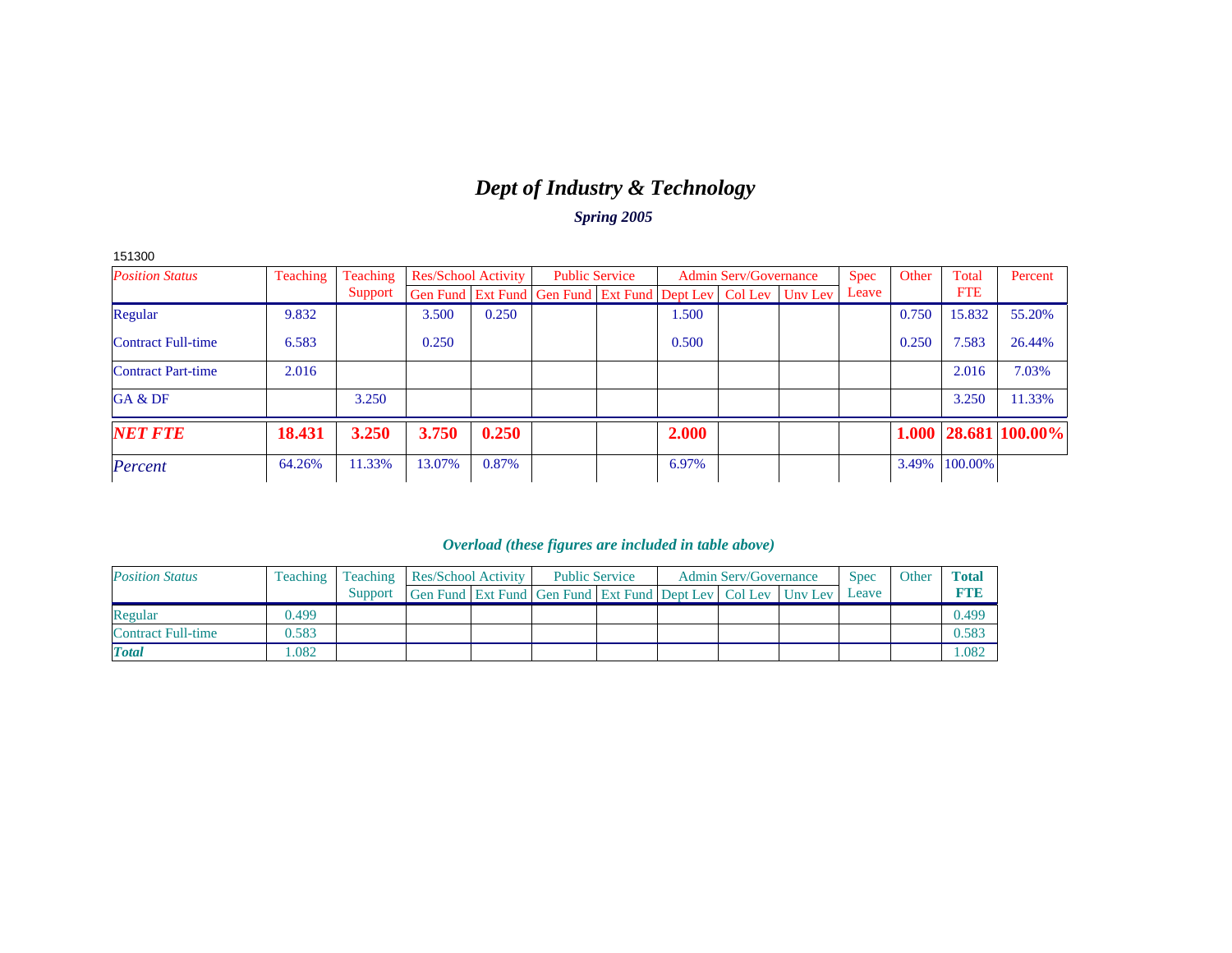# *Dept of Industry & Technology*

### *Spring 2005*

151300

| *Position Status* | Teaching | Teaching Support | Res/School Activity | | Public Service | | Admin Serv/Governance | | | Spec Leave | Other | Total FTE | Percent |
|---|---|---|---|---|---|---|---|---|---|---|---|---|---|
| | | | Gen Fund | Ext Fund | Gen Fund | Ext Fund | Dept Lev | Col Lev | Unv Lev | | | | |
| Regular | 9.832 | | 3.500 | 0.250 | | | 1.500 | | | | 0.750 | 15.832 | 55.20% |
| Contract Full-time | 6.583 | | 0.250 | | | | 0.500 | | | | 0.250 | 7.583 | 26.44% |
| Contract Part-time | 2.016 | | | | | | | | | | | 2.016 | 7.03% |
| GA & DF | | 3.250 | | | | | | | | | | 3.250 | 11.33% |
| ***NET FTE*** | **18.431** | **3.250** | **3.750** | **0.250** | | | **2.000** | | | | **1.000** | **28.681** | **100.00%** |
| *Percent* | 64.26% | 11.33% | 13.07% | 0.87% | | | 6.97% | | | | 3.49% | 100.00% | |

### *Overload (these figures are included in table above)*

| *Position Status* | Teaching | Teaching Support | Res/School Activity | | Public Service | | Admin Serv/Governance | | | Spec Leave | Other | **Total FTE** |
|---|---|---|---|---|---|---|---|---|---|---|---|---|
| | | | Gen Fund | Ext Fund | Gen Fund | Ext Fund | Dept Lev | Col Lev | Unv Lev | | | |
| Regular | 0.499 | | | | | | | | | | | 0.499 |
| Contract Full-time | 0.583 | | | | | | | | | | | 0.583 |
| ***Total*** | 1.082 | | | | | | | | | | | 1.082 |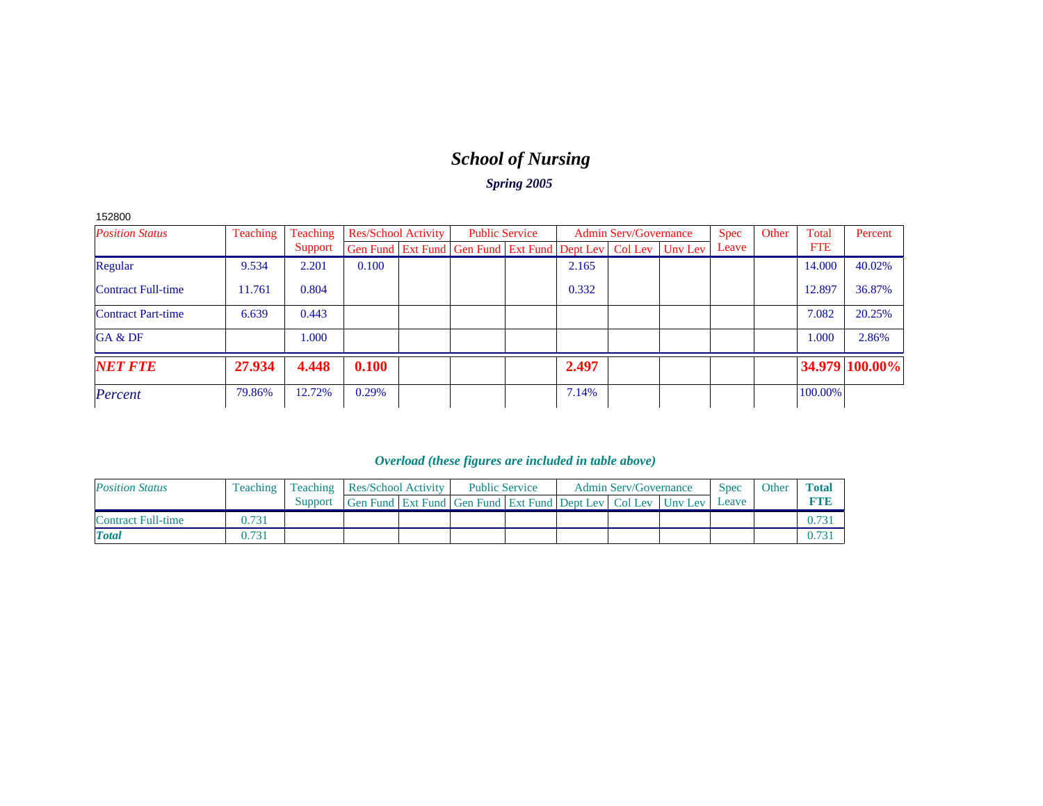# *School of Nursing*

### *Spring 2005*

152800

| *Position Status* | Teaching | Teaching Support | Res/School Activity | | Public Service | | Admin Serv/Governance | | | Spec Leave | Other | Total FTE | Percent |
|---|---|---|---|---|---|---|---|---|---|---|---|---|---|
| | | | Gen Fund | Ext Fund | Gen Fund | Ext Fund | Dept Lev | Col Lev | Unv Lev | | | | |
| Regular | 9.534 | 2.201 | 0.100 | | | | 2.165 | | | | | 14.000 | 40.02% |
| Contract Full-time | 11.761 | 0.804 | | | | | 0.332 | | | | | 12.897 | 36.87% |
| Contract Part-time | 6.639 | 0.443 | | | | | | | | | | 7.082 | 20.25% |
| GA & DF | | 1.000 | | | | | | | | | | 1.000 | 2.86% |
| ***NET FTE*** | **27.934** | **4.448** | **0.100** | | | | **2.497** | | | | | **34.979** | **100.00%** |
| *Percent* | 79.86% | 12.72% | 0.29% | | | | 7.14% | | | | | 100.00% | |

### *Overload (these figures are included in table above)*

| *Position Status* | Teaching | Teaching Support | Res/School Activity | | Public Service | | Admin Serv/Governance | | | Spec Leave | Other | **Total FTE** |
|---|---|---|---|---|---|---|---|---|---|---|---|---|
| | | | Gen Fund | Ext Fund | Gen Fund | Ext Fund | Dept Lev | Col Lev | Unv Lev | | | |
| Contract Full-time | 0.731 | | | | | | | | | | | 0.731 |
| ***Total*** | 0.731 | | | | | | | | | | | 0.731 |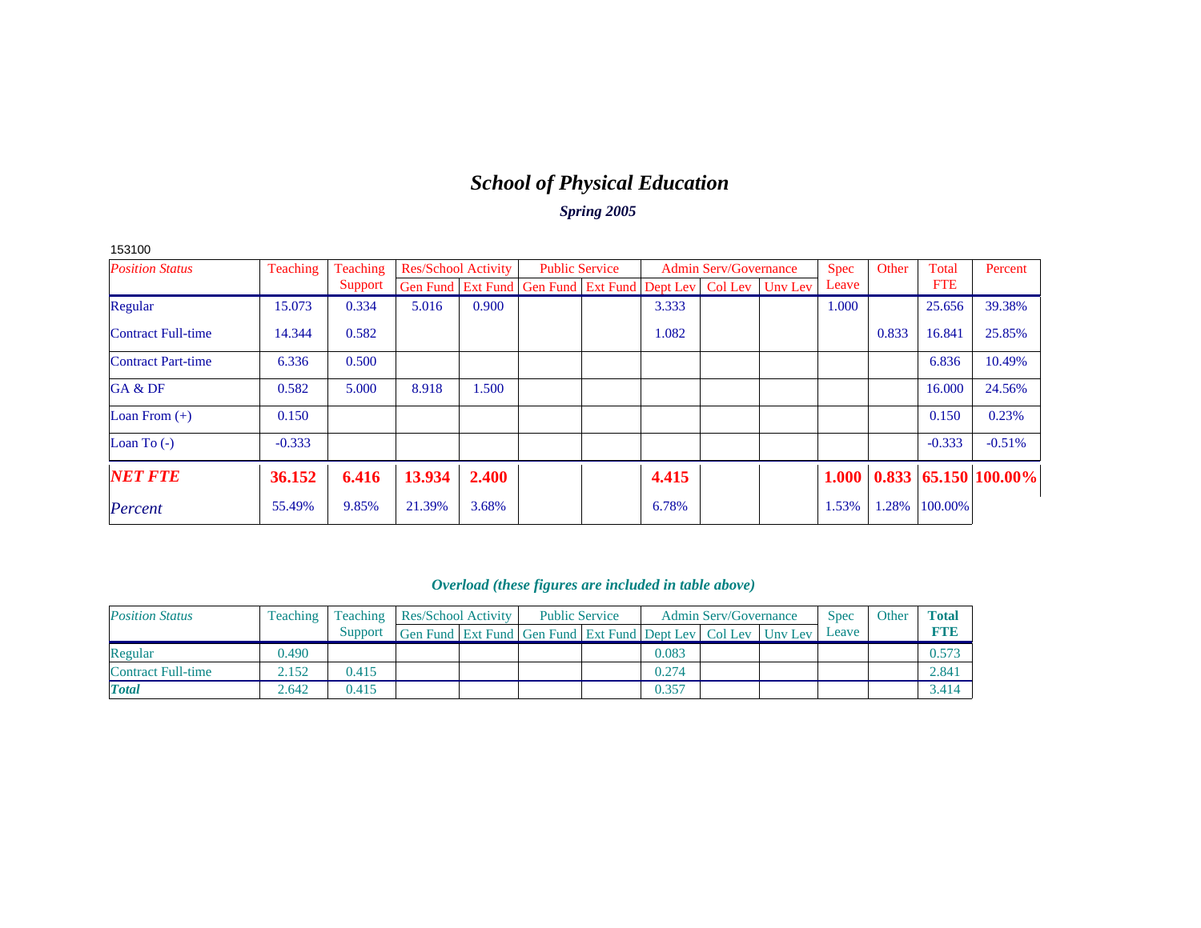# *School of Physical Education*

### *Spring 2005*

153100

| *Position Status* | Teaching | Teaching Support | Res/School Activity | | Public Service | | Admin Serv/Governance | | | Spec Leave | Other | Total FTE | Percent |
|---|---|---|---|---|---|---|---|---|---|---|---|---|---|
| | | | Gen Fund | Ext Fund | Gen Fund | Ext Fund | Dept Lev | Col Lev | Unv Lev | | | | |
| Regular | 15.073 | 0.334 | 5.016 | 0.900 | | | 3.333 | | | 1.000 | | 25.656 | 39.38% |
| Contract Full-time | 14.344 | 0.582 | | | | | 1.082 | | | | 0.833 | 16.841 | 25.85% |
| Contract Part-time | 6.336 | 0.500 | | | | | | | | | | 6.836 | 10.49% |
| GA & DF | 0.582 | 5.000 | 8.918 | 1.500 | | | | | | | | 16.000 | 24.56% |
| Loan From (+) | 0.150 | | | | | | | | | | | 0.150 | 0.23% |
| Loan To (-) | -0.333 | | | | | | | | | | | -0.333 | -0.51% |
| ***NET FTE*** | **36.152** | **6.416** | **13.934** | **2.400** | | | **4.415** | | | **1.000** | **0.833** | **65.150** | **100.00%** |
| *Percent* | 55.49% | 9.85% | 21.39% | 3.68% | | | 6.78% | | | 1.53% | 1.28% | 100.00% | |

### *Overload (these figures are included in table above)*

| *Position Status* | Teaching | Teaching Support | Res/School Activity | | Public Service | | Admin Serv/Governance | | | Spec Leave | Other | **Total FTE** |
|---|---|---|---|---|---|---|---|---|---|---|---|---|
| | | | Gen Fund | Ext Fund | Gen Fund | Ext Fund | Dept Lev | Col Lev | Unv Lev | | | |
| Regular | 0.490 | | | | | | 0.083 | | | | | 0.573 |
| Contract Full-time | 2.152 | 0.415 | | | | | 0.274 | | | | | 2.841 |
| ***Total*** | 2.642 | 0.415 | | | | | 0.357 | | | | | 3.414 |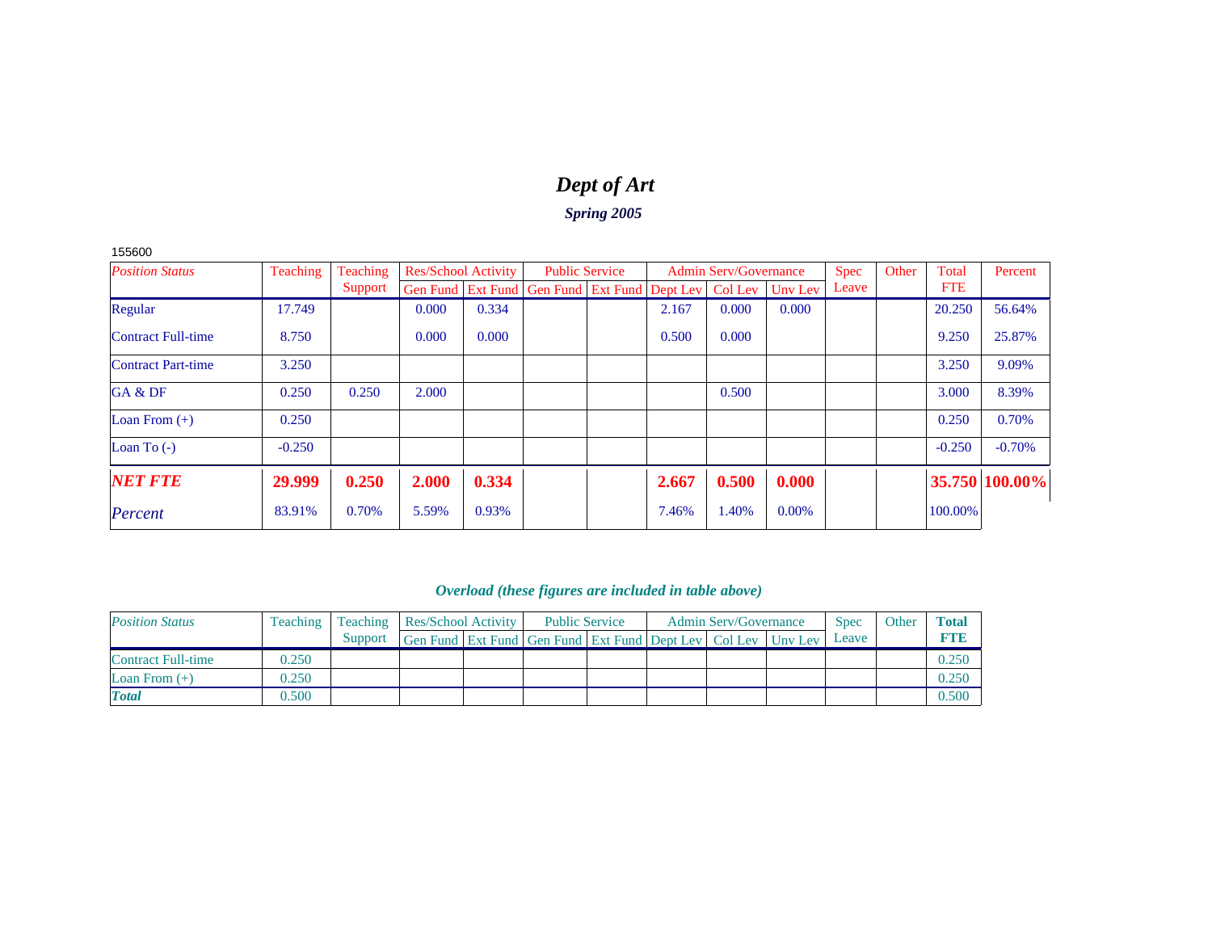# *Dept of Art*

### *Spring 2005*

155600

| *Position Status* | Teaching | Teaching Support | Res/School Activity | | Public Service | | Admin Serv/Governance | | | Spec Leave | Other | Total FTE | Percent |
|---|---|---|---|---|---|---|---|---|---|---|---|---|---|
| | | | Gen Fund | Ext Fund | Gen Fund | Ext Fund | Dept Lev | Col Lev | Unv Lev | | | | |
| Regular | 17.749 | | 0.000 | 0.334 | | | 2.167 | 0.000 | 0.000 | | | 20.250 | 56.64% |
| Contract Full-time | 8.750 | | 0.000 | 0.000 | | | 0.500 | 0.000 | | | | 9.250 | 25.87% |
| Contract Part-time | 3.250 | | | | | | | | | | | 3.250 | 9.09% |
| GA & DF | 0.250 | 0.250 | 2.000 | | | | | 0.500 | | | | 3.000 | 8.39% |
| Loan From (+) | 0.250 | | | | | | | | | | | 0.250 | 0.70% |
| Loan To (-) | -0.250 | | | | | | | | | | | -0.250 | -0.70% |
| ***NET FTE*** | **29.999** | **0.250** | **2.000** | **0.334** | | | **2.667** | **0.500** | **0.000** | | | **35.750** | **100.00%** |
| *Percent* | 83.91% | 0.70% | 5.59% | 0.93% | | | 7.46% | 1.40% | 0.00% | | | 100.00% | |

### *Overload (these figures are included in table above)*

| *Position Status* | Teaching | Teaching Support | Res/School Activity | | Public Service | | Admin Serv/Governance | | | Spec Leave | Other | **Total FTE** |
|---|---|---|---|---|---|---|---|---|---|---|---|---|
| | | | Gen Fund | Ext Fund | Gen Fund | Ext Fund | Dept Lev | Col Lev | Unv Lev | | | |
| Contract Full-time | 0.250 | | | | | | | | | | | 0.250 |
| Loan From (+) | 0.250 | | | | | | | | | | | 0.250 |
| ***Total*** | 0.500 | | | | | | | | | | | 0.500 |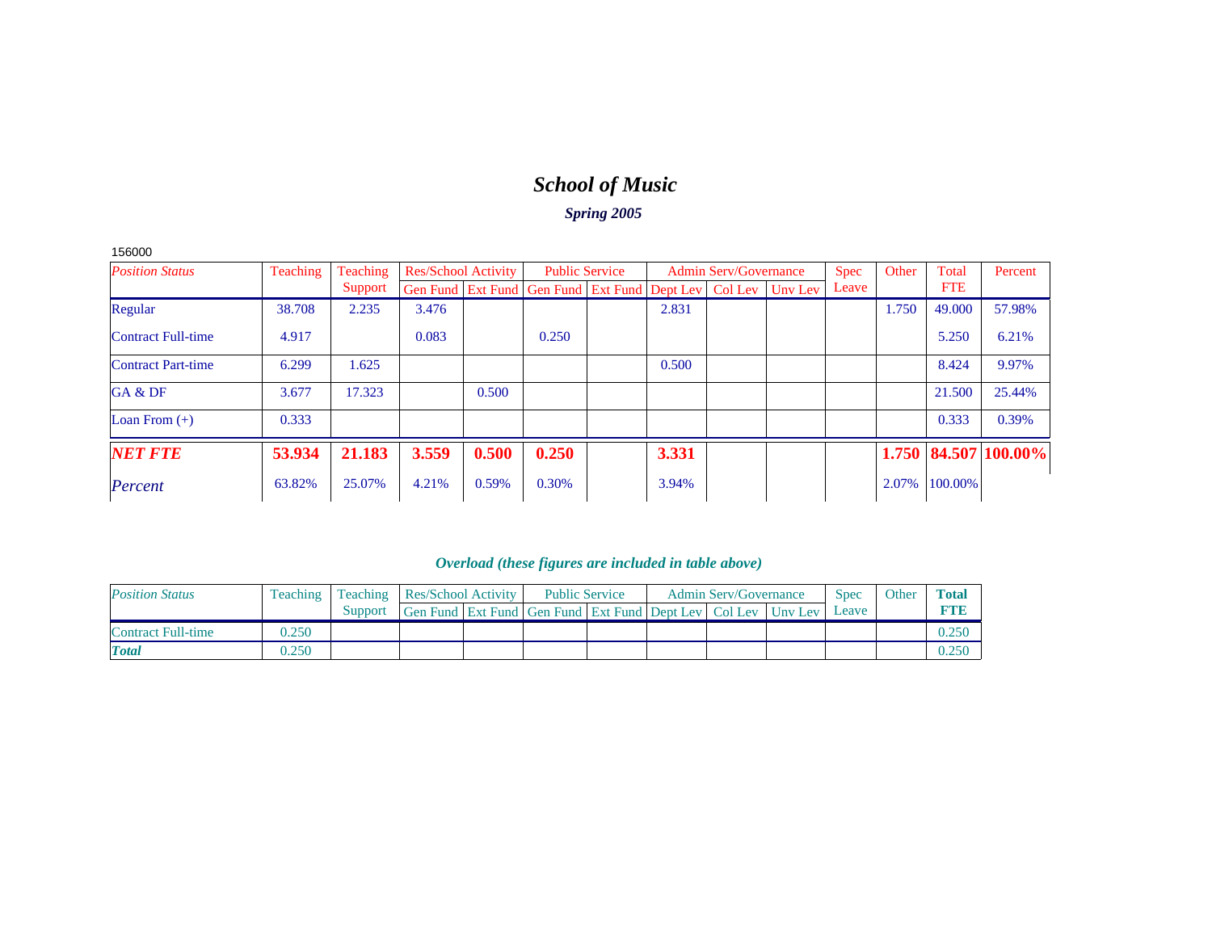# *School of Music*

***Spring 2005***

156000

| *Position Status* | Teaching | Teaching Support | Res/School Activity | | Public Service | | Admin Serv/Governance | | | Spec Leave | Other | Total FTE | Percent |
|---|---|---|---|---|---|---|---|---|---|---|---|---|---|
| | | | Gen Fund | Ext Fund | Gen Fund | Ext Fund | Dept Lev | Col Lev | Unv Lev | | | | |
| Regular | 38.708 | 2.235 | 3.476 | | | | 2.831 | | | | 1.750 | 49.000 | 57.98% |
| Contract Full-time | 4.917 | | 0.083 | | 0.250 | | | | | | | 5.250 | 6.21% |
| Contract Part-time | 6.299 | 1.625 | | | | | 0.500 | | | | | 8.424 | 9.97% |
| GA & DF | 3.677 | 17.323 | | 0.500 | | | | | | | | 21.500 | 25.44% |
| Loan From (+) | 0.333 | | | | | | | | | | | 0.333 | 0.39% |
| ***NET FTE*** | **53.934** | **21.183** | **3.559** | **0.500** | **0.250** | | **3.331** | | | | **1.750** | **84.507** | **100.00%** |
| *Percent* | 63.82% | 25.07% | 4.21% | 0.59% | 0.30% | | 3.94% | | | | 2.07% | 100.00% | |

***Overload (these figures are included in table above)***

| *Position Status* | Teaching | Teaching Support | Res/School Activity | | Public Service | | Admin Serv/Governance | | | Spec Leave | Other | **Total FTE** |
|---|---|---|---|---|---|---|---|---|---|---|---|---|
| | | | Gen Fund | Ext Fund | Gen Fund | Ext Fund | Dept Lev | Col Lev | Unv Lev | | | |
| Contract Full-time | 0.250 | | | | | | | | | | | 0.250 |
| ***Total*** | 0.250 | | | | | | | | | | | 0.250 |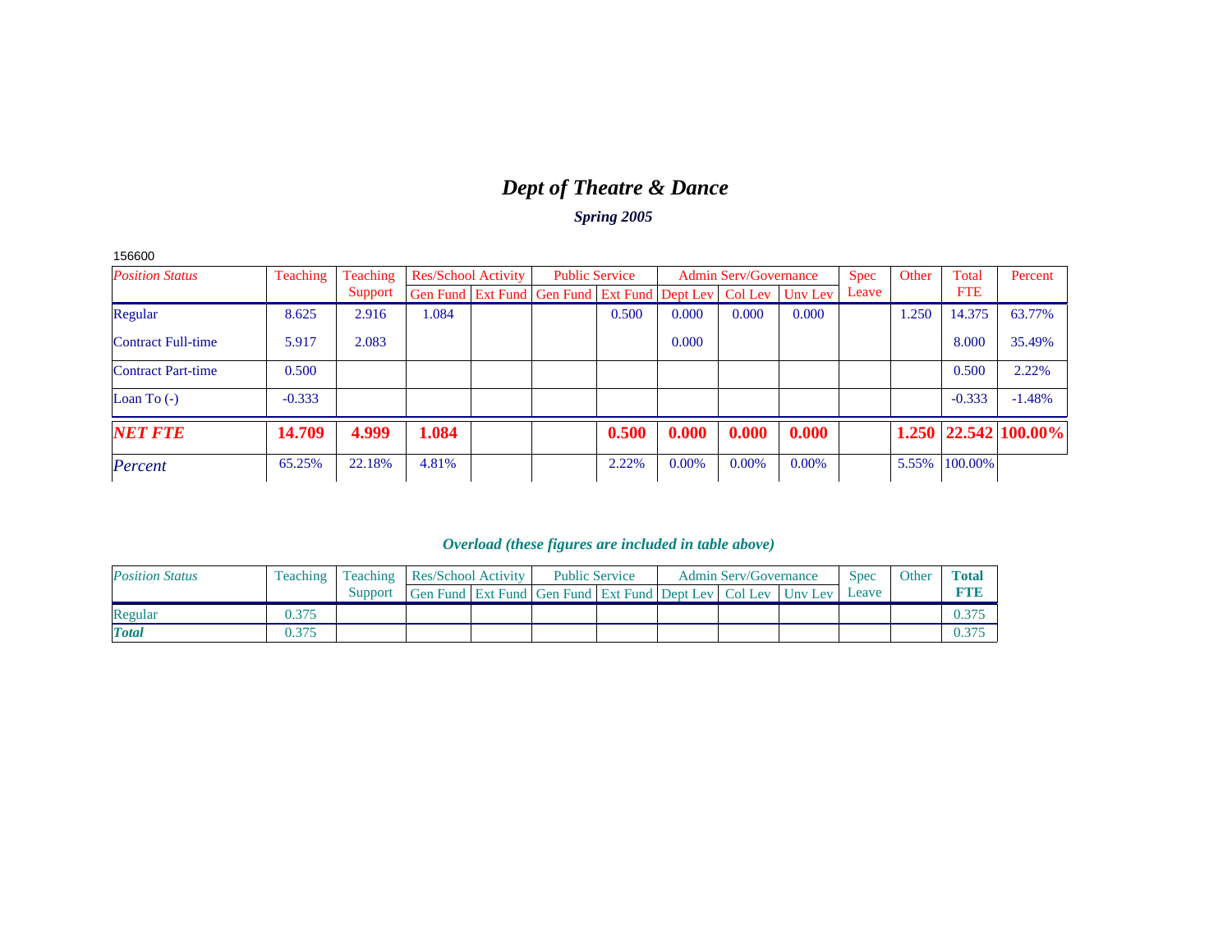# *Dept of Theatre & Dance*

### *Spring 2005*

156600

| *Position Status* | Teaching | Teaching Support | Res/School Activity | | Public Service | | Admin Serv/Governance | | | Spec Leave | Other | Total FTE | Percent |
|---|---|---|---|---|---|---|---|---|---|---|---|---|---|
| | | | Gen Fund | Ext Fund | Gen Fund | Ext Fund | Dept Lev | Col Lev | Unv Lev | | | | |
| Regular | 8.625 | 2.916 | 1.084 | | | 0.500 | 0.000 | 0.000 | 0.000 | | 1.250 | 14.375 | 63.77% |
| Contract Full-time | 5.917 | 2.083 | | | | | 0.000 | | | | | 8.000 | 35.49% |
| Contract Part-time | 0.500 | | | | | | | | | | | 0.500 | 2.22% |
| Loan To (-) | -0.333 | | | | | | | | | | | -0.333 | -1.48% |
| ***NET FTE*** | **14.709** | **4.999** | **1.084** | | | **0.500** | **0.000** | **0.000** | **0.000** | | **1.250** | **22.542** | **100.00%** |
| *Percent* | 65.25% | 22.18% | 4.81% | | | 2.22% | 0.00% | 0.00% | 0.00% | | 5.55% | 100.00% | |

### *Overload (these figures are included in table above)*

| *Position Status* | Teaching | Teaching Support | Res/School Activity | | Public Service | | Admin Serv/Governance | | | Spec Leave | Other | **Total FTE** |
|---|---|---|---|---|---|---|---|---|---|---|---|---|
| | | | Gen Fund | Ext Fund | Gen Fund | Ext Fund | Dept Lev | Col Lev | Unv Lev | | | |
| Regular | 0.375 | | | | | | | | | | | 0.375 |
| ***Total*** | 0.375 | | | | | | | | | | | 0.375 |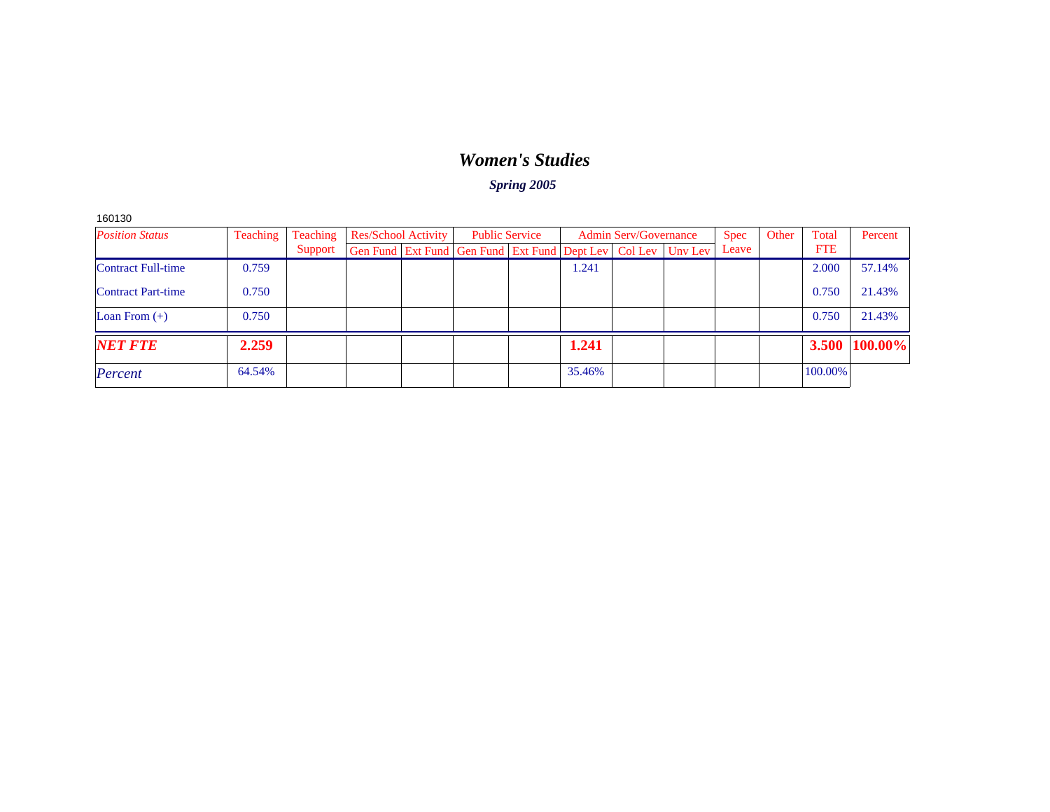# *Women's Studies*

### *Spring 2005*

160130

| *Position Status* | Teaching | Teaching Support | Res/School Activity | | Public Service | | Admin Serv/Governance | | | Spec Leave | Other | Total FTE | Percent |
|---|---|---|---|---|---|---|---|---|---|---|---|---|---|
| | | | Gen Fund | Ext Fund | Gen Fund | Ext Fund | Dept Lev | Col Lev | Unv Lev | | | | |
| Contract Full-time | 0.759 | | | | | | 1.241 | | | | | 2.000 | 57.14% |
| Contract Part-time | 0.750 | | | | | | | | | | | 0.750 | 21.43% |
| Loan From (+) | 0.750 | | | | | | | | | | | 0.750 | 21.43% |
| ***NET FTE*** | **2.259** | | | | | | **1.241** | | | | | **3.500** | **100.00%** |
| *Percent* | 64.54% | | | | | | 35.46% | | | | | 100.00% | |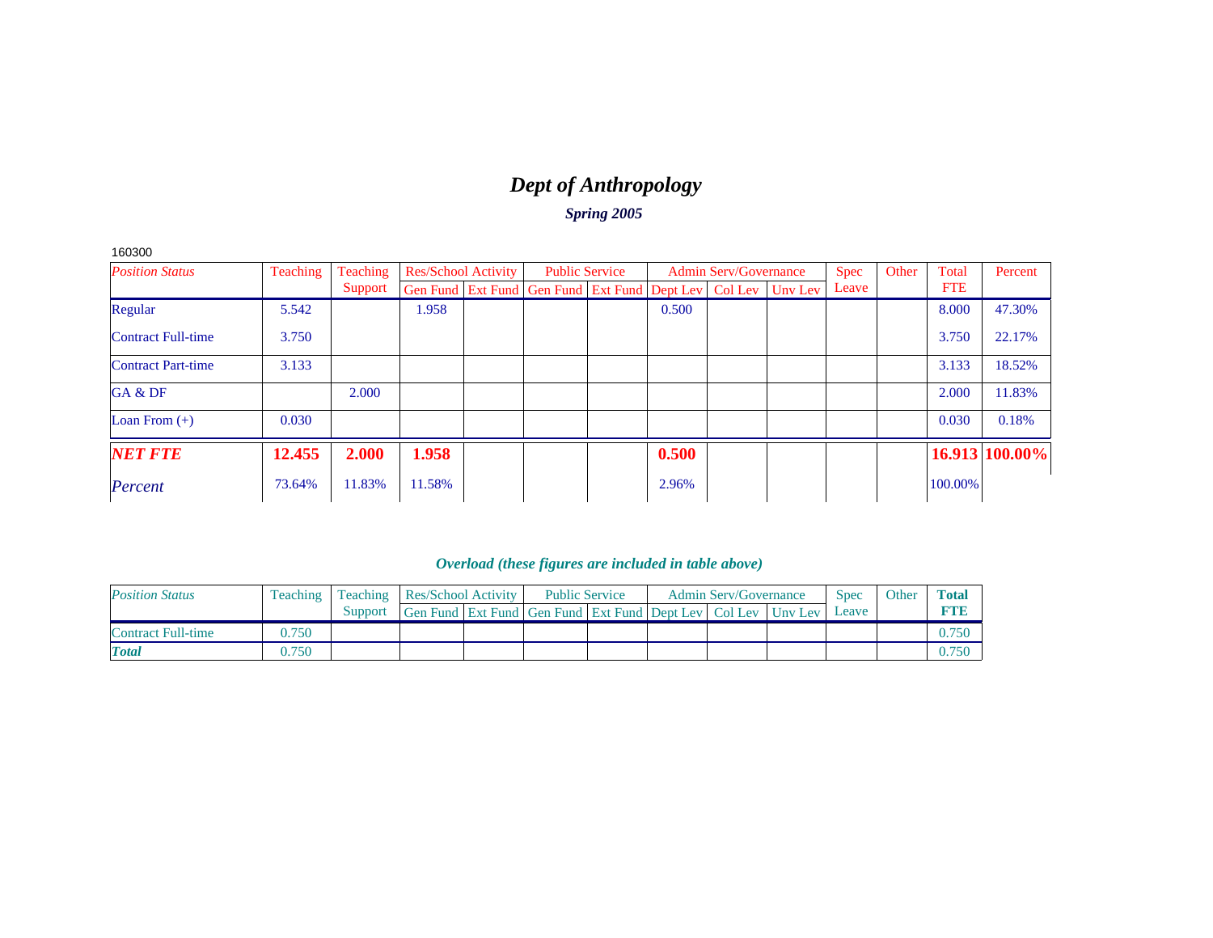# *Dept of Anthropology*

***Spring 2005***

160300

| *Position Status* | Teaching | Teaching Support | Res/School Activity | | Public Service | | Admin Serv/Governance | | | Spec Leave | Other | Total FTE | Percent |
|---|---|---|---|---|---|---|---|---|---|---|---|---|---|
| | | | Gen Fund | Ext Fund | Gen Fund | Ext Fund | Dept Lev | Col Lev | Unv Lev | | | | |
| Regular | 5.542 | | 1.958 | | | | 0.500 | | | | | 8.000 | 47.30% |
| Contract Full-time | 3.750 | | | | | | | | | | | 3.750 | 22.17% |
| Contract Part-time | 3.133 | | | | | | | | | | | 3.133 | 18.52% |
| GA & DF | | 2.000 | | | | | | | | | | 2.000 | 11.83% |
| Loan From (+) | 0.030 | | | | | | | | | | | 0.030 | 0.18% |
| ***NET FTE*** | **12.455** | **2.000** | **1.958** | | | | **0.500** | | | | | **16.913** | **100.00%** |
| *Percent* | 73.64% | 11.83% | 11.58% | | | | 2.96% | | | | | 100.00% | |

***Overload (these figures are included in table above)***

| *Position Status* | Teaching | Teaching Support | Res/School Activity | | Public Service | | Admin Serv/Governance | | | Spec Leave | Other | **Total FTE** |
|---|---|---|---|---|---|---|---|---|---|---|---|---|
| | | | Gen Fund | Ext Fund | Gen Fund | Ext Fund | Dept Lev | Col Lev | Unv Lev | | | |
| Contract Full-time | 0.750 | | | | | | | | | | | 0.750 |
| ***Total*** | 0.750 | | | | | | | | | | | 0.750 |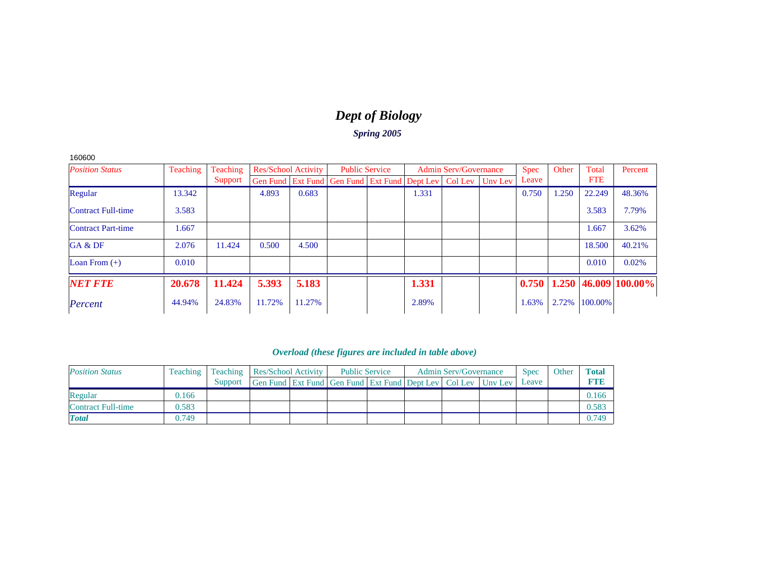# *Dept of Biology*

### *Spring 2005*

160600

| *Position Status* | Teaching | Teaching Support | Res/School Activity | | Public Service | | Admin Serv/Governance | | | Spec Leave | Other | Total FTE | Percent |
|---|---|---|---|---|---|---|---|---|---|---|---|---|---|
| | | | Gen Fund | Ext Fund | Gen Fund | Ext Fund | Dept Lev | Col Lev | Unv Lev | | | | |
| Regular | 13.342 | | 4.893 | 0.683 | | | 1.331 | | | 0.750 | 1.250 | 22.249 | 48.36% |
| Contract Full-time | 3.583 | | | | | | | | | | | 3.583 | 7.79% |
| Contract Part-time | 1.667 | | | | | | | | | | | 1.667 | 3.62% |
| GA & DF | 2.076 | 11.424 | 0.500 | 4.500 | | | | | | | | 18.500 | 40.21% |
| Loan From (+) | 0.010 | | | | | | | | | | | 0.010 | 0.02% |
| ***NET FTE*** | **20.678** | **11.424** | **5.393** | **5.183** | | | **1.331** | | | **0.750** | **1.250** | **46.009** | **100.00%** |
| *Percent* | 44.94% | 24.83% | 11.72% | 11.27% | | | 2.89% | | | 1.63% | 2.72% | 100.00% | |

### *Overload (these figures are included in table above)*

| *Position Status* | Teaching | Teaching Support | Res/School Activity | | Public Service | | Admin Serv/Governance | | | Spec Leave | Other | **Total FTE** |
|---|---|---|---|---|---|---|---|---|---|---|---|---|
| | | | Gen Fund | Ext Fund | Gen Fund | Ext Fund | Dept Lev | Col Lev | Unv Lev | | | |
| Regular | 0.166 | | | | | | | | | | | 0.166 |
| Contract Full-time | 0.583 | | | | | | | | | | | 0.583 |
| ***Total*** | 0.749 | | | | | | | | | | | 0.749 |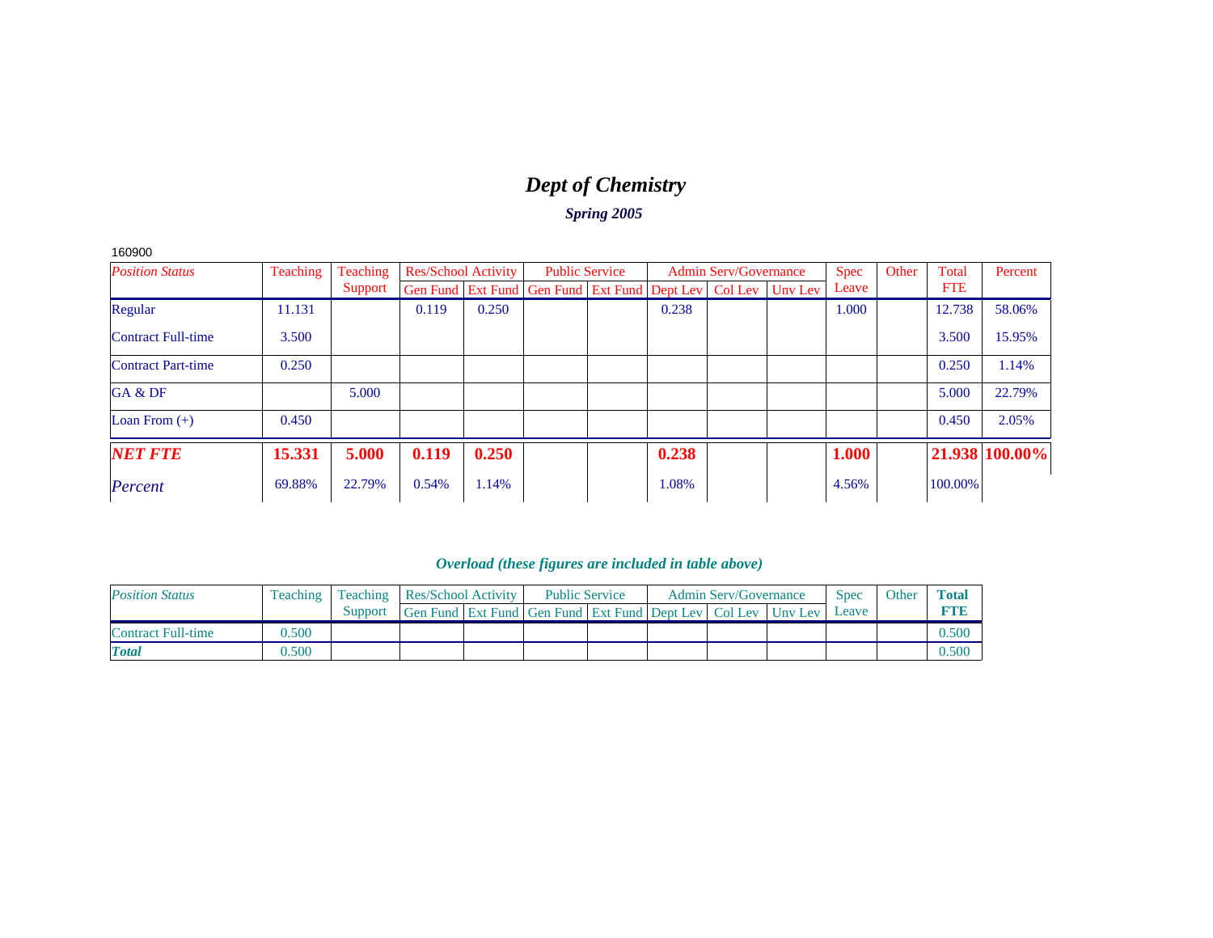# *Dept of Chemistry*

***Spring 2005***

160900

| *Position Status* | Teaching | Teaching Support | Res/School Activity | | Public Service | | Admin Serv/Governance | | | Spec Leave | Other | Total FTE | Percent |
|---|---|---|---|---|---|---|---|---|---|---|---|---|---|
| | | | Gen Fund | Ext Fund | Gen Fund | Ext Fund | Dept Lev | Col Lev | Unv Lev | | | | |
| Regular | 11.131 | | 0.119 | 0.250 | | | 0.238 | | | 1.000 | | 12.738 | 58.06% |
| Contract Full-time | 3.500 | | | | | | | | | | | 3.500 | 15.95% |
| Contract Part-time | 0.250 | | | | | | | | | | | 0.250 | 1.14% |
| GA & DF | | 5.000 | | | | | | | | | | 5.000 | 22.79% |
| Loan From (+) | 0.450 | | | | | | | | | | | 0.450 | 2.05% |
| ***NET FTE*** | **15.331** | **5.000** | **0.119** | **0.250** | | | **0.238** | | | **1.000** | | **21.938** | **100.00%** |
| *Percent* | 69.88% | 22.79% | 0.54% | 1.14% | | | 1.08% | | | 4.56% | | 100.00% | |

### *Overload (these figures are included in table above)*

| *Position Status* | Teaching | Teaching Support | Res/School Activity | | Public Service | | Admin Serv/Governance | | | Spec Leave | Other | **Total FTE** |
|---|---|---|---|---|---|---|---|---|---|---|---|---|
| | | | Gen Fund | Ext Fund | Gen Fund | Ext Fund | Dept Lev | Col Lev | Unv Lev | | | |
| Contract Full-time | 0.500 | | | | | | | | | | | 0.500 |
| ***Total*** | 0.500 | | | | | | | | | | | 0.500 |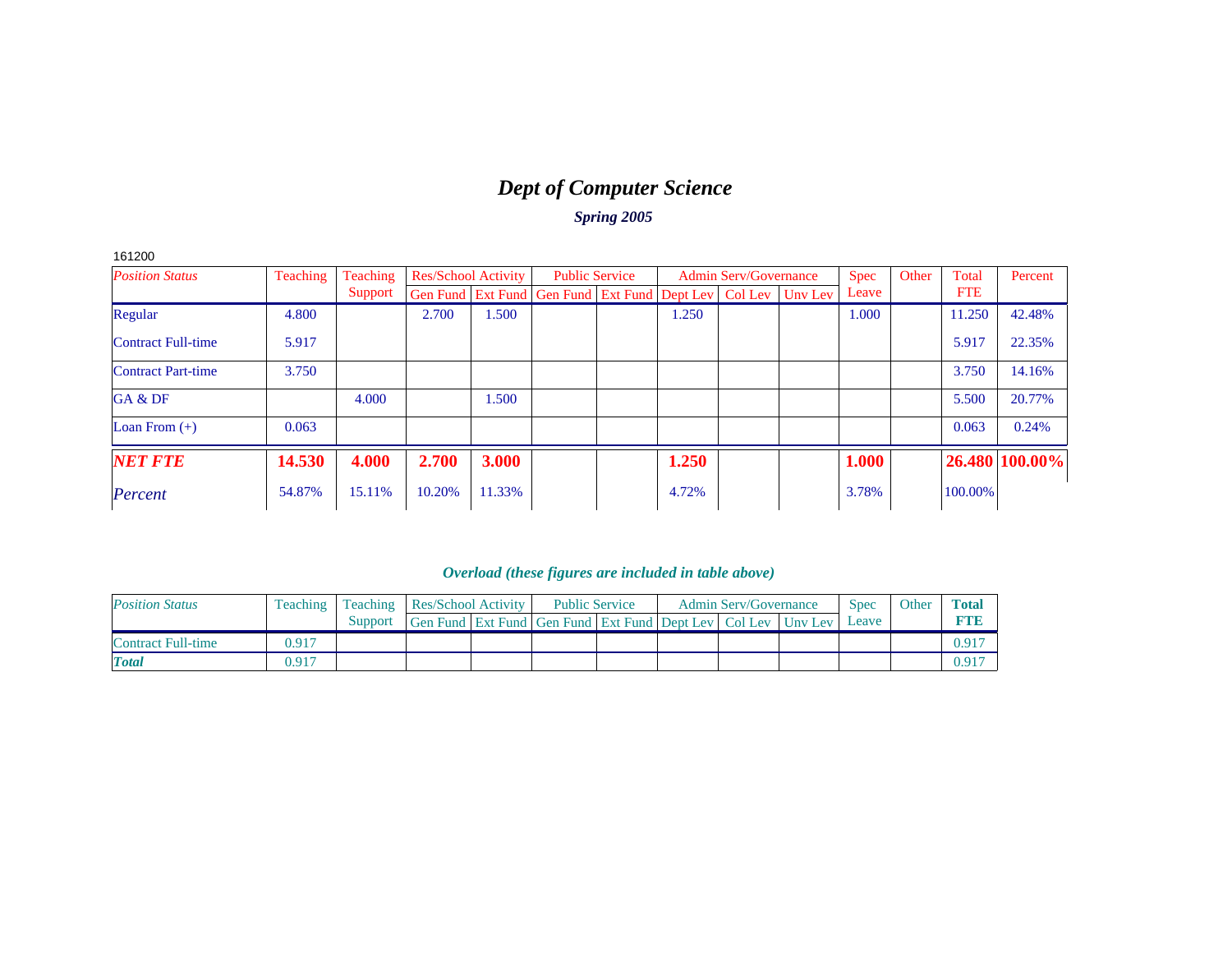# *Dept of Computer Science*

### *Spring 2005*

161200

| *Position Status* | Teaching | Teaching Support | Res/School Activity | | Public Service | | Admin Serv/Governance | | | Spec Leave | Other | Total FTE | Percent |
|---|---|---|---|---|---|---|---|---|---|---|---|---|---|
| | | | Gen Fund | Ext Fund | Gen Fund | Ext Fund | Dept Lev | Col Lev | Unv Lev | | | | |
| Regular | 4.800 | | 2.700 | 1.500 | | | 1.250 | | | 1.000 | | 11.250 | 42.48% |
| Contract Full-time | 5.917 | | | | | | | | | | | 5.917 | 22.35% |
| Contract Part-time | 3.750 | | | | | | | | | | | 3.750 | 14.16% |
| GA & DF | | 4.000 | | 1.500 | | | | | | | | 5.500 | 20.77% |
| Loan From (+) | 0.063 | | | | | | | | | | | 0.063 | 0.24% |
| ***NET FTE*** | **14.530** | **4.000** | **2.700** | **3.000** | | | **1.250** | | | **1.000** | | **26.480** | **100.00%** |
| *Percent* | 54.87% | 15.11% | 10.20% | 11.33% | | | 4.72% | | | 3.78% | | 100.00% | |

### *Overload (these figures are included in table above)*

| *Position Status* | Teaching | Teaching Support | Res/School Activity | | Public Service | | Admin Serv/Governance | | | Spec Leave | Other | **Total FTE** |
|---|---|---|---|---|---|---|---|---|---|---|---|---|
| | | | Gen Fund | Ext Fund | Gen Fund | Ext Fund | Dept Lev | Col Lev | Unv Lev | | | |
| Contract Full-time | 0.917 | | | | | | | | | | | 0.917 |
| ***Total*** | 0.917 | | | | | | | | | | | 0.917 |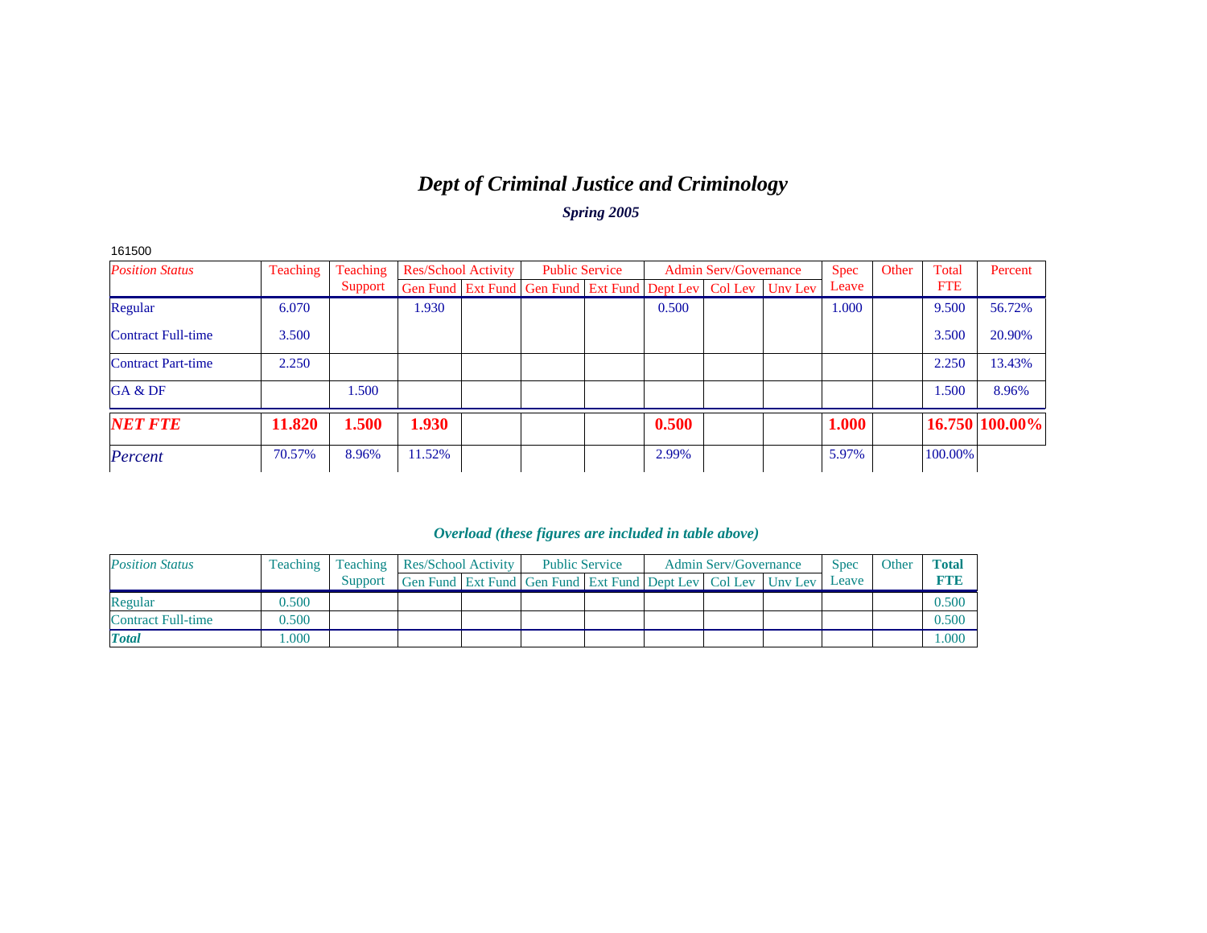# *Dept of Criminal Justice and Criminology*

***Spring 2005***

161500

| *Position Status* | Teaching | Teaching Support | Res/School Activity | | Public Service | | Admin Serv/Governance | | | Spec Leave | Other | Total FTE | Percent |
|---|---|---|---|---|---|---|---|---|---|---|---|---|---|
| | | | Gen Fund | Ext Fund | Gen Fund | Ext Fund | Dept Lev | Col Lev | Unv Lev | | | | |
| Regular | 6.070 | | 1.930 | | | | 0.500 | | | 1.000 | | 9.500 | 56.72% |
| Contract Full-time | 3.500 | | | | | | | | | | | 3.500 | 20.90% |
| Contract Part-time | 2.250 | | | | | | | | | | | 2.250 | 13.43% |
| GA & DF | | 1.500 | | | | | | | | | | 1.500 | 8.96% |
| ***NET FTE*** | **11.820** | **1.500** | **1.930** | | | | **0.500** | | | **1.000** | | **16.750** | **100.00%** |
| *Percent* | 70.57% | 8.96% | 11.52% | | | | 2.99% | | | 5.97% | | 100.00% | |

***Overload (these figures are included in table above)***

| *Position Status* | Teaching | Teaching Support | Res/School Activity | | Public Service | | Admin Serv/Governance | | | Spec Leave | Other | **Total FTE** |
|---|---|---|---|---|---|---|---|---|---|---|---|---|
| | | | Gen Fund | Ext Fund | Gen Fund | Ext Fund | Dept Lev | Col Lev | Unv Lev | | | |
| Regular | 0.500 | | | | | | | | | | | 0.500 |
| Contract Full-time | 0.500 | | | | | | | | | | | 0.500 |
| ***Total*** | 1.000 | | | | | | | | | | | 1.000 |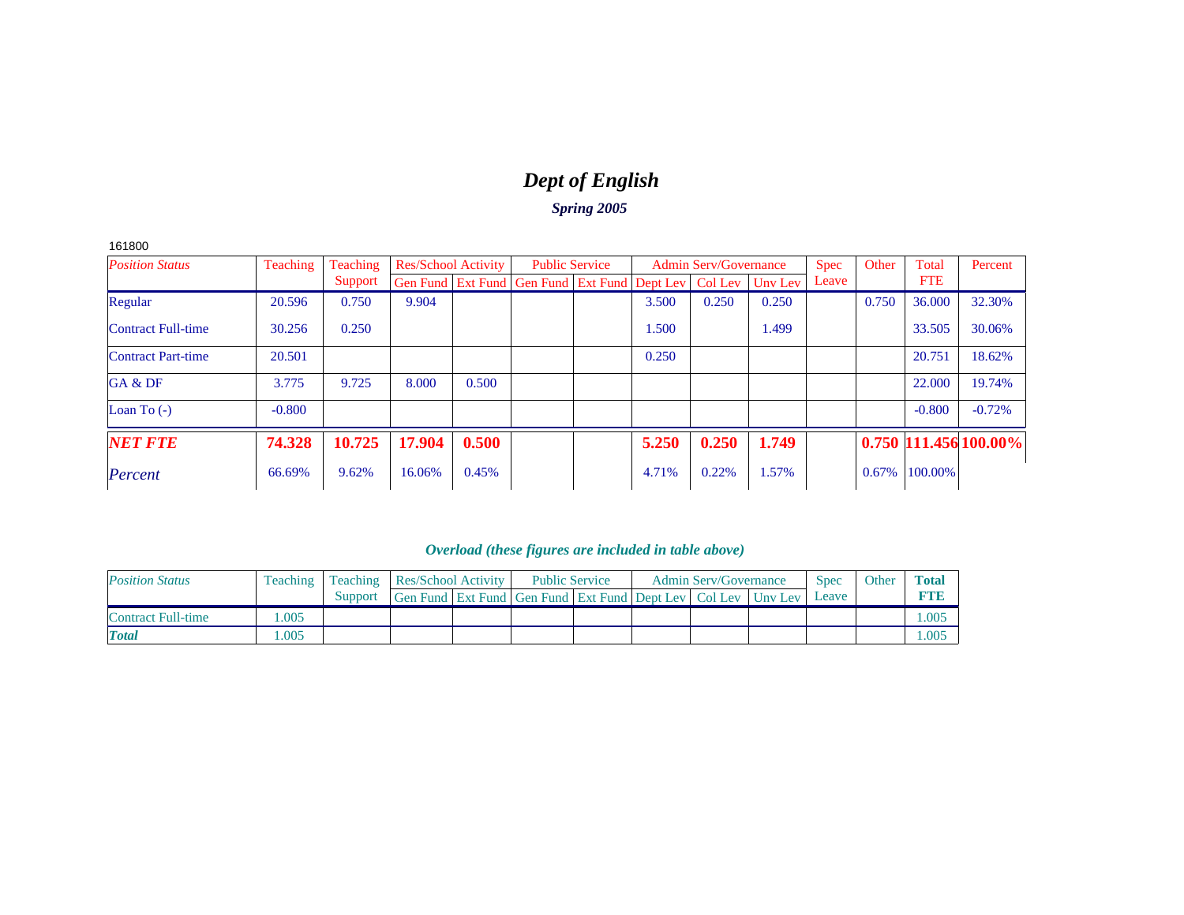# *Dept of English*

### *Spring 2005*

161800

| *Position Status* | Teaching | Teaching Support | Res/School Activity | | Public Service | | Admin Serv/Governance | | | Spec Leave | Other | Total FTE | Percent |
|---|---|---|---|---|---|---|---|---|---|---|---|---|---|
| | | | Gen Fund | Ext Fund | Gen Fund | Ext Fund | Dept Lev | Col Lev | Unv Lev | | | | |
| Regular | 20.596 | 0.750 | 9.904 | | | | 3.500 | 0.250 | 0.250 | | 0.750 | 36.000 | 32.30% |
| Contract Full-time | 30.256 | 0.250 | | | | | 1.500 | | 1.499 | | | 33.505 | 30.06% |
| Contract Part-time | 20.501 | | | | | | 0.250 | | | | | 20.751 | 18.62% |
| GA & DF | 3.775 | 9.725 | 8.000 | 0.500 | | | | | | | | 22.000 | 19.74% |
| Loan To (-) | -0.800 | | | | | | | | | | | -0.800 | -0.72% |
| ***NET FTE*** | **74.328** | **10.725** | **17.904** | **0.500** | | | **5.250** | **0.250** | **1.749** | | **0.750** | **111.456** | **100.00%** |
| *Percent* | 66.69% | 9.62% | 16.06% | 0.45% | | | 4.71% | 0.22% | 1.57% | | 0.67% | 100.00% | |

### *Overload (these figures are included in table above)*

| *Position Status* | Teaching | Teaching Support | Res/School Activity | | Public Service | | Admin Serv/Governance | | | Spec Leave | Other | **Total FTE** |
|---|---|---|---|---|---|---|---|---|---|---|---|---|
| | | | Gen Fund | Ext Fund | Gen Fund | Ext Fund | Dept Lev | Col Lev | Unv Lev | | | |
| Contract Full-time | 1.005 | | | | | | | | | | | 1.005 |
| ***Total*** | 1.005 | | | | | | | | | | | 1.005 |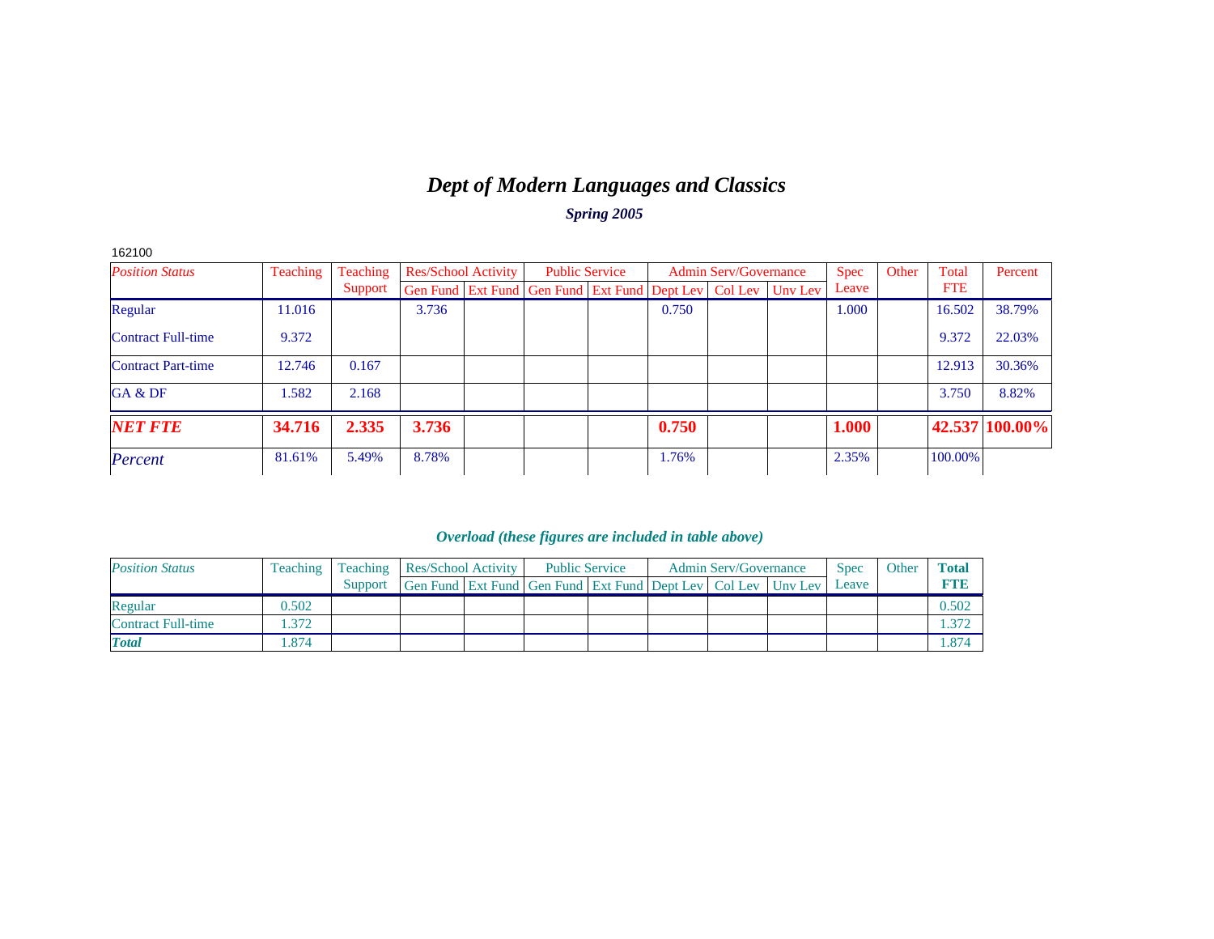# *Dept of Modern Languages and Classics*

***Spring 2005***

162100

| *Position Status* | Teaching | Teaching Support | Res/School Activity | | Public Service | | Admin Serv/Governance | | | Spec Leave | Other | Total FTE | Percent |
|---|---|---|---|---|---|---|---|---|---|---|---|---|---|
| | | | Gen Fund | Ext Fund | Gen Fund | Ext Fund | Dept Lev | Col Lev | Unv Lev | | | | |
| Regular | 11.016 | | 3.736 | | | | 0.750 | | | 1.000 | | 16.502 | 38.79% |
| Contract Full-time | 9.372 | | | | | | | | | | | 9.372 | 22.03% |
| Contract Part-time | 12.746 | 0.167 | | | | | | | | | | 12.913 | 30.36% |
| GA & DF | 1.582 | 2.168 | | | | | | | | | | 3.750 | 8.82% |
| ***NET FTE*** | **34.716** | **2.335** | **3.736** | | | | **0.750** | | | **1.000** | | **42.537** | **100.00%** |
| *Percent* | 81.61% | 5.49% | 8.78% | | | | 1.76% | | | 2.35% | | 100.00% | |

***Overload (these figures are included in table above)***

| *Position Status* | Teaching | Teaching Support | Res/School Activity | | Public Service | | Admin Serv/Governance | | | Spec Leave | Other | **Total FTE** |
|---|---|---|---|---|---|---|---|---|---|---|---|---|
| | | | Gen Fund | Ext Fund | Gen Fund | Ext Fund | Dept Lev | Col Lev | Unv Lev | | | |
| Regular | 0.502 | | | | | | | | | | | 0.502 |
| Contract Full-time | 1.372 | | | | | | | | | | | 1.372 |
| ***Total*** | 1.874 | | | | | | | | | | | 1.874 |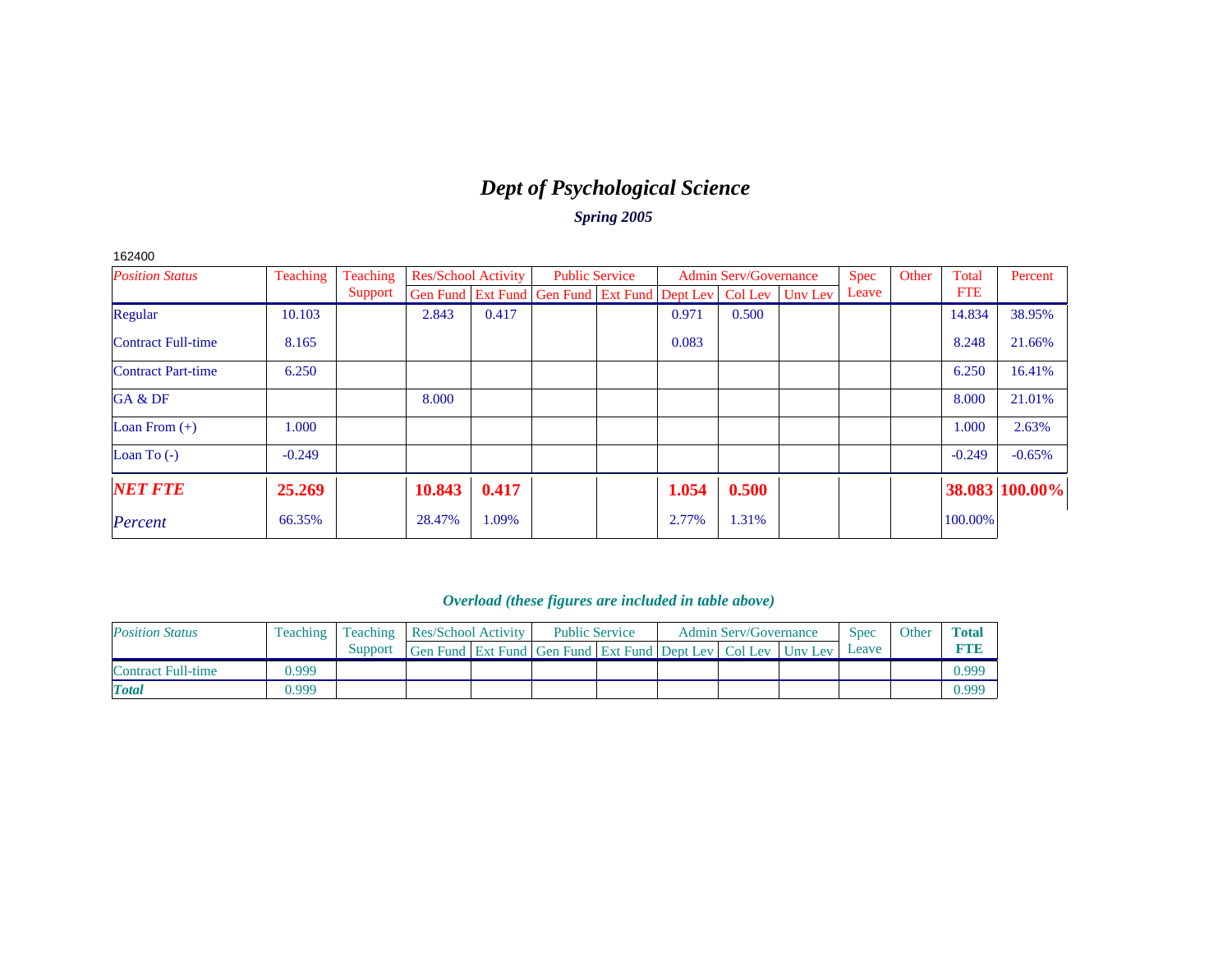# *Dept of Psychological Science*

### *Spring 2005*

162400

| *Position Status* | Teaching | Teaching Support | Res/School Activity | | Public Service | | Admin Serv/Governance | | | Spec Leave | Other | Total FTE | Percent |
|---|---|---|---|---|---|---|---|---|---|---|---|---|---|
| | | | Gen Fund | Ext Fund | Gen Fund | Ext Fund | Dept Lev | Col Lev | Unv Lev | | | | |
| Regular | 10.103 | | 2.843 | 0.417 | | | 0.971 | 0.500 | | | | 14.834 | 38.95% |
| Contract Full-time | 8.165 | | | | | | 0.083 | | | | | 8.248 | 21.66% |
| Contract Part-time | 6.250 | | | | | | | | | | | 6.250 | 16.41% |
| GA & DF | | | 8.000 | | | | | | | | | 8.000 | 21.01% |
| Loan From (+) | 1.000 | | | | | | | | | | | 1.000 | 2.63% |
| Loan To (-) | -0.249 | | | | | | | | | | | -0.249 | -0.65% |
| ***NET FTE*** | **25.269** | | **10.843** | **0.417** | | | **1.054** | **0.500** | | | | **38.083** | **100.00%** |
| *Percent* | 66.35% | | 28.47% | 1.09% | | | 2.77% | 1.31% | | | | 100.00% | |

### *Overload (these figures are included in table above)*

| *Position Status* | Teaching | Teaching Support | Res/School Activity | | Public Service | | Admin Serv/Governance | | | Spec Leave | Other | **Total FTE** |
|---|---|---|---|---|---|---|---|---|---|---|---|---|
| | | | Gen Fund | Ext Fund | Gen Fund | Ext Fund | Dept Lev | Col Lev | Unv Lev | | | |
| Contract Full-time | 0.999 | | | | | | | | | | | 0.999 |
| ***Total*** | 0.999 | | | | | | | | | | | 0.999 |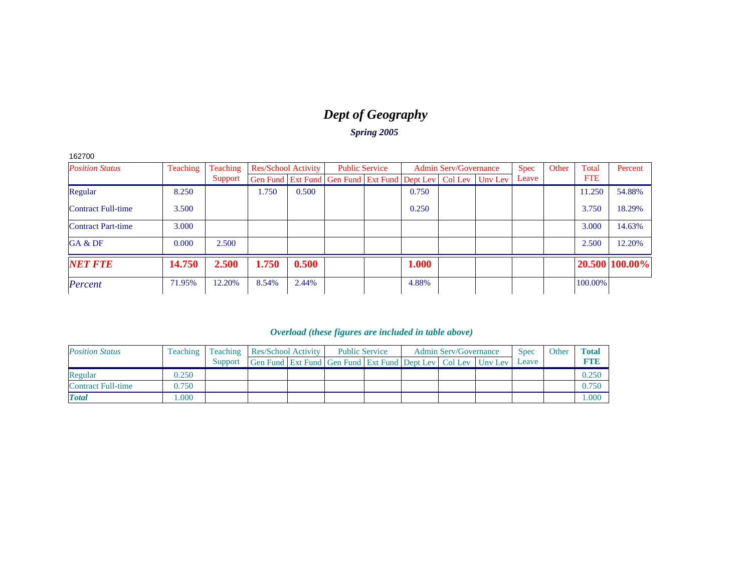# *Dept of Geography*

***Spring 2005***

162700

| *Position Status* | Teaching | Teaching Support | Res/School Activity | | Public Service | | Admin Serv/Governance | | | Spec Leave | Other | Total FTE | Percent |
|---|---|---|---|---|---|---|---|---|---|---|---|---|---|
| | | | Gen Fund | Ext Fund | Gen Fund | Ext Fund | Dept Lev | Col Lev | Unv Lev | | | | |
| Regular | 8.250 | | 1.750 | 0.500 | | | 0.750 | | | | | 11.250 | 54.88% |
| Contract Full-time | 3.500 | | | | | | 0.250 | | | | | 3.750 | 18.29% |
| Contract Part-time | 3.000 | | | | | | | | | | | 3.000 | 14.63% |
| GA & DF | 0.000 | 2.500 | | | | | | | | | | 2.500 | 12.20% |
| ***NET FTE*** | **14.750** | **2.500** | **1.750** | **0.500** | | | **1.000** | | | | | **20.500** | **100.00%** |
| *Percent* | 71.95% | 12.20% | 8.54% | 2.44% | | | 4.88% | | | | | 100.00% | |

***Overload (these figures are included in table above)***

| *Position Status* | Teaching | Teaching Support | Res/School Activity | | Public Service | | Admin Serv/Governance | | | Spec Leave | Other | **Total FTE** |
|---|---|---|---|---|---|---|---|---|---|---|---|---|
| | | | Gen Fund | Ext Fund | Gen Fund | Ext Fund | Dept Lev | Col Lev | Unv Lev | | | |
| Regular | 0.250 | | | | | | | | | | | 0.250 |
| Contract Full-time | 0.750 | | | | | | | | | | | 0.750 |
| ***Total*** | 1.000 | | | | | | | | | | | 1.000 |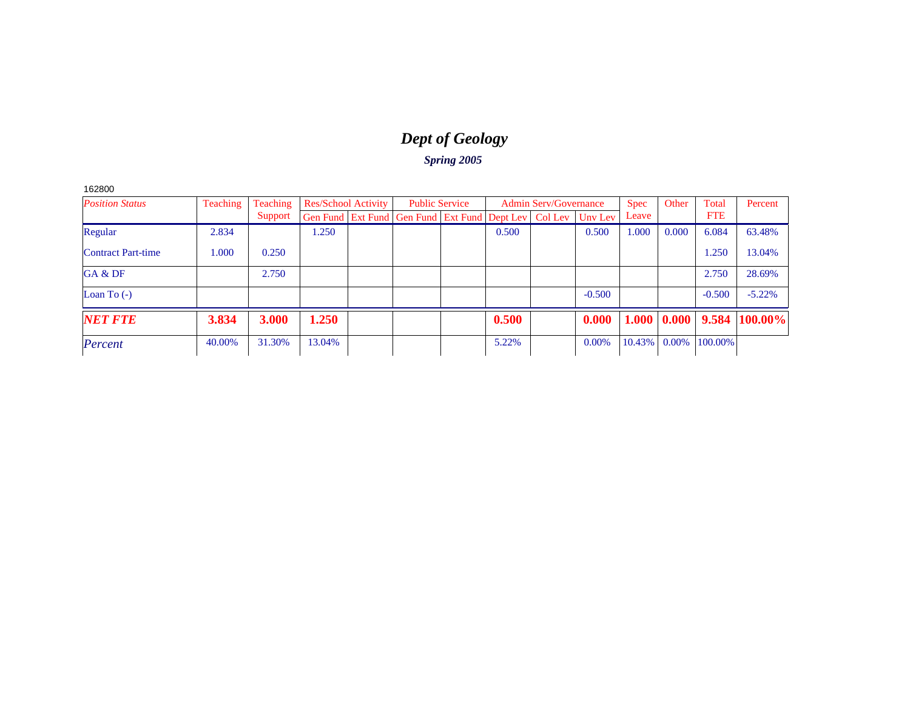# *Dept of Geology*

## *Spring 2005*

162800

| *Position Status* | Teaching | Teaching Support | Res/School Activity | | Public Service | | Admin Serv/Governance | | | Spec Leave | Other | Total FTE | Percent |
|---|---|---|---|---|---|---|---|---|---|---|---|---|---|
| | | | Gen Fund | Ext Fund | Gen Fund | Ext Fund | Dept Lev | Col Lev | Unv Lev | | | | |
| Regular | 2.834 | | 1.250 | | | | 0.500 | | 0.500 | 1.000 | 0.000 | 6.084 | 63.48% |
| Contract Part-time | 1.000 | 0.250 | | | | | | | | | | 1.250 | 13.04% |
| GA & DF | | 2.750 | | | | | | | | | | 2.750 | 28.69% |
| Loan To (-) | | | | | | | | | -0.500 | | | -0.500 | -5.22% |
| ***NET FTE*** | **3.834** | **3.000** | **1.250** | | | | **0.500** | | **0.000** | **1.000** | **0.000** | **9.584** | **100.00%** |
| *Percent* | 40.00% | 31.30% | 13.04% | | | | 5.22% | | 0.00% | 10.43% | 0.00% | 100.00% | |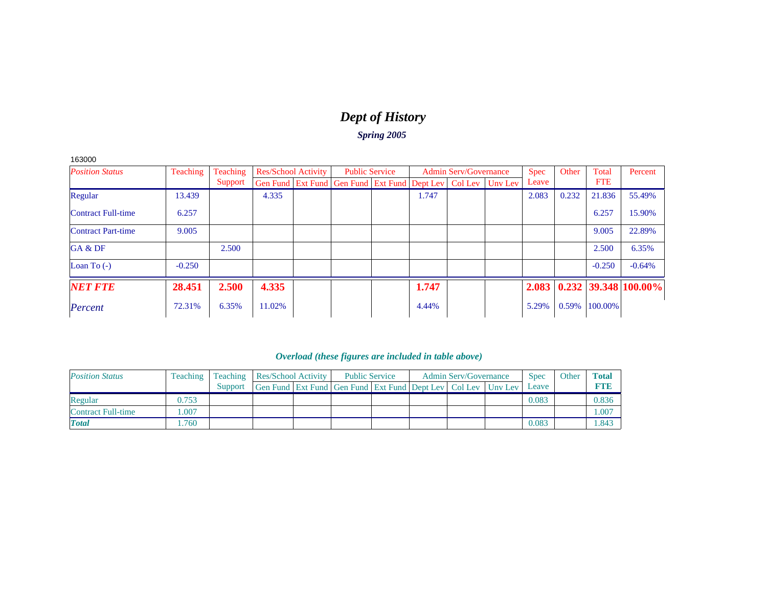# *Dept of History*

### *Spring 2005*

163000

| *Position Status* | Teaching | Teaching Support | Res/School Activity | | Public Service | | Admin Serv/Governance | | | Spec Leave | Other | Total FTE | Percent |
|---|---|---|---|---|---|---|---|---|---|---|---|---|---|
| | | | Gen Fund | Ext Fund | Gen Fund | Ext Fund | Dept Lev | Col Lev | Unv Lev | | | | |
| Regular | 13.439 | | 4.335 | | | | 1.747 | | | 2.083 | 0.232 | 21.836 | 55.49% |
| Contract Full-time | 6.257 | | | | | | | | | | | 6.257 | 15.90% |
| Contract Part-time | 9.005 | | | | | | | | | | | 9.005 | 22.89% |
| GA & DF | | 2.500 | | | | | | | | | | 2.500 | 6.35% |
| Loan To (-) | -0.250 | | | | | | | | | | | -0.250 | -0.64% |
| ***NET FTE*** | **28.451** | **2.500** | **4.335** | | | | **1.747** | | | **2.083** | **0.232** | **39.348** | **100.00%** |
| *Percent* | 72.31% | 6.35% | 11.02% | | | | 4.44% | | | 5.29% | 0.59% | 100.00% | |

### *Overload (these figures are included in table above)*

| *Position Status* | Teaching | Teaching Support | Res/School Activity | | Public Service | | Admin Serv/Governance | | | Spec Leave | Other | **Total FTE** |
|---|---|---|---|---|---|---|---|---|---|---|---|---|
| | | | Gen Fund | Ext Fund | Gen Fund | Ext Fund | Dept Lev | Col Lev | Unv Lev | | | |
| Regular | 0.753 | | | | | | | | | 0.083 | | 0.836 |
| Contract Full-time | 1.007 | | | | | | | | | | | 1.007 |
| ***Total*** | 1.760 | | | | | | | | | 0.083 | | 1.843 |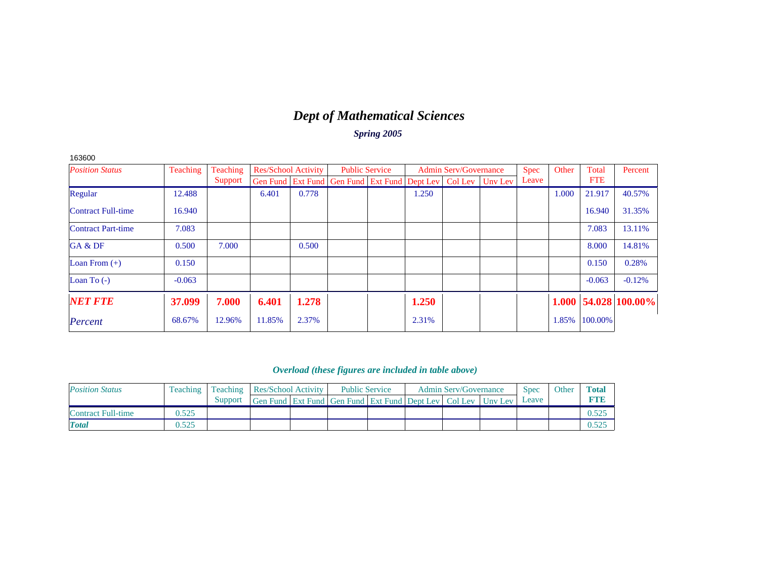# *Dept of Mathematical Sciences*

***Spring 2005***

163600

| *Position Status* | Teaching | Teaching Support | Res/School Activity | | Public Service | | Admin Serv/Governance | | | Spec Leave | Other | Total FTE | Percent |
|---|---|---|---|---|---|---|---|---|---|---|---|---|---|
| | | | Gen Fund | Ext Fund | Gen Fund | Ext Fund | Dept Lev | Col Lev | Unv Lev | | | | |
| Regular | 12.488 | | 6.401 | 0.778 | | | 1.250 | | | | 1.000 | 21.917 | 40.57% |
| Contract Full-time | 16.940 | | | | | | | | | | | 16.940 | 31.35% |
| Contract Part-time | 7.083 | | | | | | | | | | | 7.083 | 13.11% |
| GA & DF | 0.500 | 7.000 | | 0.500 | | | | | | | | 8.000 | 14.81% |
| Loan From (+) | 0.150 | | | | | | | | | | | 0.150 | 0.28% |
| Loan To (-) | -0.063 | | | | | | | | | | | -0.063 | -0.12% |
| ***NET FTE*** | **37.099** | **7.000** | **6.401** | **1.278** | | | **1.250** | | | | **1.000** | **54.028** | **100.00%** |
| *Percent* | 68.67% | 12.96% | 11.85% | 2.37% | | | 2.31% | | | | 1.85% | 100.00% | |

***Overload (these figures are included in table above)***

| *Position Status* | Teaching | Teaching Support | Res/School Activity | | Public Service | | Admin Serv/Governance | | | Spec Leave | Other | **Total FTE** |
|---|---|---|---|---|---|---|---|---|---|---|---|---|
| | | | Gen Fund | Ext Fund | Gen Fund | Ext Fund | Dept Lev | Col Lev | Unv Lev | | | |
| Contract Full-time | 0.525 | | | | | | | | | | | 0.525 |
| ***Total*** | 0.525 | | | | | | | | | | | 0.525 |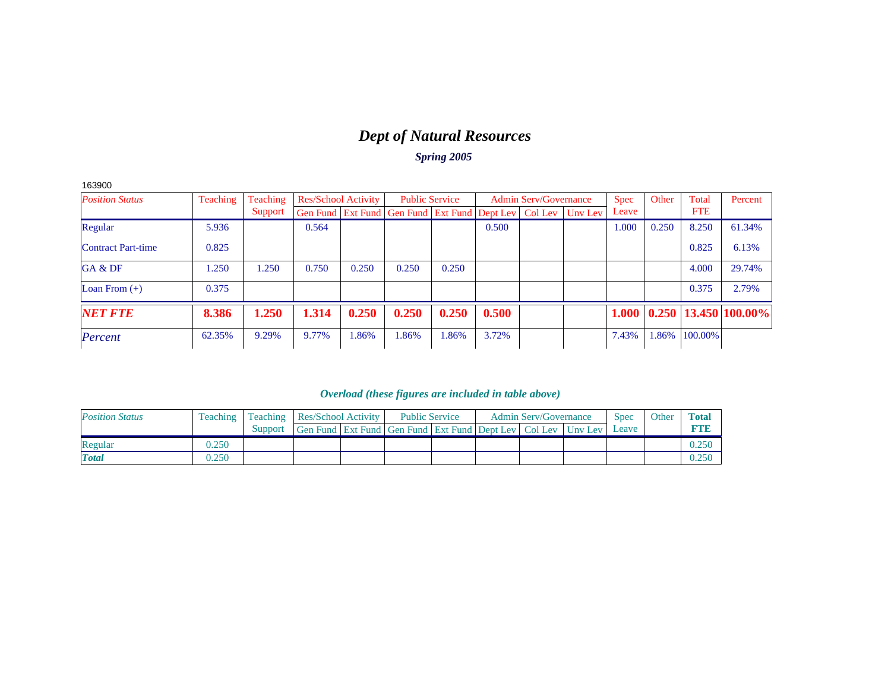# *Dept of Natural Resources*

### *Spring 2005*

163900

| *Position Status* | Teaching | Teaching Support | Res/School Activity | | Public Service | | Admin Serv/Governance | | | Spec Leave | Other | Total FTE | Percent |
|---|---|---|---|---|---|---|---|---|---|---|---|---|---|
| | | | Gen Fund | Ext Fund | Gen Fund | Ext Fund | Dept Lev | Col Lev | Unv Lev | | | | |
| Regular | 5.936 | | 0.564 | | | | 0.500 | | | 1.000 | 0.250 | 8.250 | 61.34% |
| Contract Part-time | 0.825 | | | | | | | | | | | 0.825 | 6.13% |
| GA & DF | 1.250 | 1.250 | 0.750 | 0.250 | 0.250 | 0.250 | | | | | | 4.000 | 29.74% |
| Loan From (+) | 0.375 | | | | | | | | | | | 0.375 | 2.79% |
| ***NET FTE*** | **8.386** | **1.250** | **1.314** | **0.250** | **0.250** | **0.250** | **0.500** | | | **1.000** | **0.250** | **13.450** | **100.00%** |
| *Percent* | 62.35% | 9.29% | 9.77% | 1.86% | 1.86% | 1.86% | 3.72% | | | 7.43% | 1.86% | 100.00% | |

### *Overload (these figures are included in table above)*

| *Position Status* | Teaching | Teaching Support | Res/School Activity | | Public Service | | Admin Serv/Governance | | | Spec Leave | Other | **Total FTE** |
|---|---|---|---|---|---|---|---|---|---|---|---|---|
| | | | Gen Fund | Ext Fund | Gen Fund | Ext Fund | Dept Lev | Col Lev | Unv Lev | | | |
| Regular | 0.250 | | | | | | | | | | | 0.250 |
| ***Total*** | 0.250 | | | | | | | | | | | 0.250 |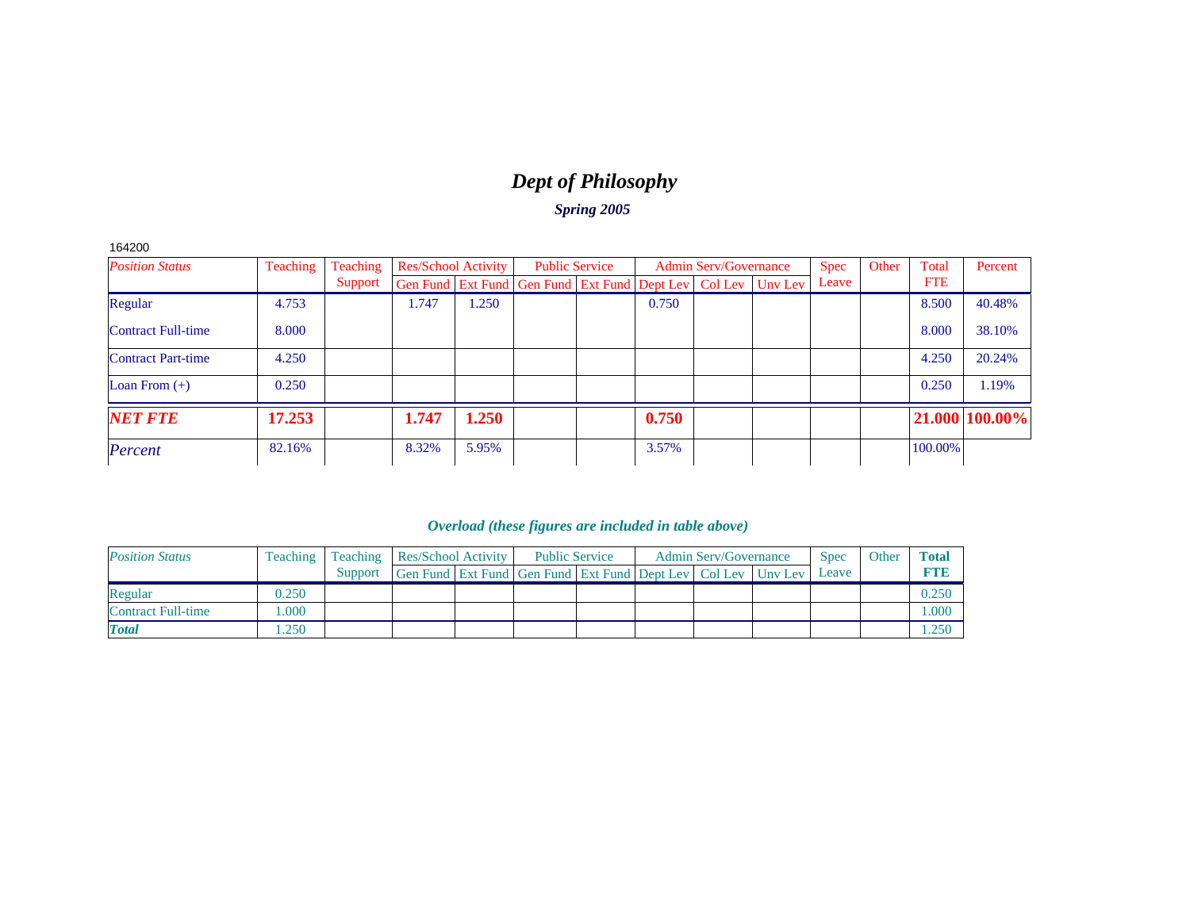# *Dept of Philosophy*

***Spring 2005***

164200

| *Position Status* | Teaching | Teaching Support | Res/School Activity | | Public Service | | Admin Serv/Governance | | | Spec Leave | Other | Total FTE | Percent |
|---|---|---|---|---|---|---|---|---|---|---|---|---|---|
| | | | Gen Fund | Ext Fund | Gen Fund | Ext Fund | Dept Lev | Col Lev | Unv Lev | | | | |
| Regular | 4.753 | | 1.747 | 1.250 | | | 0.750 | | | | | 8.500 | 40.48% |
| Contract Full-time | 8.000 | | | | | | | | | | | 8.000 | 38.10% |
| Contract Part-time | 4.250 | | | | | | | | | | | 4.250 | 20.24% |
| Loan From (+) | 0.250 | | | | | | | | | | | 0.250 | 1.19% |
| ***NET FTE*** | **17.253** | | **1.747** | **1.250** | | | **0.750** | | | | | **21.000** | **100.00%** |
| *Percent* | 82.16% | | 8.32% | 5.95% | | | 3.57% | | | | | 100.00% | |

### *Overload (these figures are included in table above)*

| *Position Status* | Teaching | Teaching Support | Res/School Activity | | Public Service | | Admin Serv/Governance | | | Spec Leave | Other | **Total FTE** |
|---|---|---|---|---|---|---|---|---|---|---|---|---|
| | | | Gen Fund | Ext Fund | Gen Fund | Ext Fund | Dept Lev | Col Lev | Unv Lev | | | |
| Regular | 0.250 | | | | | | | | | | | 0.250 |
| Contract Full-time | 1.000 | | | | | | | | | | | 1.000 |
| ***Total*** | 1.250 | | | | | | | | | | | 1.250 |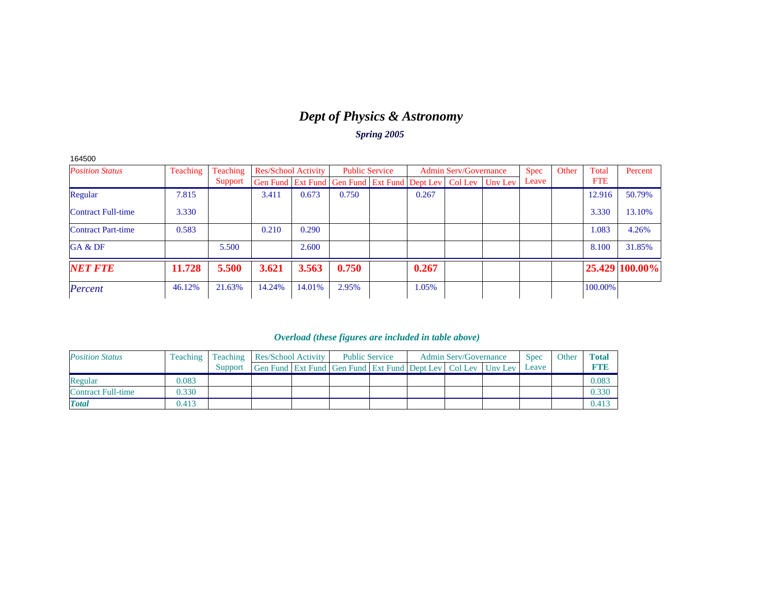# *Dept of Physics & Astronomy*

### *Spring 2005*

164500

| *Position Status* | Teaching | Teaching Support | Res/School Activity | | Public Service | | Admin Serv/Governance | | | Spec Leave | Other | Total FTE | Percent |
|---|---|---|---|---|---|---|---|---|---|---|---|---|---|
| | | | Gen Fund | Ext Fund | Gen Fund | Ext Fund | Dept Lev | Col Lev | Unv Lev | | | | |
| Regular | 7.815 | | 3.411 | 0.673 | 0.750 | | 0.267 | | | | | 12.916 | 50.79% |
| Contract Full-time | 3.330 | | | | | | | | | | | 3.330 | 13.10% |
| Contract Part-time | 0.583 | | 0.210 | 0.290 | | | | | | | | 1.083 | 4.26% |
| GA & DF | | 5.500 | | 2.600 | | | | | | | | 8.100 | 31.85% |
| ***NET FTE*** | **11.728** | **5.500** | **3.621** | **3.563** | **0.750** | | **0.267** | | | | | **25.429** | **100.00%** |
| *Percent* | 46.12% | 21.63% | 14.24% | 14.01% | 2.95% | | 1.05% | | | | | 100.00% | |

### *Overload (these figures are included in table above)*

| *Position Status* | Teaching | Teaching Support | Res/School Activity | | Public Service | | Admin Serv/Governance | | | Spec Leave | Other | **Total FTE** |
|---|---|---|---|---|---|---|---|---|---|---|---|---|
| | | | Gen Fund | Ext Fund | Gen Fund | Ext Fund | Dept Lev | Col Lev | Unv Lev | | | |
| Regular | 0.083 | | | | | | | | | | | 0.083 |
| Contract Full-time | 0.330 | | | | | | | | | | | 0.330 |
| ***Total*** | 0.413 | | | | | | | | | | | 0.413 |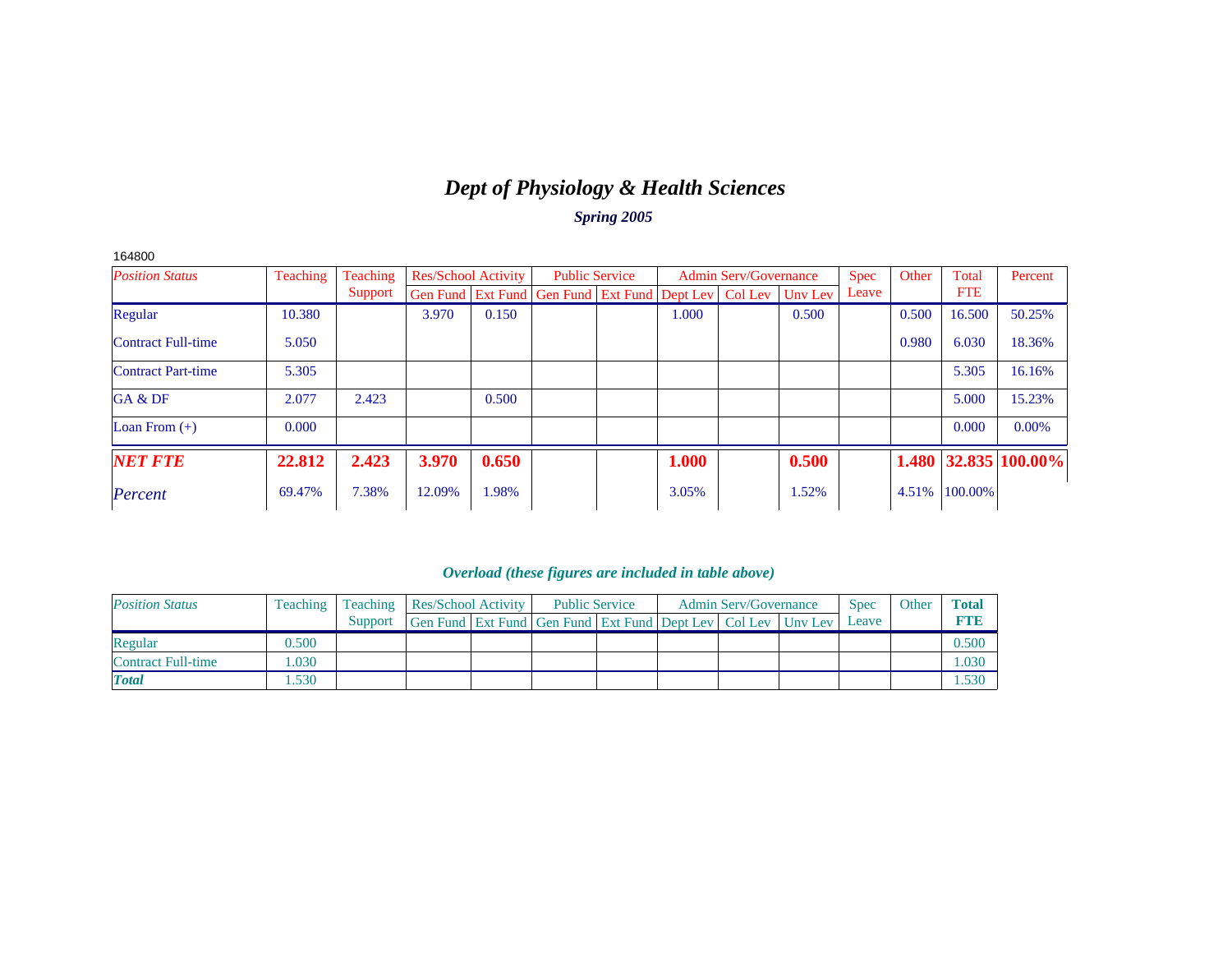# *Dept of Physiology & Health Sciences*

***Spring 2005***

164800

| *Position Status* | Teaching | Teaching Support | Res/School Activity | | Public Service | | Admin Serv/Governance | | | Spec Leave | Other | Total FTE | Percent |
|---|---|---|---|---|---|---|---|---|---|---|---|---|---|
| | | | Gen Fund | Ext Fund | Gen Fund | Ext Fund | Dept Lev | Col Lev | Unv Lev | | | | |
| Regular | 10.380 | | 3.970 | 0.150 | | | 1.000 | | 0.500 | | 0.500 | 16.500 | 50.25% |
| Contract Full-time | 5.050 | | | | | | | | | | 0.980 | 6.030 | 18.36% |
| Contract Part-time | 5.305 | | | | | | | | | | | 5.305 | 16.16% |
| GA & DF | 2.077 | 2.423 | | 0.500 | | | | | | | | 5.000 | 15.23% |
| Loan From (+) | 0.000 | | | | | | | | | | | 0.000 | 0.00% |
| ***NET FTE*** | **22.812** | **2.423** | **3.970** | **0.650** | | | **1.000** | | **0.500** | | **1.480** | **32.835** | **100.00%** |
| *Percent* | 69.47% | 7.38% | 12.09% | 1.98% | | | 3.05% | | 1.52% | | 4.51% | 100.00% | |

***Overload (these figures are included in table above)***

| *Position Status* | Teaching | Teaching Support | Res/School Activity | | Public Service | | Admin Serv/Governance | | | Spec Leave | Other | **Total FTE** |
|---|---|---|---|---|---|---|---|---|---|---|---|---|
| | | | Gen Fund | Ext Fund | Gen Fund | Ext Fund | Dept Lev | Col Lev | Unv Lev | | | |
| Regular | 0.500 | | | | | | | | | | | 0.500 |
| Contract Full-time | 1.030 | | | | | | | | | | | 1.030 |
| ***Total*** | 1.530 | | | | | | | | | | | 1.530 |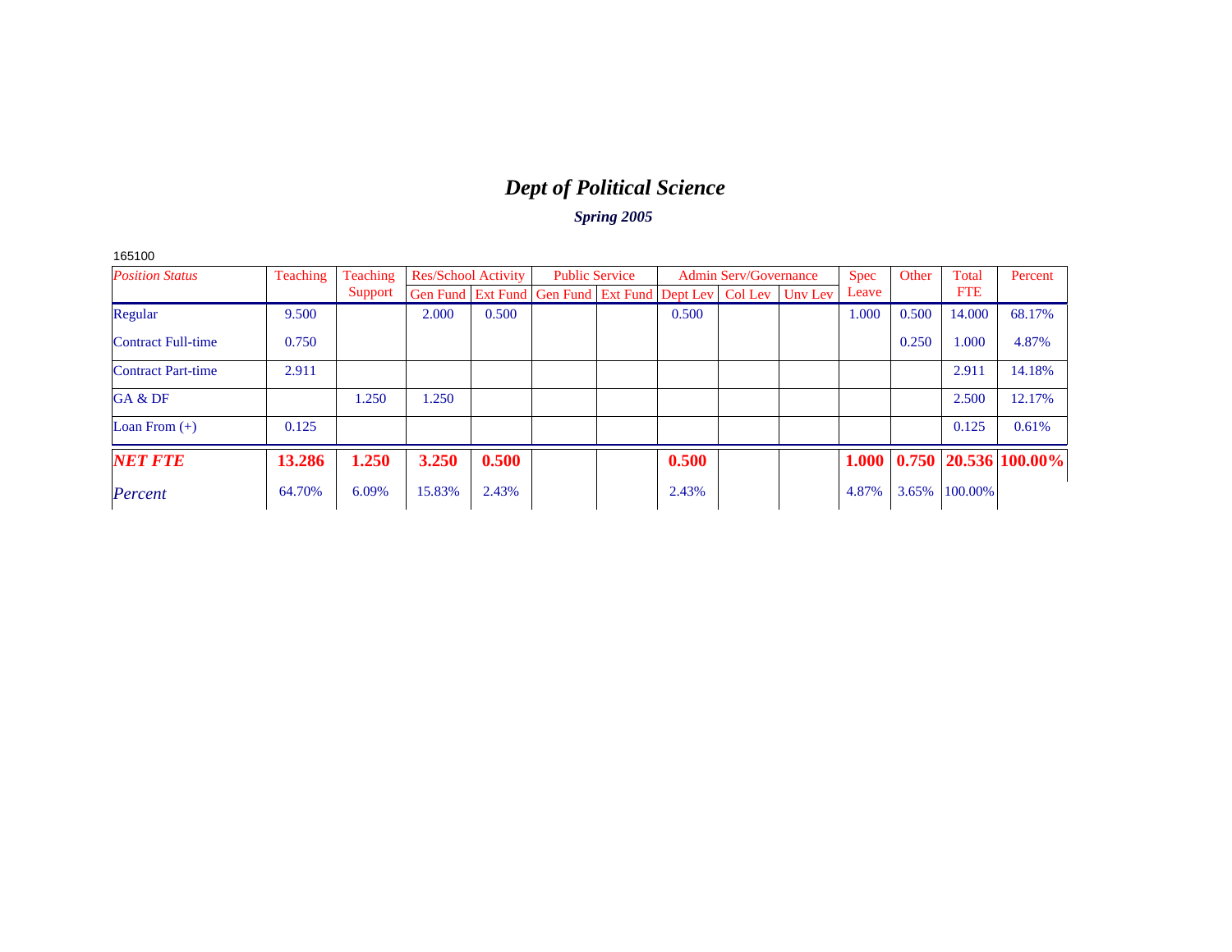# *Dept of Political Science*

***Spring 2005***

165100

| *Position Status* | Teaching | Teaching Support | Res/School Activity | | Public Service | | Admin Serv/Governance | | | Spec Leave | Other | Total FTE | Percent |
|---|---|---|---|---|---|---|---|---|---|---|---|---|---|
| | | | Gen Fund | Ext Fund | Gen Fund | Ext Fund | Dept Lev | Col Lev | Unv Lev | | | | |
| Regular | 9.500 | | 2.000 | 0.500 | | | 0.500 | | | 1.000 | 0.500 | 14.000 | 68.17% |
| Contract Full-time | 0.750 | | | | | | | | | | 0.250 | 1.000 | 4.87% |
| Contract Part-time | 2.911 | | | | | | | | | | | 2.911 | 14.18% |
| GA & DF | | 1.250 | 1.250 | | | | | | | | | 2.500 | 12.17% |
| Loan From (+) | 0.125 | | | | | | | | | | | 0.125 | 0.61% |
| ***NET FTE*** | **13.286** | **1.250** | **3.250** | **0.500** | | | **0.500** | | | **1.000** | **0.750** | **20.536** | **100.00%** |
| *Percent* | 64.70% | 6.09% | 15.83% | 2.43% | | | 2.43% | | | 4.87% | 3.65% | 100.00% | |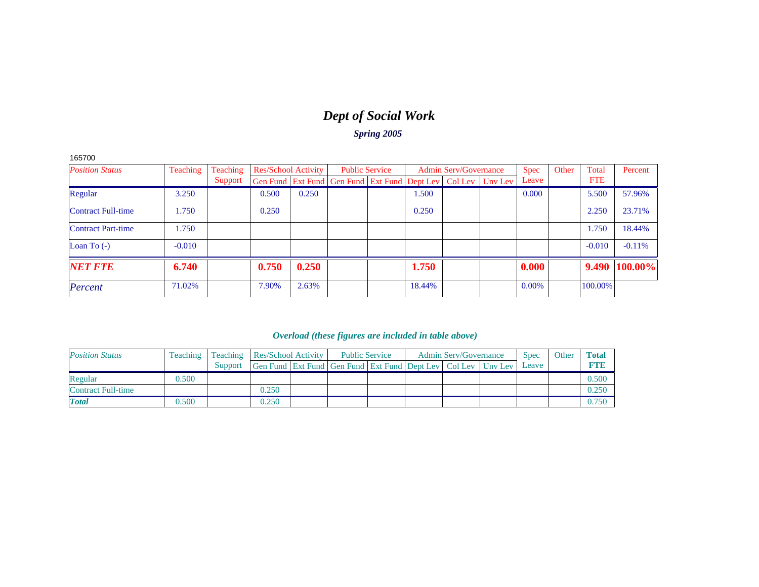# *Dept of Social Work*

### *Spring 2005*

165700

| *Position Status* | Teaching | Teaching Support | Res/School Activity | | Public Service | | Admin Serv/Governance | | | Spec Leave | Other | Total FTE | Percent |
|---|---|---|---|---|---|---|---|---|---|---|---|---|---|
| | | | Gen Fund | Ext Fund | Gen Fund | Ext Fund | Dept Lev | Col Lev | Unv Lev | | | | |
| Regular | 3.250 | | 0.500 | 0.250 | | | 1.500 | | | 0.000 | | 5.500 | 57.96% |
| Contract Full-time | 1.750 | | 0.250 | | | | 0.250 | | | | | 2.250 | 23.71% |
| Contract Part-time | 1.750 | | | | | | | | | | | 1.750 | 18.44% |
| Loan To (-) | -0.010 | | | | | | | | | | | -0.010 | -0.11% |
| ***NET FTE*** | **6.740** | | **0.750** | **0.250** | | | **1.750** | | | **0.000** | | **9.490** | **100.00%** |
| *Percent* | 71.02% | | 7.90% | 2.63% | | | 18.44% | | | 0.00% | | 100.00% | |

### *Overload (these figures are included in table above)*

| *Position Status* | Teaching | Teaching Support | Res/School Activity | | Public Service | | Admin Serv/Governance | | | Spec Leave | Other | **Total FTE** |
|---|---|---|---|---|---|---|---|---|---|---|---|---|
| | | | Gen Fund | Ext Fund | Gen Fund | Ext Fund | Dept Lev | Col Lev | Unv Lev | | | |
| Regular | 0.500 | | | | | | | | | | | 0.500 |
| Contract Full-time | | | 0.250 | | | | | | | | | 0.250 |
| ***Total*** | 0.500 | | 0.250 | | | | | | | | | 0.750 |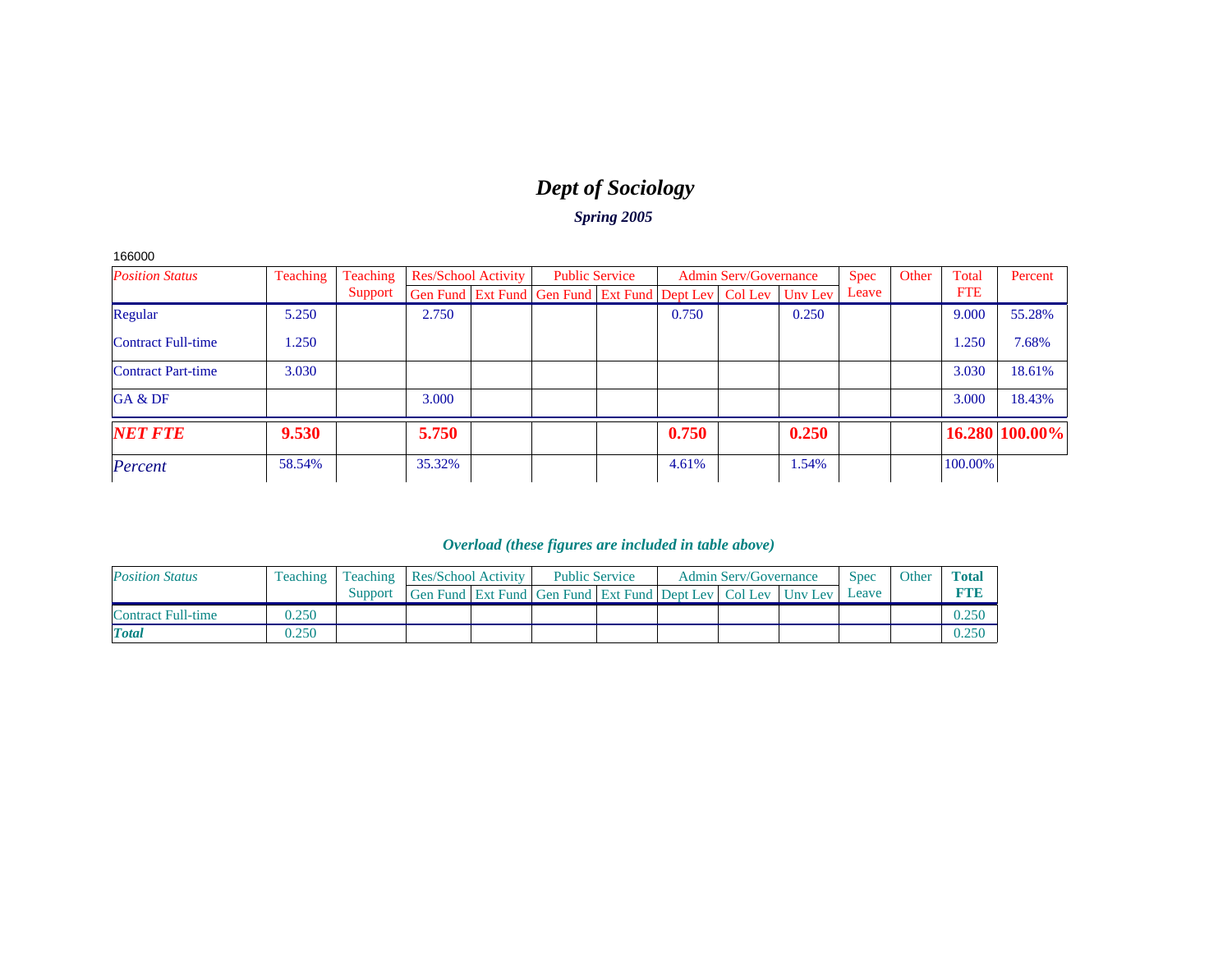# *Dept of Sociology*

### *Spring 2005*

166000

| *Position Status* | Teaching | Teaching Support | Res/School Activity | | Public Service | | Admin Serv/Governance | | | Spec Leave | Other | Total FTE | Percent |
|---|---|---|---|---|---|---|---|---|---|---|---|---|---|
| | | | Gen Fund | Ext Fund | Gen Fund | Ext Fund | Dept Lev | Col Lev | Unv Lev | | | | |
| Regular | 5.250 | | 2.750 | | | | 0.750 | | 0.250 | | | 9.000 | 55.28% |
| Contract Full-time | 1.250 | | | | | | | | | | | 1.250 | 7.68% |
| Contract Part-time | 3.030 | | | | | | | | | | | 3.030 | 18.61% |
| GA & DF | | | 3.000 | | | | | | | | | 3.000 | 18.43% |
| ***NET FTE*** | **9.530** | | **5.750** | | | | **0.750** | | **0.250** | | | **16.280** | **100.00%** |
| *Percent* | 58.54% | | 35.32% | | | | 4.61% | | 1.54% | | | 100.00% | |

### *Overload (these figures are included in table above)*

| *Position Status* | Teaching | Teaching Support | Res/School Activity | | Public Service | | Admin Serv/Governance | | | Spec Leave | Other | **Total FTE** |
|---|---|---|---|---|---|---|---|---|---|---|---|---|
| | | | Gen Fund | Ext Fund | Gen Fund | Ext Fund | Dept Lev | Col Lev | Unv Lev | | | |
| Contract Full-time | 0.250 | | | | | | | | | | | 0.250 |
| ***Total*** | 0.250 | | | | | | | | | | | 0.250 |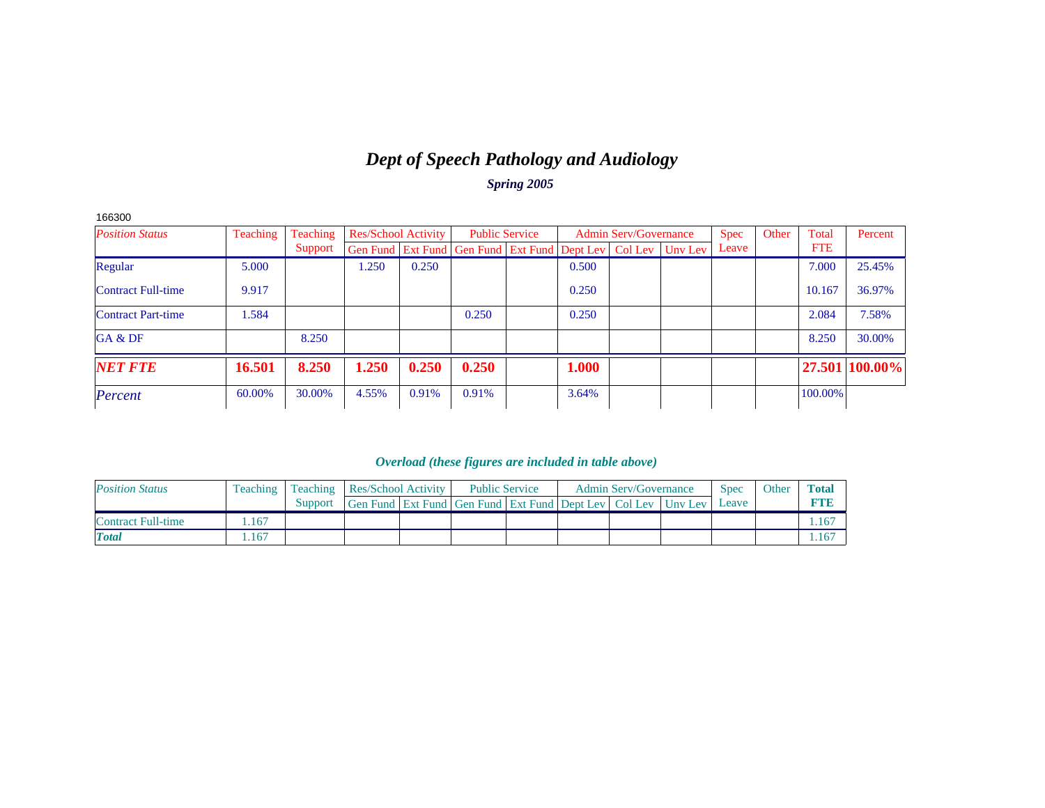# *Dept of Speech Pathology and Audiology*

***Spring 2005***

166300

| *Position Status* | Teaching | Teaching Support | Res/School Activity | | Public Service | | Admin Serv/Governance | | | Spec Leave | Other | Total FTE | Percent |
|---|---|---|---|---|---|---|---|---|---|---|---|---|---|
| | | | Gen Fund | Ext Fund | Gen Fund | Ext Fund | Dept Lev | Col Lev | Unv Lev | | | | |
| Regular | 5.000 | | 1.250 | 0.250 | | | 0.500 | | | | | 7.000 | 25.45% |
| Contract Full-time | 9.917 | | | | | | 0.250 | | | | | 10.167 | 36.97% |
| Contract Part-time | 1.584 | | | | 0.250 | | 0.250 | | | | | 2.084 | 7.58% |
| GA & DF | | 8.250 | | | | | | | | | | 8.250 | 30.00% |
| ***NET FTE*** | **16.501** | **8.250** | **1.250** | **0.250** | **0.250** | | **1.000** | | | | | **27.501** | **100.00%** |
| *Percent* | 60.00% | 30.00% | 4.55% | 0.91% | 0.91% | | 3.64% | | | | | 100.00% | |

***Overload (these figures are included in table above)***

| *Position Status* | Teaching | Teaching Support | Res/School Activity | | Public Service | | Admin Serv/Governance | | | Spec Leave | Other | **Total FTE** |
|---|---|---|---|---|---|---|---|---|---|---|---|---|
| | | | Gen Fund | Ext Fund | Gen Fund | Ext Fund | Dept Lev | Col Lev | Unv Lev | | | |
| Contract Full-time | 1.167 | | | | | | | | | | | 1.167 |
| ***Total*** | 1.167 | | | | | | | | | | | 1.167 |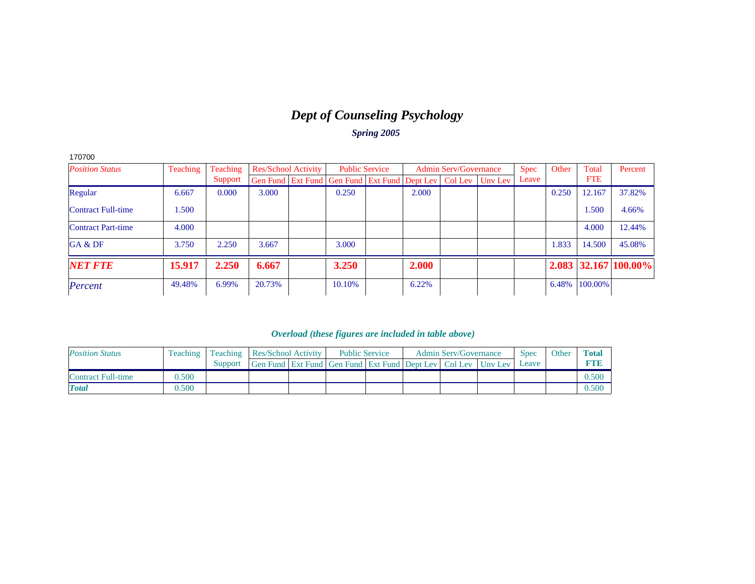# *Dept of Counseling Psychology*

***Spring 2005***

170700

| *Position Status* | Teaching | Teaching Support | Res/School Activity | | Public Service | | Admin Serv/Governance | | | Spec Leave | Other | Total FTE | Percent |
|---|---|---|---|---|---|---|---|---|---|---|---|---|---|
| | | | Gen Fund | Ext Fund | Gen Fund | Ext Fund | Dept Lev | Col Lev | Unv Lev | | | | |
| Regular | 6.667 | 0.000 | 3.000 | | 0.250 | | 2.000 | | | | 0.250 | 12.167 | 37.82% |
| Contract Full-time | 1.500 | | | | | | | | | | | 1.500 | 4.66% |
| Contract Part-time | 4.000 | | | | | | | | | | | 4.000 | 12.44% |
| GA & DF | 3.750 | 2.250 | 3.667 | | 3.000 | | | | | | 1.833 | 14.500 | 45.08% |
| ***NET FTE*** | **15.917** | **2.250** | **6.667** | | **3.250** | | **2.000** | | | | **2.083** | **32.167** | **100.00%** |
| *Percent* | 49.48% | 6.99% | 20.73% | | 10.10% | | 6.22% | | | | 6.48% | 100.00% | |

***Overload (these figures are included in table above)***

| *Position Status* | Teaching | Teaching Support | Res/School Activity | | Public Service | | Admin Serv/Governance | | | Spec Leave | Other | **Total FTE** |
|---|---|---|---|---|---|---|---|---|---|---|---|---|
| | | | Gen Fund | Ext Fund | Gen Fund | Ext Fund | Dept Lev | Col Lev | Unv Lev | | | |
| Contract Full-time | 0.500 | | | | | | | | | | | 0.500 |
| ***Total*** | 0.500 | | | | | | | | | | | 0.500 |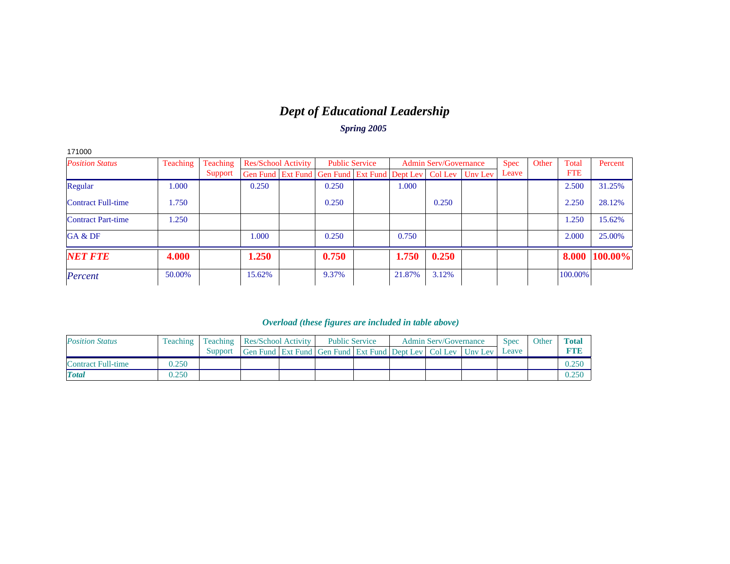# *Dept of Educational Leadership*

***Spring 2005***

171000

| *Position Status* | Teaching | Teaching Support | Res/School Activity | | Public Service | | Admin Serv/Governance | | | Spec Leave | Other | Total FTE | Percent |
|---|---|---|---|---|---|---|---|---|---|---|---|---|---|
| | | | Gen Fund | Ext Fund | Gen Fund | Ext Fund | Dept Lev | Col Lev | Unv Lev | | | | |
| Regular | 1.000 | | 0.250 | | 0.250 | | 1.000 | | | | | 2.500 | 31.25% |
| Contract Full-time | 1.750 | | | | 0.250 | | | 0.250 | | | | 2.250 | 28.12% |
| Contract Part-time | 1.250 | | | | | | | | | | | 1.250 | 15.62% |
| GA & DF | | | 1.000 | | 0.250 | | 0.750 | | | | | 2.000 | 25.00% |
| ***NET FTE*** | **4.000** | | **1.250** | | **0.750** | | **1.750** | **0.250** | | | | **8.000** | **100.00%** |
| *Percent* | 50.00% | | 15.62% | | 9.37% | | 21.87% | 3.12% | | | | 100.00% | |

***Overload (these figures are included in table above)***

| *Position Status* | Teaching | Teaching Support | Res/School Activity | | Public Service | | Admin Serv/Governance | | | Spec Leave | Other | **Total FTE** |
|---|---|---|---|---|---|---|---|---|---|---|---|---|
| | | | Gen Fund | Ext Fund | Gen Fund | Ext Fund | Dept Lev | Col Lev | Unv Lev | | | |
| Contract Full-time | 0.250 | | | | | | | | | | | 0.250 |
| ***Total*** | 0.250 | | | | | | | | | | | 0.250 |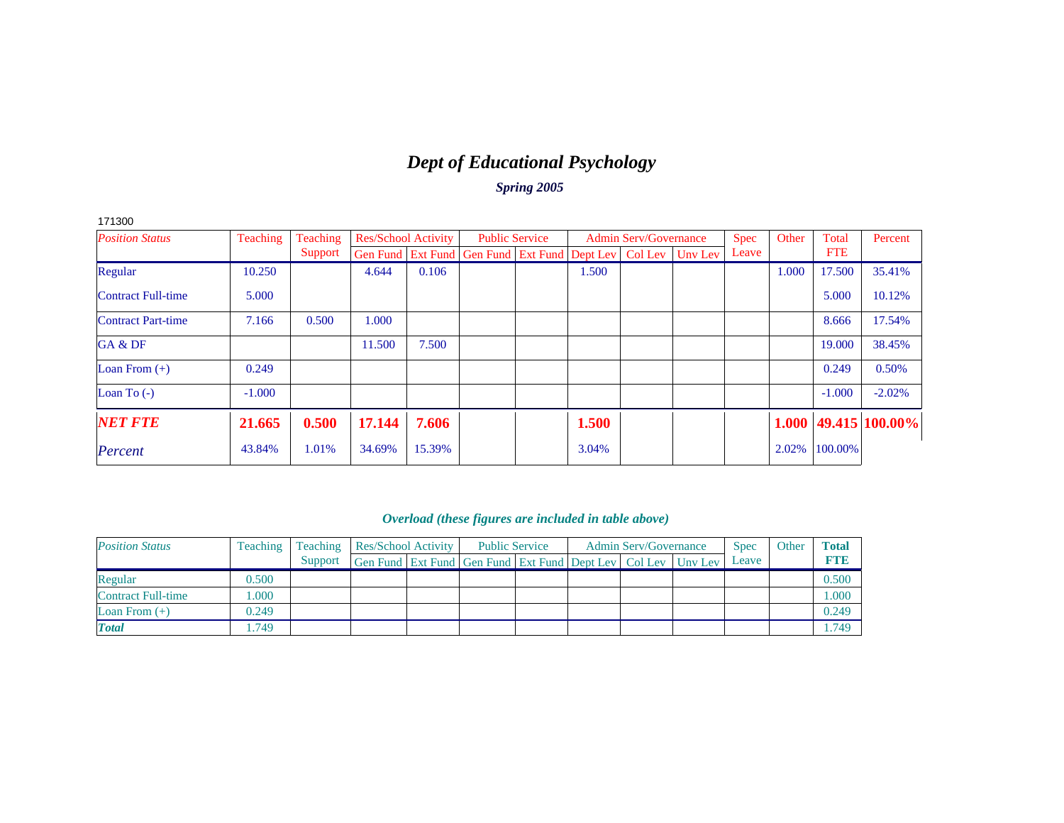# *Dept of Educational Psychology*

***Spring 2005***

171300

| *Position Status* | Teaching | Teaching Support | Res/School Activity | | Public Service | | Admin Serv/Governance | | | Spec Leave | Other | Total FTE | Percent |
|---|---|---|---|---|---|---|---|---|---|---|---|---|---|
| | | | Gen Fund | Ext Fund | Gen Fund | Ext Fund | Dept Lev | Col Lev | Unv Lev | | | | |
| Regular | 10.250 | | 4.644 | 0.106 | | | 1.500 | | | | 1.000 | 17.500 | 35.41% |
| Contract Full-time | 5.000 | | | | | | | | | | | 5.000 | 10.12% |
| Contract Part-time | 7.166 | 0.500 | 1.000 | | | | | | | | | 8.666 | 17.54% |
| GA & DF | | | 11.500 | 7.500 | | | | | | | | 19.000 | 38.45% |
| Loan From (+) | 0.249 | | | | | | | | | | | 0.249 | 0.50% |
| Loan To (-) | -1.000 | | | | | | | | | | | -1.000 | -2.02% |
| ***NET FTE*** | **21.665** | **0.500** | **17.144** | **7.606** | | | **1.500** | | | | **1.000** | **49.415** | **100.00%** |
| *Percent* | 43.84% | 1.01% | 34.69% | 15.39% | | | 3.04% | | | | 2.02% | 100.00% | |

***Overload (these figures are included in table above)***

| *Position Status* | Teaching | Teaching Support | Res/School Activity | | Public Service | | Admin Serv/Governance | | | Spec Leave | Other | **Total FTE** |
|---|---|---|---|---|---|---|---|---|---|---|---|---|
| | | | Gen Fund | Ext Fund | Gen Fund | Ext Fund | Dept Lev | Col Lev | Unv Lev | | | |
| Regular | 0.500 | | | | | | | | | | | 0.500 |
| Contract Full-time | 1.000 | | | | | | | | | | | 1.000 |
| Loan From (+) | 0.249 | | | | | | | | | | | 0.249 |
| ***Total*** | 1.749 | | | | | | | | | | | 1.749 |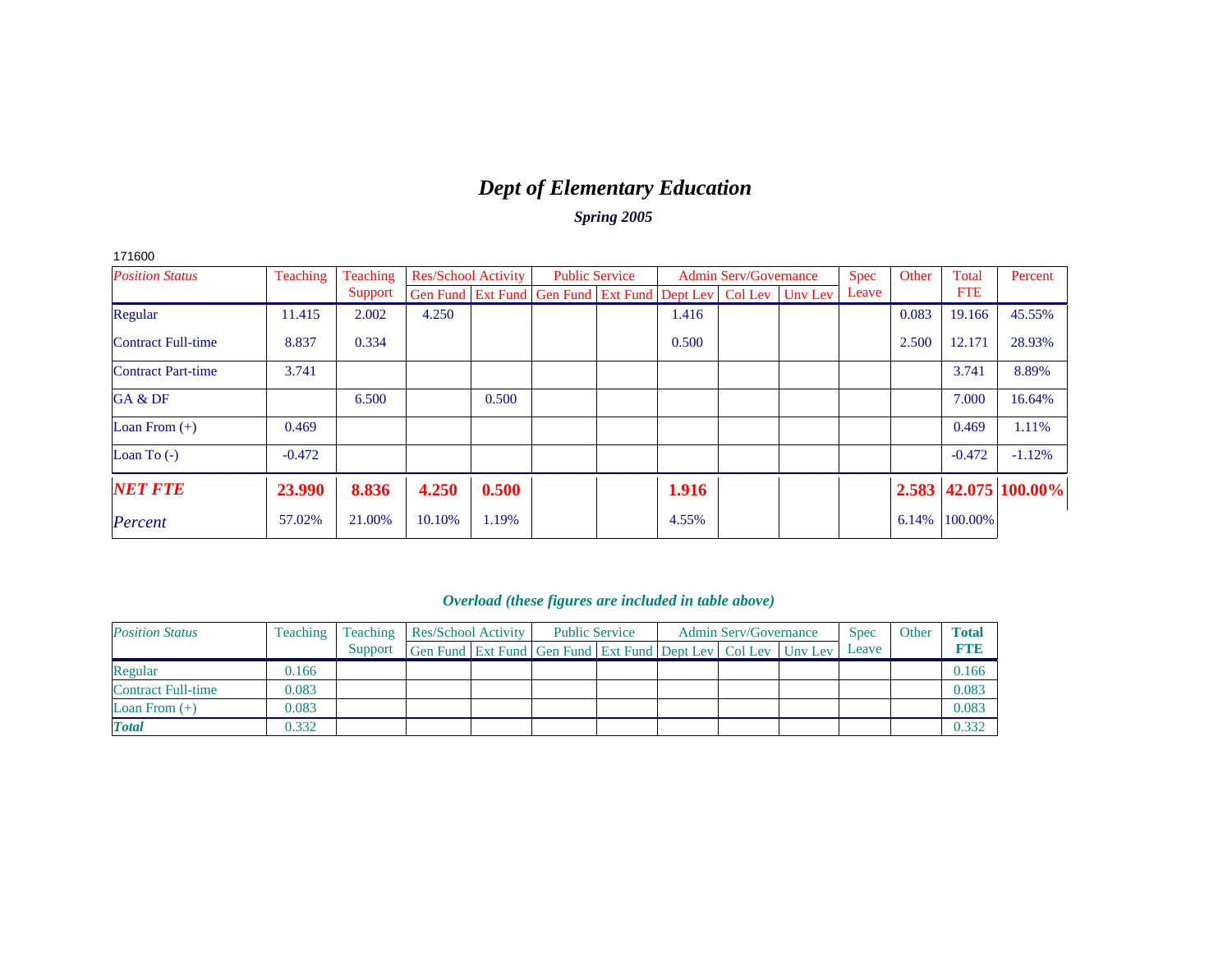# *Dept of Elementary Education*

***Spring 2005***

171600

| *Position Status* | Teaching | Teaching Support | Res/School Activity | | Public Service | | Admin Serv/Governance | | | Spec Leave | Other | Total FTE | Percent |
|---|---|---|---|---|---|---|---|---|---|---|---|---|---|
| | | | Gen Fund | Ext Fund | Gen Fund | Ext Fund | Dept Lev | Col Lev | Unv Lev | | | | |
| Regular | 11.415 | 2.002 | 4.250 | | | | 1.416 | | | | 0.083 | 19.166 | 45.55% |
| Contract Full-time | 8.837 | 0.334 | | | | | 0.500 | | | | 2.500 | 12.171 | 28.93% |
| Contract Part-time | 3.741 | | | | | | | | | | | 3.741 | 8.89% |
| GA & DF | | 6.500 | | 0.500 | | | | | | | | 7.000 | 16.64% |
| Loan From (+) | 0.469 | | | | | | | | | | | 0.469 | 1.11% |
| Loan To (-) | -0.472 | | | | | | | | | | | -0.472 | -1.12% |
| ***NET FTE*** | **23.990** | **8.836** | **4.250** | **0.500** | | | **1.916** | | | | **2.583** | **42.075** | **100.00%** |
| *Percent* | 57.02% | 21.00% | 10.10% | 1.19% | | | 4.55% | | | | 6.14% | 100.00% | |

***Overload (these figures are included in table above)***

| *Position Status* | Teaching | Teaching Support | Res/School Activity | | Public Service | | Admin Serv/Governance | | | Spec Leave | Other | **Total FTE** |
|---|---|---|---|---|---|---|---|---|---|---|---|---|
| | | | Gen Fund | Ext Fund | Gen Fund | Ext Fund | Dept Lev | Col Lev | Unv Lev | | | |
| Regular | 0.166 | | | | | | | | | | | 0.166 |
| Contract Full-time | 0.083 | | | | | | | | | | | 0.083 |
| Loan From (+) | 0.083 | | | | | | | | | | | 0.083 |
| ***Total*** | 0.332 | | | | | | | | | | | 0.332 |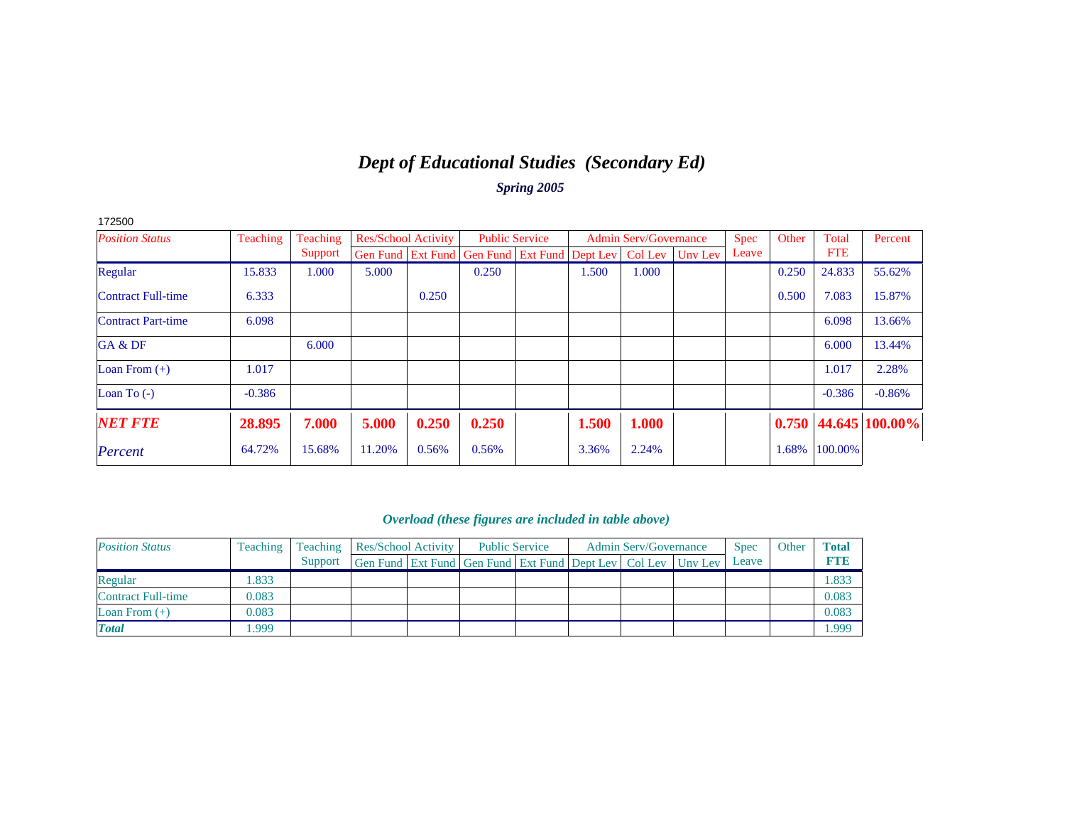# *Dept of Educational Studies (Secondary Ed)*

***Spring 2005***

172500

| *Position Status* | Teaching | Teaching Support | Res/School Activity | | Public Service | | Admin Serv/Governance | | | Spec Leave | Other | Total FTE | Percent |
|---|---|---|---|---|---|---|---|---|---|---|---|---|---|
| | | | Gen Fund | Ext Fund | Gen Fund | Ext Fund | Dept Lev | Col Lev | Unv Lev | | | | |
| Regular | 15.833 | 1.000 | 5.000 | | 0.250 | | 1.500 | 1.000 | | | 0.250 | 24.833 | 55.62% |
| Contract Full-time | 6.333 | | | 0.250 | | | | | | | 0.500 | 7.083 | 15.87% |
| Contract Part-time | 6.098 | | | | | | | | | | | 6.098 | 13.66% |
| GA & DF | | 6.000 | | | | | | | | | | 6.000 | 13.44% |
| Loan From (+) | 1.017 | | | | | | | | | | | 1.017 | 2.28% |
| Loan To (-) | -0.386 | | | | | | | | | | | -0.386 | -0.86% |
| ***NET FTE*** | **28.895** | **7.000** | **5.000** | **0.250** | **0.250** | | **1.500** | **1.000** | | | **0.750** | **44.645** | **100.00%** |
| *Percent* | 64.72% | 15.68% | 11.20% | 0.56% | 0.56% | | 3.36% | 2.24% | | | 1.68% | 100.00% | |

***Overload (these figures are included in table above)***

| *Position Status* | Teaching | Teaching Support | Res/School Activity | | Public Service | | Admin Serv/Governance | | | Spec Leave | Other | **Total FTE** |
|---|---|---|---|---|---|---|---|---|---|---|---|---|
| | | | Gen Fund | Ext Fund | Gen Fund | Ext Fund | Dept Lev | Col Lev | Unv Lev | | | |
| Regular | 1.833 | | | | | | | | | | | 1.833 |
| Contract Full-time | 0.083 | | | | | | | | | | | 0.083 |
| Loan From (+) | 0.083 | | | | | | | | | | | 0.083 |
| ***Total*** | 1.999 | | | | | | | | | | | 1.999 |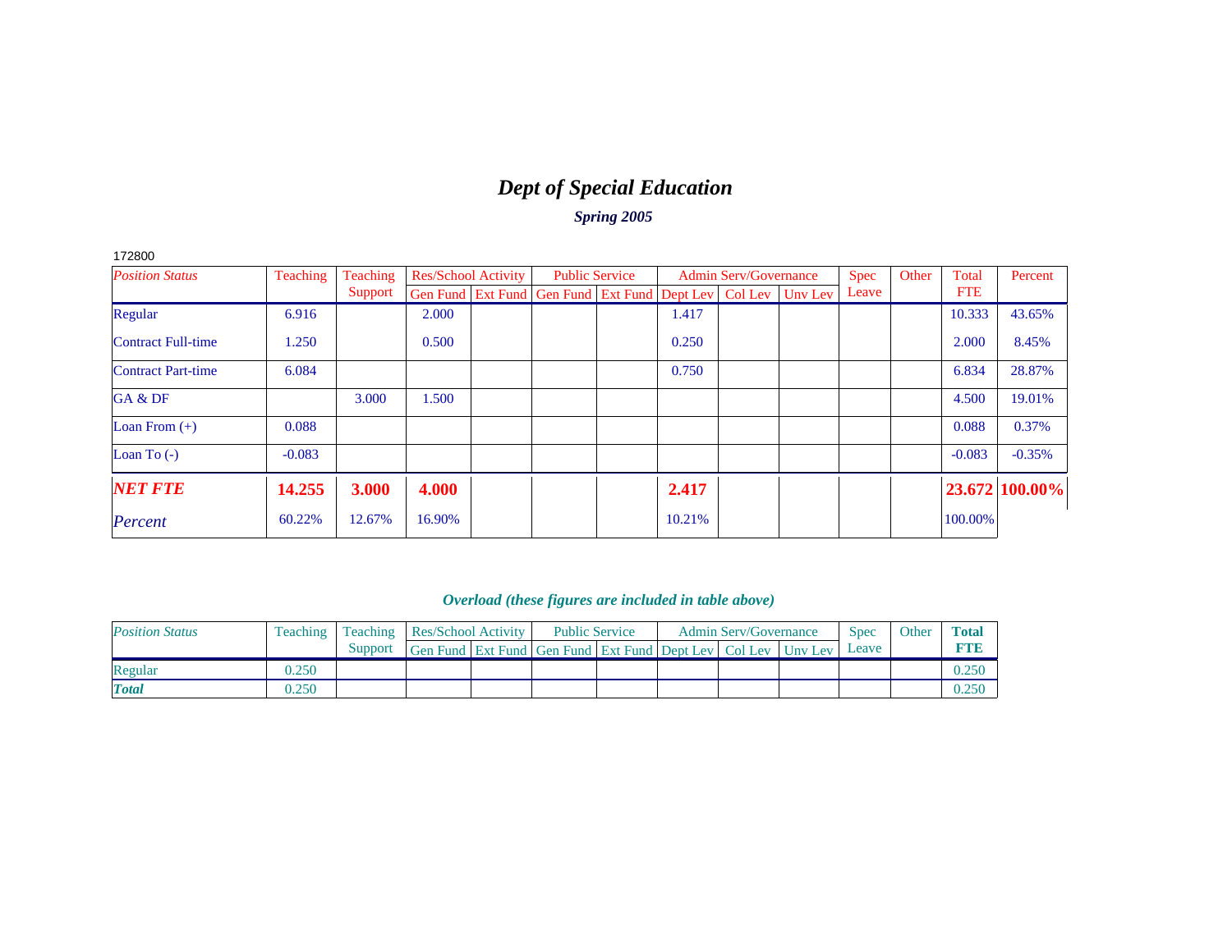# *Dept of Special Education*

### *Spring 2005*

172800

| *Position Status* | Teaching | Teaching Support | Res/School Activity | | Public Service | | Admin Serv/Governance | | | Spec Leave | Other | Total FTE | Percent |
|---|---|---|---|---|---|---|---|---|---|---|---|---|---|
| | | | Gen Fund | Ext Fund | Gen Fund | Ext Fund | Dept Lev | Col Lev | Unv Lev | | | | |
| Regular | 6.916 | | 2.000 | | | | 1.417 | | | | | 10.333 | 43.65% |
| Contract Full-time | 1.250 | | 0.500 | | | | 0.250 | | | | | 2.000 | 8.45% |
| Contract Part-time | 6.084 | | | | | | 0.750 | | | | | 6.834 | 28.87% |
| GA & DF | | 3.000 | 1.500 | | | | | | | | | 4.500 | 19.01% |
| Loan From (+) | 0.088 | | | | | | | | | | | 0.088 | 0.37% |
| Loan To (-) | -0.083 | | | | | | | | | | | -0.083 | -0.35% |
| ***NET FTE*** | **14.255** | **3.000** | **4.000** | | | | **2.417** | | | | | **23.672** | **100.00%** |
| *Percent* | 60.22% | 12.67% | 16.90% | | | | 10.21% | | | | | 100.00% | |

### *Overload (these figures are included in table above)*

| *Position Status* | Teaching | Teaching Support | Res/School Activity | | Public Service | | Admin Serv/Governance | | | Spec Leave | Other | **Total FTE** |
|---|---|---|---|---|---|---|---|---|---|---|---|---|
| | | | Gen Fund | Ext Fund | Gen Fund | Ext Fund | Dept Lev | Col Lev | Unv Lev | | | |
| Regular | 0.250 | | | | | | | | | | | 0.250 |
| ***Total*** | 0.250 | | | | | | | | | | | 0.250 |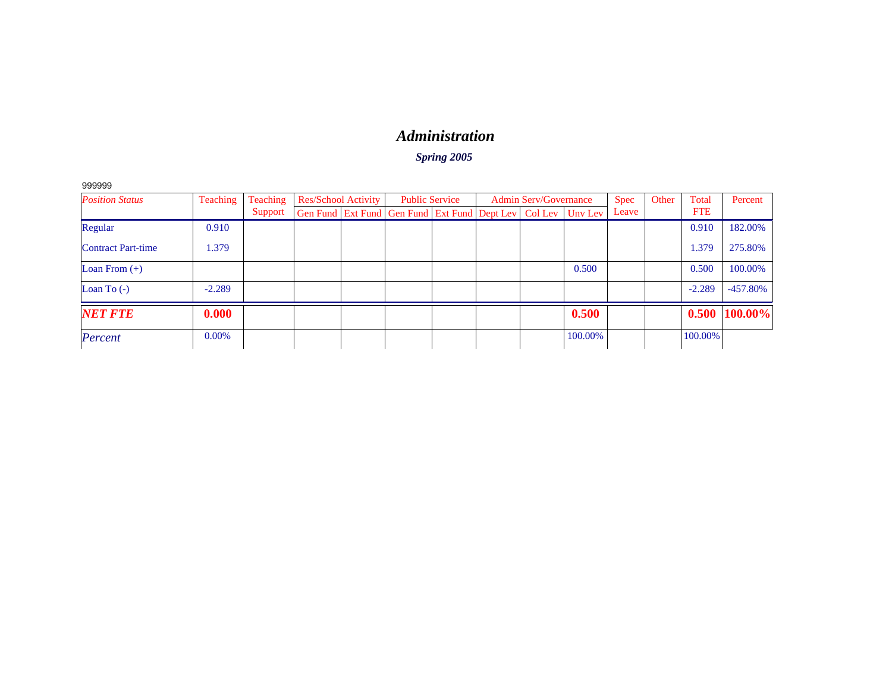# *Administration*

### *Spring 2005*

999999

| *Position Status* | Teaching | Teaching Support | Res/School Activity | | Public Service | | Admin Serv/Governance | | | Spec Leave | Other | Total FTE | Percent |
|---|---|---|---|---|---|---|---|---|---|---|---|---|---|
| | | | Gen Fund | Ext Fund | Gen Fund | Ext Fund | Dept Lev | Col Lev | Unv Lev | | | | |
| Regular | 0.910 | | | | | | | | | | | 0.910 | 182.00% |
| Contract Part-time | 1.379 | | | | | | | | | | | 1.379 | 275.80% |
| Loan From (+) | | | | | | | | | 0.500 | | | 0.500 | 100.00% |
| Loan To (-) | -2.289 | | | | | | | | | | | -2.289 | -457.80% |
| ***NET FTE*** | **0.000** | | | | | | | | **0.500** | | | **0.500** | **100.00%** |
| *Percent* | 0.00% | | | | | | | | 100.00% | | | 100.00% | |